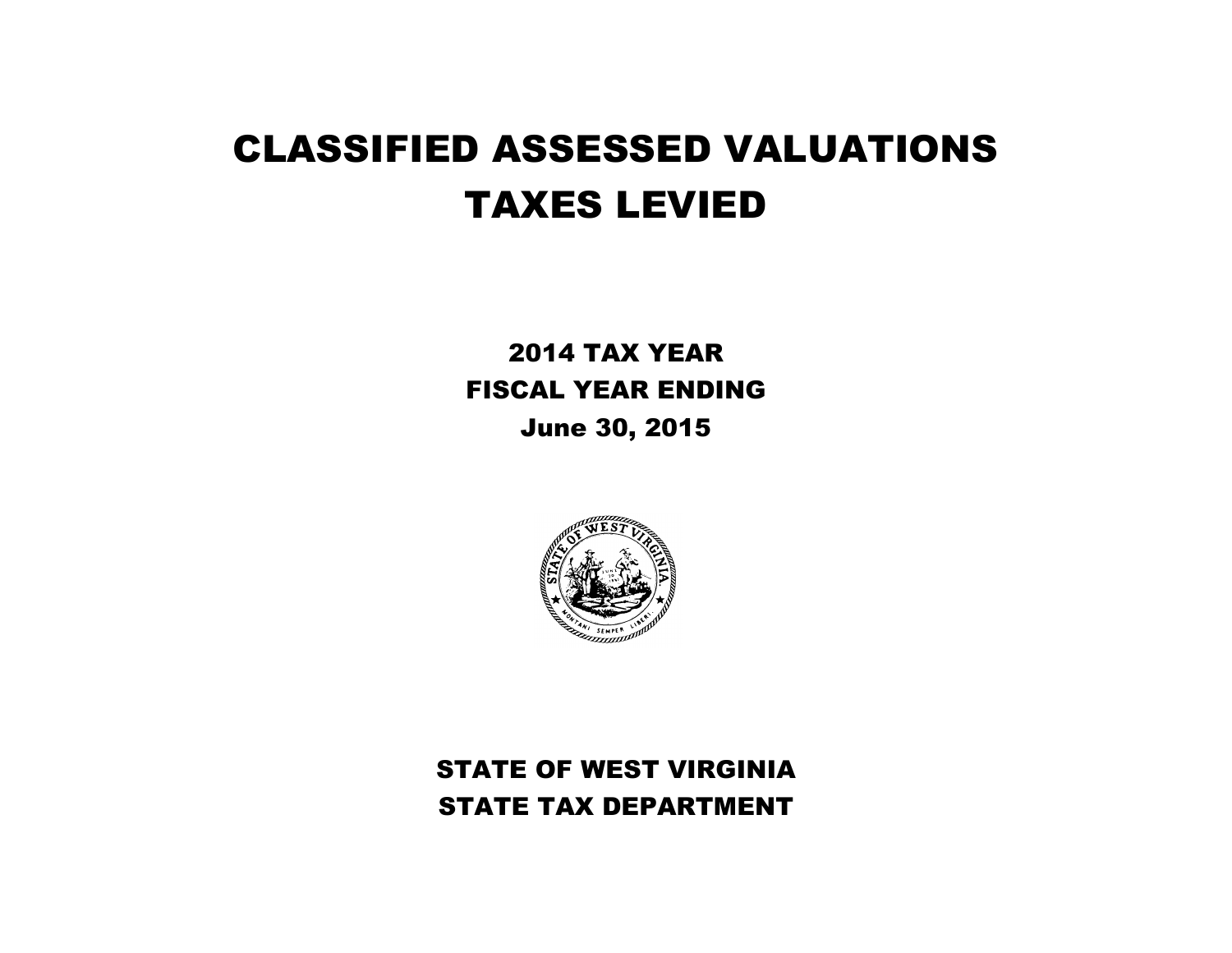# CLASSIFIED ASSESSED VALUATIONS
# TAXES LEVIED

## 2014 TAX YEAR
## FISCAL YEAR ENDING
## June 30, 2015

## STATE OF WEST VIRGINIA
## STATE TAX DEPARTMENT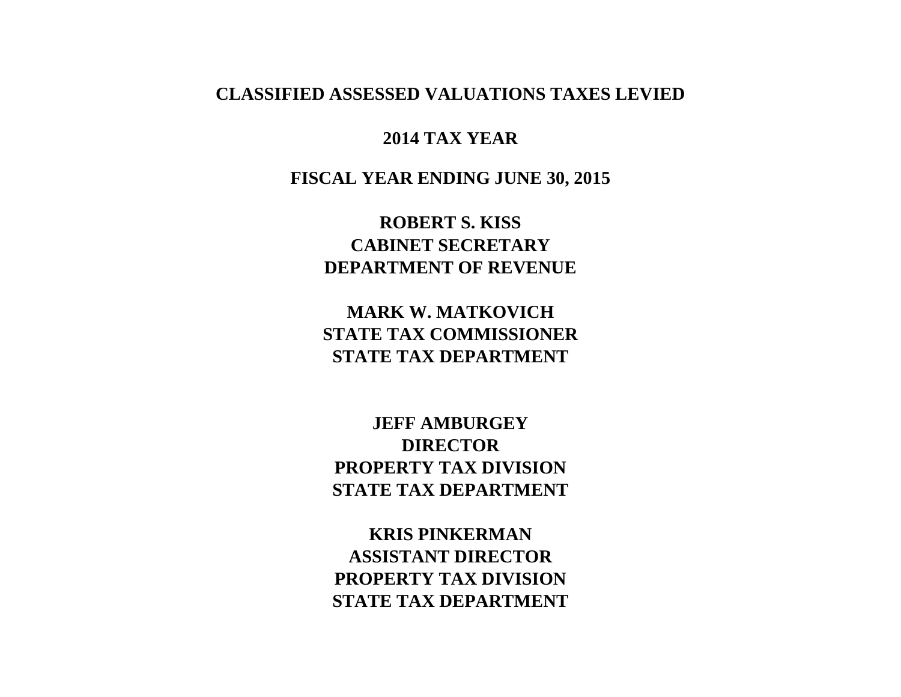# CLASSIFIED ASSESSED VALUATIONS TAXES LEVIED

## 2014 TAX YEAR

## FISCAL YEAR ENDING JUNE 30, 2015

**ROBERT S. KISS**
**CABINET SECRETARY**
**DEPARTMENT OF REVENUE**

**MARK W. MATKOVICH**
**STATE TAX COMMISSIONER**
**STATE TAX DEPARTMENT**

**JEFF AMBURGEY**
**DIRECTOR**
**PROPERTY TAX DIVISION**
**STATE TAX DEPARTMENT**

**KRIS PINKERMAN**
**ASSISTANT DIRECTOR**
**PROPERTY TAX DIVISION**
**STATE TAX DEPARTMENT**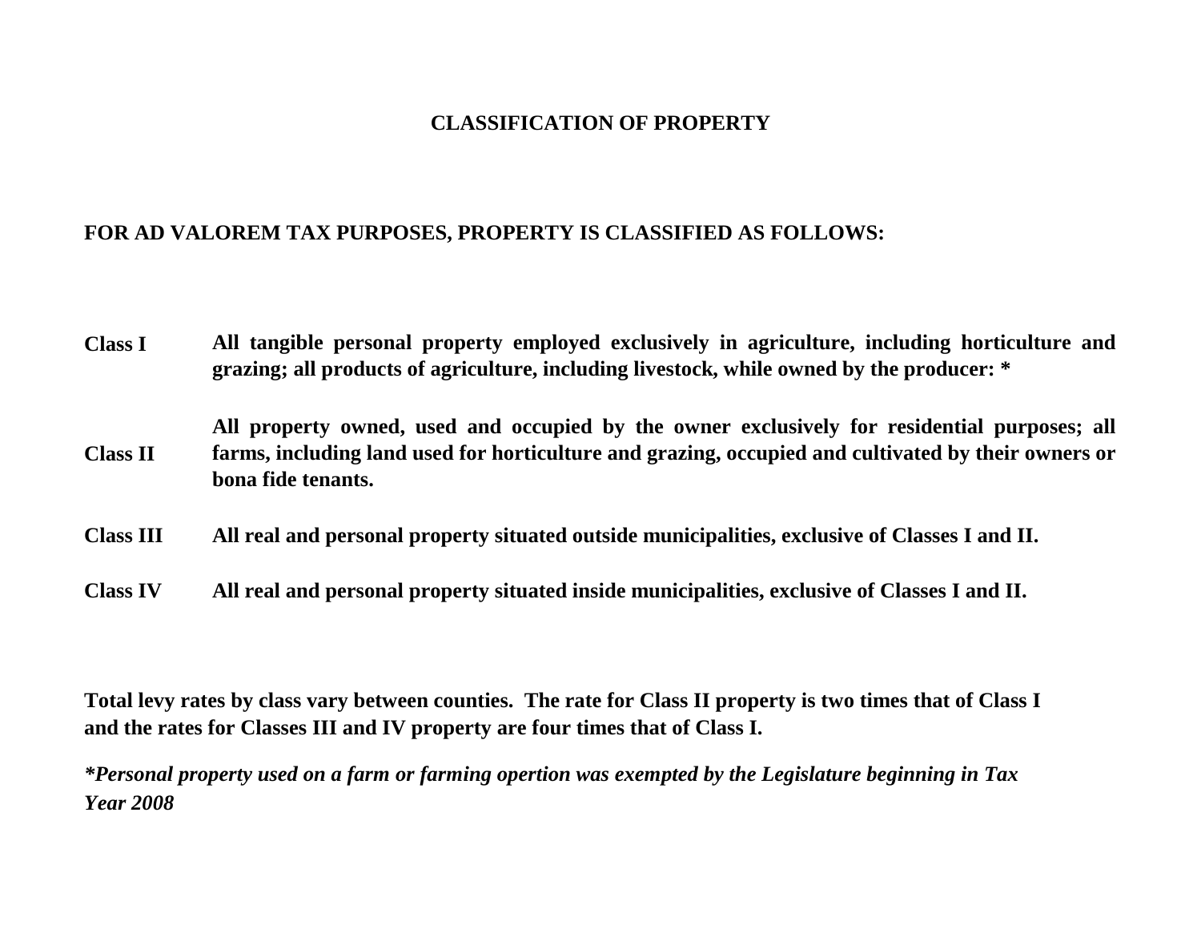# CLASSIFICATION OF PROPERTY

**FOR AD VALOREM TAX PURPOSES, PROPERTY IS CLASSIFIED AS FOLLOWS:**

| | |
|---|---|
| **Class I** | **All tangible personal property employed exclusively in agriculture, including horticulture and grazing; all products of agriculture, including livestock, while owned by the producer: \*** |
| **Class II** | **All property owned, used and occupied by the owner exclusively for residential purposes; all farms, including land used for horticulture and grazing, occupied and cultivated by their owners or bona fide tenants.** |
| **Class III** | **All real and personal property situated outside municipalities, exclusive of Classes I and II.** |
| **Class IV** | **All real and personal property situated inside municipalities, exclusive of Classes I and II.** |

**Total levy rates by class vary between counties. The rate for Class II property is two times that of Class I and the rates for Classes III and IV property are four times that of Class I.**

***\*Personal property used on a farm or farming opertion was exempted by the Legislature beginning in Tax Year 2008***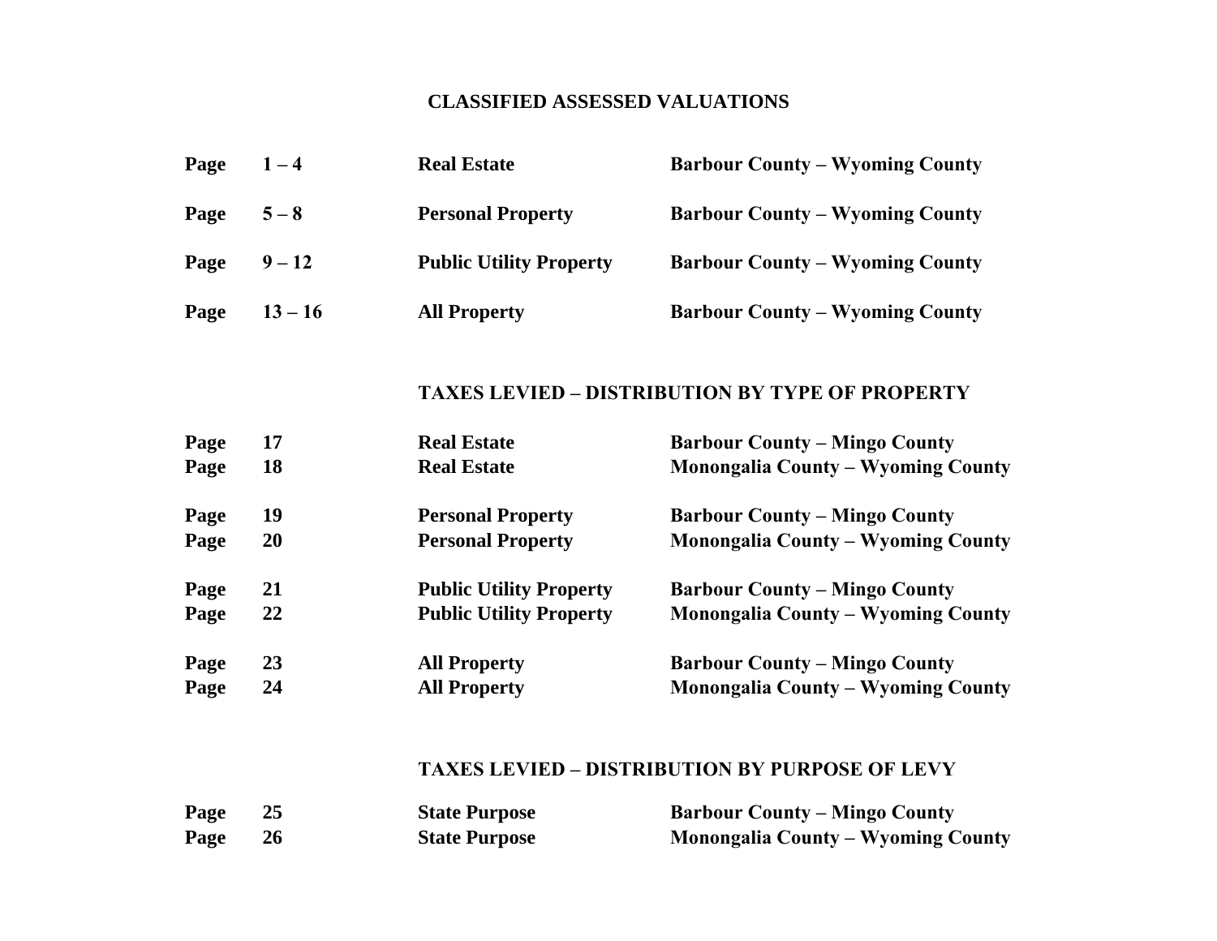## CLASSIFIED ASSESSED VALUATIONS

| | | | |
|---|---|---|---|
| Page | 1 – 4 | Real Estate | Barbour County – Wyoming County |
| Page | 5 – 8 | Personal Property | Barbour County – Wyoming County |
| Page | 9 – 12 | Public Utility Property | Barbour County – Wyoming County |
| Page | 13 – 16 | All Property | Barbour County – Wyoming County |

## TAXES LEVIED – DISTRIBUTION BY TYPE OF PROPERTY

| | | | |
|---|---|---|---|
| Page | 17 | Real Estate | Barbour County – Mingo County |
| Page | 18 | Real Estate | Monongalia County – Wyoming County |
| Page | 19 | Personal Property | Barbour County – Mingo County |
| Page | 20 | Personal Property | Monongalia County – Wyoming County |
| Page | 21 | Public Utility Property | Barbour County – Mingo County |
| Page | 22 | Public Utility Property | Monongalia County – Wyoming County |
| Page | 23 | All Property | Barbour County – Mingo County |
| Page | 24 | All Property | Monongalia County – Wyoming County |

## TAXES LEVIED – DISTRIBUTION BY PURPOSE OF LEVY

| | | | |
|---|---|---|---|
| Page | 25 | State Purpose | Barbour County – Mingo County |
| Page | 26 | State Purpose | Monongalia County – Wyoming County |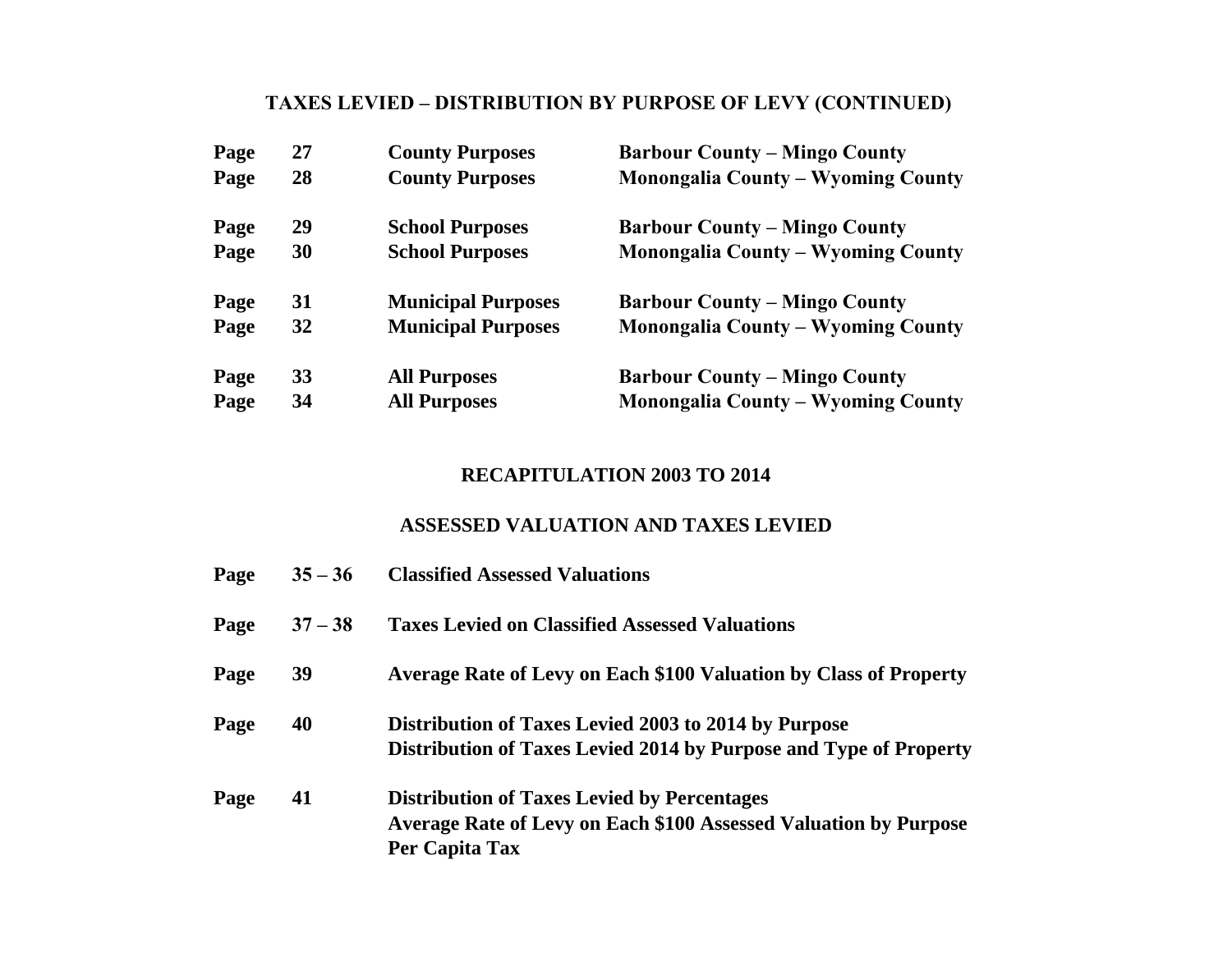## TAXES LEVIED – DISTRIBUTION BY PURPOSE OF LEVY (CONTINUED)

| | | | |
|---|---|---|---|
| Page | 27 | County Purposes | Barbour County – Mingo County |
| Page | 28 | County Purposes | Monongalia County – Wyoming County |
| Page | 29 | School Purposes | Barbour County – Mingo County |
| Page | 30 | School Purposes | Monongalia County – Wyoming County |
| Page | 31 | Municipal Purposes | Barbour County – Mingo County |
| Page | 32 | Municipal Purposes | Monongalia County – Wyoming County |
| Page | 33 | All Purposes | Barbour County – Mingo County |
| Page | 34 | All Purposes | Monongalia County – Wyoming County |

## RECAPITULATION 2003 TO 2014

### ASSESSED VALUATION AND TAXES LEVIED

| | | |
|---|---|---|
| Page | 35 – 36 | Classified Assessed Valuations |
| Page | 37 – 38 | Taxes Levied on Classified Assessed Valuations |
| Page | 39 | Average Rate of Levy on Each $100 Valuation by Class of Property |
| Page | 40 | Distribution of Taxes Levied 2003 to 2014 by Purpose<br>Distribution of Taxes Levied 2014 by Purpose and Type of Property |
| Page | 41 | Distribution of Taxes Levied by Percentages<br>Average Rate of Levy on Each $100 Assessed Valuation by Purpose<br>Per Capita Tax |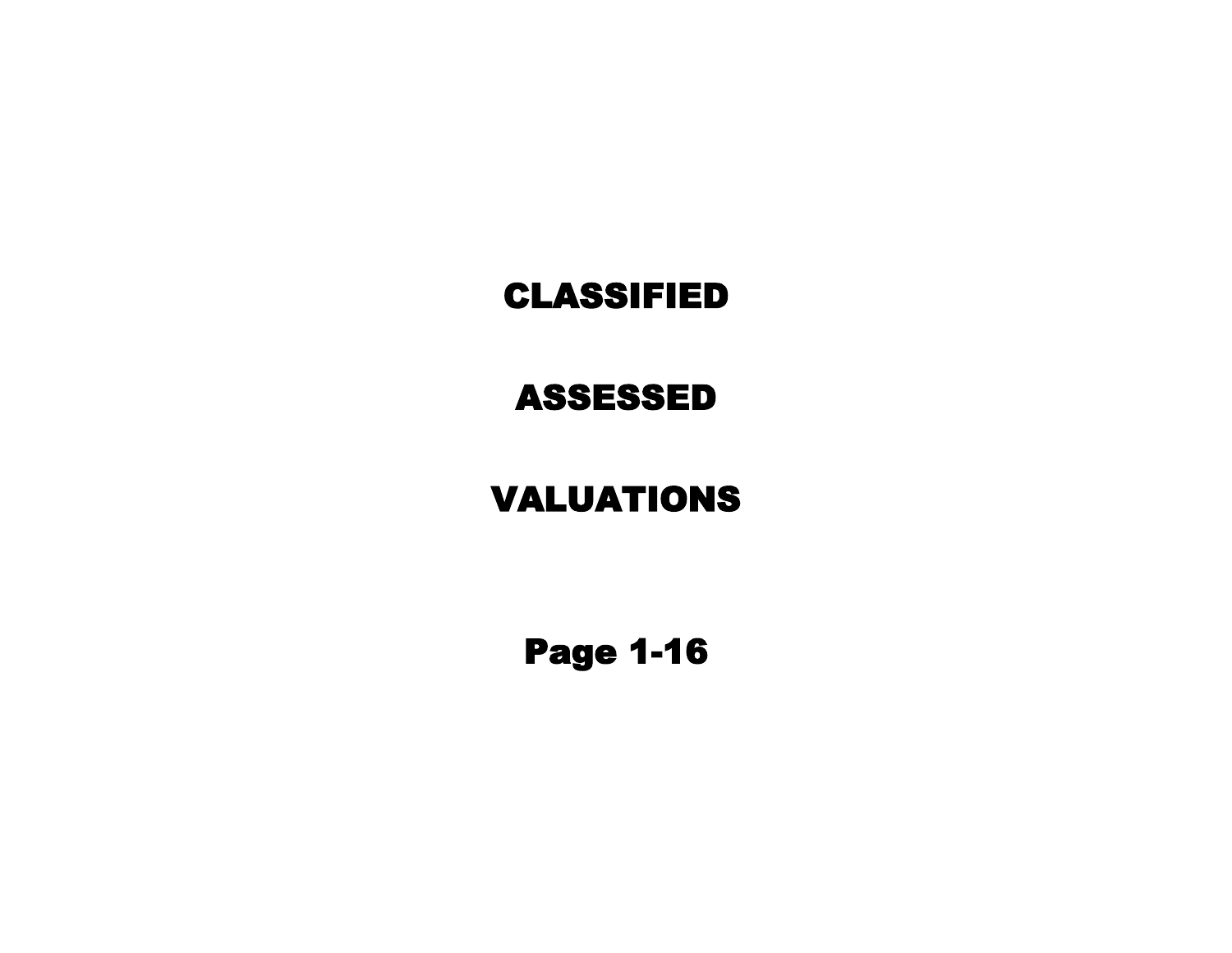# CLASSIFIED

# ASSESSED

# VALUATIONS

## Page 1-16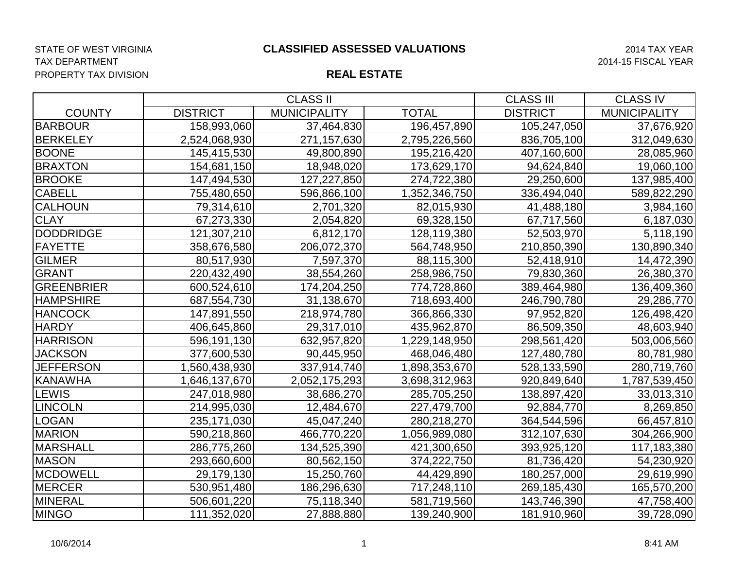STATE OF WEST VIRGINIA
TAX DEPARTMENT
PROPERTY TAX DIVISION

# CLASSIFIED ASSESSED VALUATIONS

2014 TAX YEAR
2014-15 FISCAL YEAR

## REAL ESTATE

| | CLASS II | | | CLASS III | CLASS IV |
|---|---|---|---|---|---|
| COUNTY | DISTRICT | MUNICIPALITY | TOTAL | DISTRICT | MUNICIPALITY |
| BARBOUR | 158,993,060 | 37,464,830 | 196,457,890 | 105,247,050 | 37,676,920 |
| BERKELEY | 2,524,068,930 | 271,157,630 | 2,795,226,560 | 836,705,100 | 312,049,630 |
| BOONE | 145,415,530 | 49,800,890 | 195,216,420 | 407,160,600 | 28,085,960 |
| BRAXTON | 154,681,150 | 18,948,020 | 173,629,170 | 94,624,840 | 19,060,100 |
| BROOKE | 147,494,530 | 127,227,850 | 274,722,380 | 29,250,600 | 137,985,400 |
| CABELL | 755,480,650 | 596,866,100 | 1,352,346,750 | 336,494,040 | 589,822,290 |
| CALHOUN | 79,314,610 | 2,701,320 | 82,015,930 | 41,488,180 | 3,984,160 |
| CLAY | 67,273,330 | 2,054,820 | 69,328,150 | 67,717,560 | 6,187,030 |
| DODDRIDGE | 121,307,210 | 6,812,170 | 128,119,380 | 52,503,970 | 5,118,190 |
| FAYETTE | 358,676,580 | 206,072,370 | 564,748,950 | 210,850,390 | 130,890,340 |
| GILMER | 80,517,930 | 7,597,370 | 88,115,300 | 52,418,910 | 14,472,390 |
| GRANT | 220,432,490 | 38,554,260 | 258,986,750 | 79,830,360 | 26,380,370 |
| GREENBRIER | 600,524,610 | 174,204,250 | 774,728,860 | 389,464,980 | 136,409,360 |
| HAMPSHIRE | 687,554,730 | 31,138,670 | 718,693,400 | 246,790,780 | 29,286,770 |
| HANCOCK | 147,891,550 | 218,974,780 | 366,866,330 | 97,952,820 | 126,498,420 |
| HARDY | 406,645,860 | 29,317,010 | 435,962,870 | 86,509,350 | 48,603,940 |
| HARRISON | 596,191,130 | 632,957,820 | 1,229,148,950 | 298,561,420 | 503,006,560 |
| JACKSON | 377,600,530 | 90,445,950 | 468,046,480 | 127,480,780 | 80,781,980 |
| JEFFERSON | 1,560,438,930 | 337,914,740 | 1,898,353,670 | 528,133,590 | 280,719,760 |
| KANAWHA | 1,646,137,670 | 2,052,175,293 | 3,698,312,963 | 920,849,640 | 1,787,539,450 |
| LEWIS | 247,018,980 | 38,686,270 | 285,705,250 | 138,897,420 | 33,013,310 |
| LINCOLN | 214,995,030 | 12,484,670 | 227,479,700 | 92,884,770 | 8,269,850 |
| LOGAN | 235,171,030 | 45,047,240 | 280,218,270 | 364,544,596 | 66,457,810 |
| MARION | 590,218,860 | 466,770,220 | 1,056,989,080 | 312,107,630 | 304,266,900 |
| MARSHALL | 286,775,260 | 134,525,390 | 421,300,650 | 393,925,120 | 117,183,380 |
| MASON | 293,660,600 | 80,562,150 | 374,222,750 | 81,736,420 | 54,230,920 |
| MCDOWELL | 29,179,130 | 15,250,760 | 44,429,890 | 180,257,000 | 29,619,990 |
| MERCER | 530,951,480 | 186,296,630 | 717,248,110 | 269,185,430 | 165,570,200 |
| MINERAL | 506,601,220 | 75,118,340 | 581,719,560 | 143,746,390 | 47,758,400 |
| MINGO | 111,352,020 | 27,888,880 | 139,240,900 | 181,910,960 | 39,728,090 |

10/6/2014 8:41 AM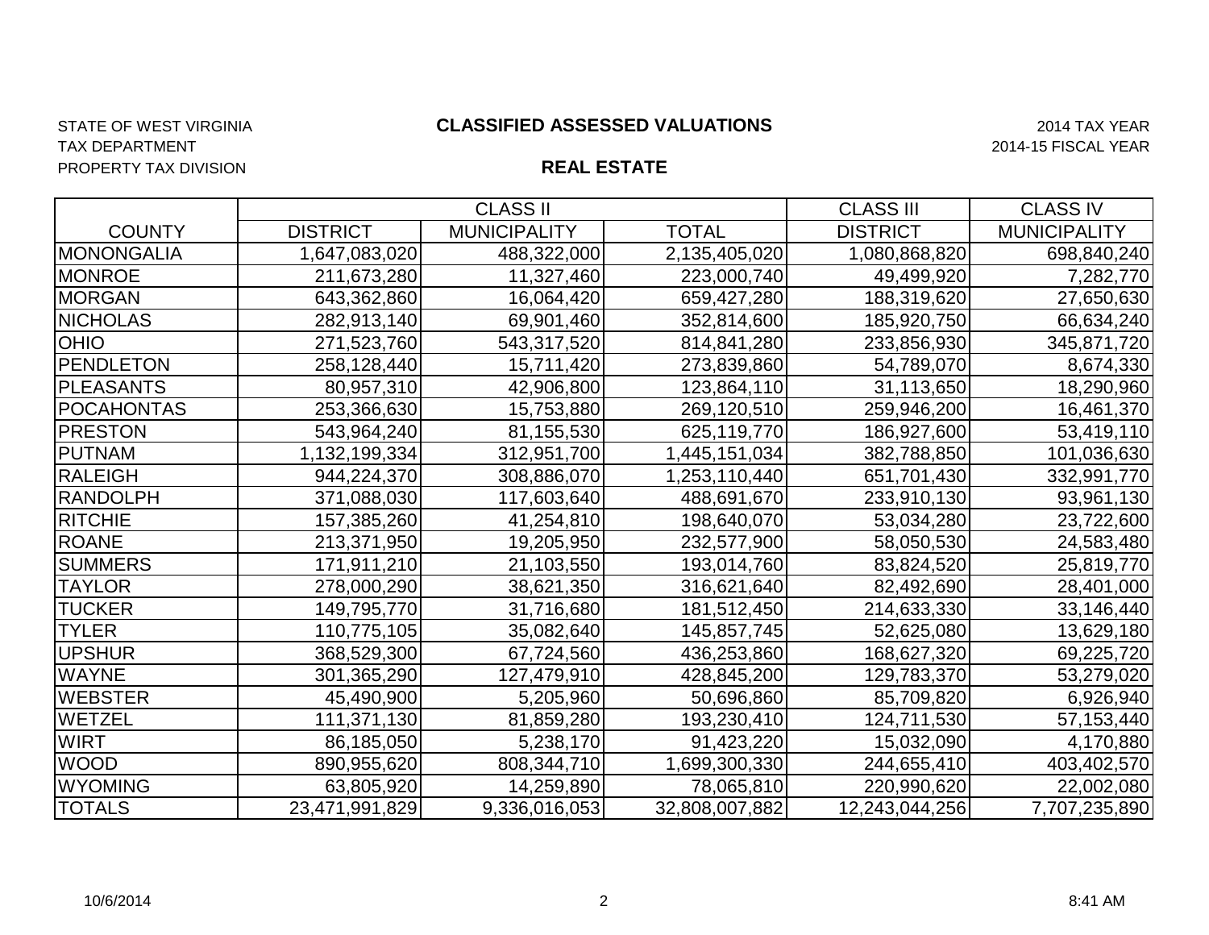STATE OF WEST VIRGINIA
TAX DEPARTMENT
PROPERTY TAX DIVISION

# CLASSIFIED ASSESSED VALUATIONS

## REAL ESTATE

2014 TAX YEAR
2014-15 FISCAL YEAR

| | CLASS II | | | CLASS III | CLASS IV |
|---|---|---|---|---|---|
| COUNTY | DISTRICT | MUNICIPALITY | TOTAL | DISTRICT | MUNICIPALITY |
| MONONGALIA | 1,647,083,020 | 488,322,000 | 2,135,405,020 | 1,080,868,820 | 698,840,240 |
| MONROE | 211,673,280 | 11,327,460 | 223,000,740 | 49,499,920 | 7,282,770 |
| MORGAN | 643,362,860 | 16,064,420 | 659,427,280 | 188,319,620 | 27,650,630 |
| NICHOLAS | 282,913,140 | 69,901,460 | 352,814,600 | 185,920,750 | 66,634,240 |
| OHIO | 271,523,760 | 543,317,520 | 814,841,280 | 233,856,930 | 345,871,720 |
| PENDLETON | 258,128,440 | 15,711,420 | 273,839,860 | 54,789,070 | 8,674,330 |
| PLEASANTS | 80,957,310 | 42,906,800 | 123,864,110 | 31,113,650 | 18,290,960 |
| POCAHONTAS | 253,366,630 | 15,753,880 | 269,120,510 | 259,946,200 | 16,461,370 |
| PRESTON | 543,964,240 | 81,155,530 | 625,119,770 | 186,927,600 | 53,419,110 |
| PUTNAM | 1,132,199,334 | 312,951,700 | 1,445,151,034 | 382,788,850 | 101,036,630 |
| RALEIGH | 944,224,370 | 308,886,070 | 1,253,110,440 | 651,701,430 | 332,991,770 |
| RANDOLPH | 371,088,030 | 117,603,640 | 488,691,670 | 233,910,130 | 93,961,130 |
| RITCHIE | 157,385,260 | 41,254,810 | 198,640,070 | 53,034,280 | 23,722,600 |
| ROANE | 213,371,950 | 19,205,950 | 232,577,900 | 58,050,530 | 24,583,480 |
| SUMMERS | 171,911,210 | 21,103,550 | 193,014,760 | 83,824,520 | 25,819,770 |
| TAYLOR | 278,000,290 | 38,621,350 | 316,621,640 | 82,492,690 | 28,401,000 |
| TUCKER | 149,795,770 | 31,716,680 | 181,512,450 | 214,633,330 | 33,146,440 |
| TYLER | 110,775,105 | 35,082,640 | 145,857,745 | 52,625,080 | 13,629,180 |
| UPSHUR | 368,529,300 | 67,724,560 | 436,253,860 | 168,627,320 | 69,225,720 |
| WAYNE | 301,365,290 | 127,479,910 | 428,845,200 | 129,783,370 | 53,279,020 |
| WEBSTER | 45,490,900 | 5,205,960 | 50,696,860 | 85,709,820 | 6,926,940 |
| WETZEL | 111,371,130 | 81,859,280 | 193,230,410 | 124,711,530 | 57,153,440 |
| WIRT | 86,185,050 | 5,238,170 | 91,423,220 | 15,032,090 | 4,170,880 |
| WOOD | 890,955,620 | 808,344,710 | 1,699,300,330 | 244,655,410 | 403,402,570 |
| WYOMING | 63,805,920 | 14,259,890 | 78,065,810 | 220,990,620 | 22,002,080 |
| TOTALS | 23,471,991,829 | 9,336,016,053 | 32,808,007,882 | 12,243,044,256 | 7,707,235,890 |

10/6/2014 8:41 AM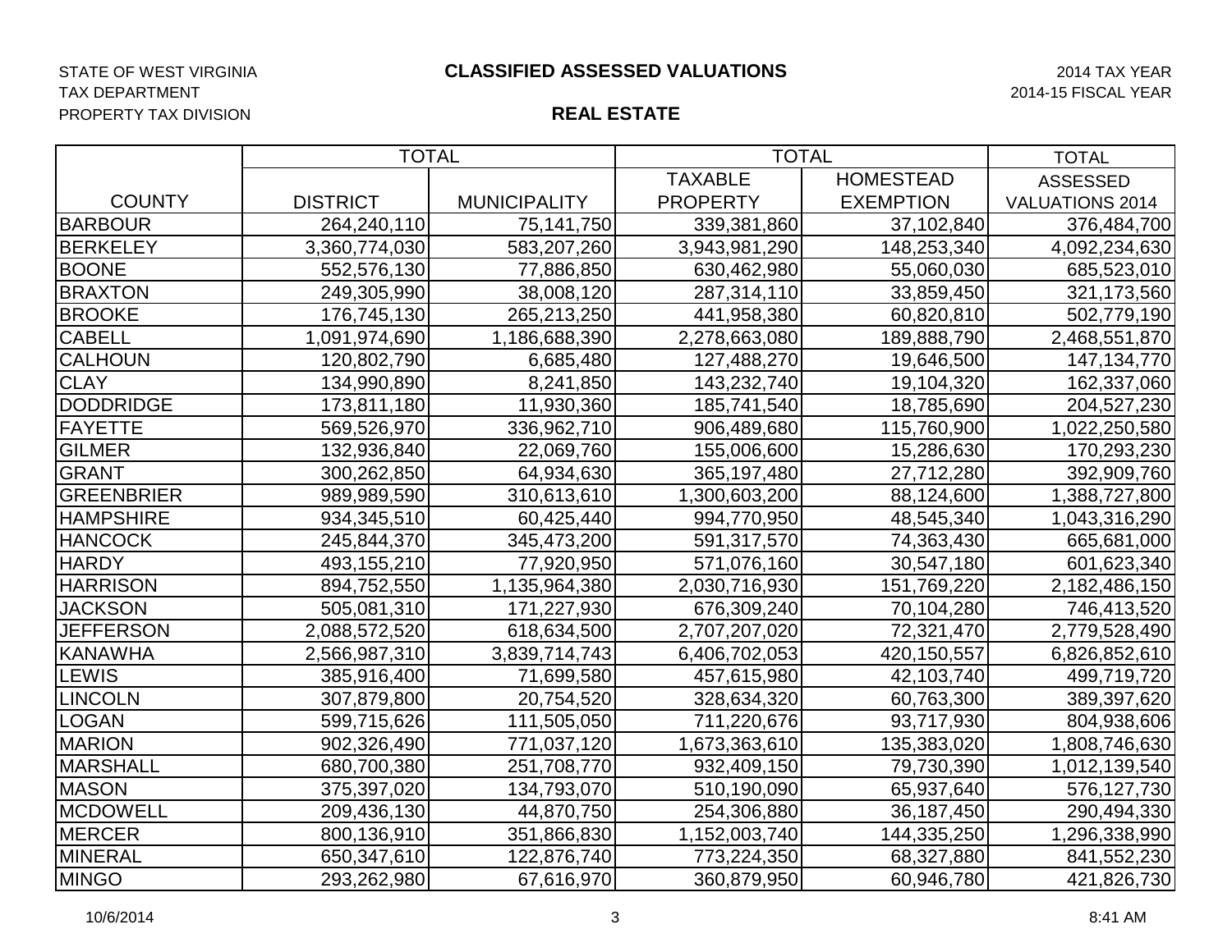STATE OF WEST VIRGINIA
TAX DEPARTMENT
PROPERTY TAX DIVISION

# CLASSIFIED ASSESSED VALUATIONS

2014 TAX YEAR
2014-15 FISCAL YEAR

## REAL ESTATE

| COUNTY | TOTAL DISTRICT | TOTAL MUNICIPALITY | TOTAL TAXABLE PROPERTY | TOTAL HOMESTEAD EXEMPTION | TOTAL ASSESSED VALUATIONS 2014 |
|---|---|---|---|---|---|
| BARBOUR | 264,240,110 | 75,141,750 | 339,381,860 | 37,102,840 | 376,484,700 |
| BERKELEY | 3,360,774,030 | 583,207,260 | 3,943,981,290 | 148,253,340 | 4,092,234,630 |
| BOONE | 552,576,130 | 77,886,850 | 630,462,980 | 55,060,030 | 685,523,010 |
| BRAXTON | 249,305,990 | 38,008,120 | 287,314,110 | 33,859,450 | 321,173,560 |
| BROOKE | 176,745,130 | 265,213,250 | 441,958,380 | 60,820,810 | 502,779,190 |
| CABELL | 1,091,974,690 | 1,186,688,390 | 2,278,663,080 | 189,888,790 | 2,468,551,870 |
| CALHOUN | 120,802,790 | 6,685,480 | 127,488,270 | 19,646,500 | 147,134,770 |
| CLAY | 134,990,890 | 8,241,850 | 143,232,740 | 19,104,320 | 162,337,060 |
| DODDRIDGE | 173,811,180 | 11,930,360 | 185,741,540 | 18,785,690 | 204,527,230 |
| FAYETTE | 569,526,970 | 336,962,710 | 906,489,680 | 115,760,900 | 1,022,250,580 |
| GILMER | 132,936,840 | 22,069,760 | 155,006,600 | 15,286,630 | 170,293,230 |
| GRANT | 300,262,850 | 64,934,630 | 365,197,480 | 27,712,280 | 392,909,760 |
| GREENBRIER | 989,989,590 | 310,613,610 | 1,300,603,200 | 88,124,600 | 1,388,727,800 |
| HAMPSHIRE | 934,345,510 | 60,425,440 | 994,770,950 | 48,545,340 | 1,043,316,290 |
| HANCOCK | 245,844,370 | 345,473,200 | 591,317,570 | 74,363,430 | 665,681,000 |
| HARDY | 493,155,210 | 77,920,950 | 571,076,160 | 30,547,180 | 601,623,340 |
| HARRISON | 894,752,550 | 1,135,964,380 | 2,030,716,930 | 151,769,220 | 2,182,486,150 |
| JACKSON | 505,081,310 | 171,227,930 | 676,309,240 | 70,104,280 | 746,413,520 |
| JEFFERSON | 2,088,572,520 | 618,634,500 | 2,707,207,020 | 72,321,470 | 2,779,528,490 |
| KANAWHA | 2,566,987,310 | 3,839,714,743 | 6,406,702,053 | 420,150,557 | 6,826,852,610 |
| LEWIS | 385,916,400 | 71,699,580 | 457,615,980 | 42,103,740 | 499,719,720 |
| LINCOLN | 307,879,800 | 20,754,520 | 328,634,320 | 60,763,300 | 389,397,620 |
| LOGAN | 599,715,626 | 111,505,050 | 711,220,676 | 93,717,930 | 804,938,606 |
| MARION | 902,326,490 | 771,037,120 | 1,673,363,610 | 135,383,020 | 1,808,746,630 |
| MARSHALL | 680,700,380 | 251,708,770 | 932,409,150 | 79,730,390 | 1,012,139,540 |
| MASON | 375,397,020 | 134,793,070 | 510,190,090 | 65,937,640 | 576,127,730 |
| MCDOWELL | 209,436,130 | 44,870,750 | 254,306,880 | 36,187,450 | 290,494,330 |
| MERCER | 800,136,910 | 351,866,830 | 1,152,003,740 | 144,335,250 | 1,296,338,990 |
| MINERAL | 650,347,610 | 122,876,740 | 773,224,350 | 68,327,880 | 841,552,230 |
| MINGO | 293,262,980 | 67,616,970 | 360,879,950 | 60,946,780 | 421,826,730 |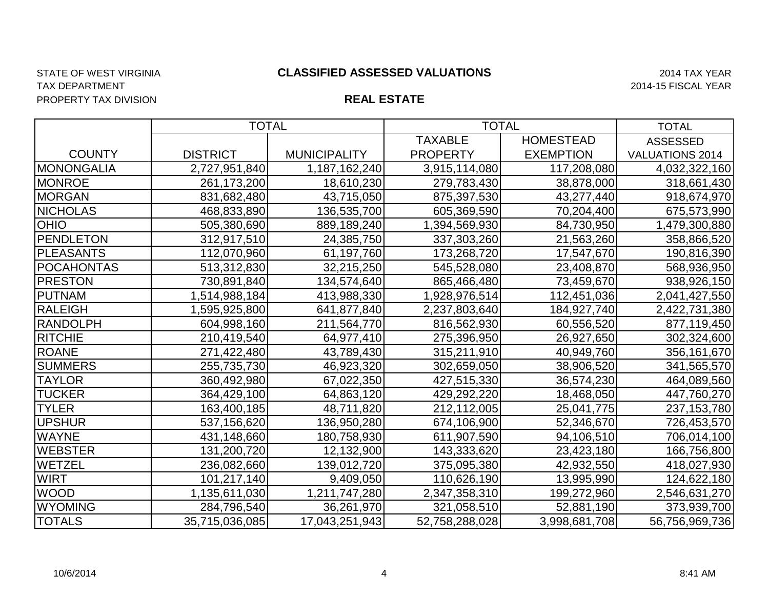STATE OF WEST VIRGINIA
TAX DEPARTMENT
PROPERTY TAX DIVISION

## CLASSIFIED ASSESSED VALUATIONS

## REAL ESTATE

2014 TAX YEAR
2014-15 FISCAL YEAR

| COUNTY | TOTAL DISTRICT | TOTAL MUNICIPALITY | TOTAL TAXABLE PROPERTY | TOTAL HOMESTEAD EXEMPTION | TOTAL ASSESSED VALUATIONS 2014 |
|---|---|---|---|---|---|
| MONONGALIA | 2,727,951,840 | 1,187,162,240 | 3,915,114,080 | 117,208,080 | 4,032,322,160 |
| MONROE | 261,173,200 | 18,610,230 | 279,783,430 | 38,878,000 | 318,661,430 |
| MORGAN | 831,682,480 | 43,715,050 | 875,397,530 | 43,277,440 | 918,674,970 |
| NICHOLAS | 468,833,890 | 136,535,700 | 605,369,590 | 70,204,400 | 675,573,990 |
| OHIO | 505,380,690 | 889,189,240 | 1,394,569,930 | 84,730,950 | 1,479,300,880 |
| PENDLETON | 312,917,510 | 24,385,750 | 337,303,260 | 21,563,260 | 358,866,520 |
| PLEASANTS | 112,070,960 | 61,197,760 | 173,268,720 | 17,547,670 | 190,816,390 |
| POCAHONTAS | 513,312,830 | 32,215,250 | 545,528,080 | 23,408,870 | 568,936,950 |
| PRESTON | 730,891,840 | 134,574,640 | 865,466,480 | 73,459,670 | 938,926,150 |
| PUTNAM | 1,514,988,184 | 413,988,330 | 1,928,976,514 | 112,451,036 | 2,041,427,550 |
| RALEIGH | 1,595,925,800 | 641,877,840 | 2,237,803,640 | 184,927,740 | 2,422,731,380 |
| RANDOLPH | 604,998,160 | 211,564,770 | 816,562,930 | 60,556,520 | 877,119,450 |
| RITCHIE | 210,419,540 | 64,977,410 | 275,396,950 | 26,927,650 | 302,324,600 |
| ROANE | 271,422,480 | 43,789,430 | 315,211,910 | 40,949,760 | 356,161,670 |
| SUMMERS | 255,735,730 | 46,923,320 | 302,659,050 | 38,906,520 | 341,565,570 |
| TAYLOR | 360,492,980 | 67,022,350 | 427,515,330 | 36,574,230 | 464,089,560 |
| TUCKER | 364,429,100 | 64,863,120 | 429,292,220 | 18,468,050 | 447,760,270 |
| TYLER | 163,400,185 | 48,711,820 | 212,112,005 | 25,041,775 | 237,153,780 |
| UPSHUR | 537,156,620 | 136,950,280 | 674,106,900 | 52,346,670 | 726,453,570 |
| WAYNE | 431,148,660 | 180,758,930 | 611,907,590 | 94,106,510 | 706,014,100 |
| WEBSTER | 131,200,720 | 12,132,900 | 143,333,620 | 23,423,180 | 166,756,800 |
| WETZEL | 236,082,660 | 139,012,720 | 375,095,380 | 42,932,550 | 418,027,930 |
| WIRT | 101,217,140 | 9,409,050 | 110,626,190 | 13,995,990 | 124,622,180 |
| WOOD | 1,135,611,030 | 1,211,747,280 | 2,347,358,310 | 199,272,960 | 2,546,631,270 |
| WYOMING | 284,796,540 | 36,261,970 | 321,058,510 | 52,881,190 | 373,939,700 |
| TOTALS | 35,715,036,085 | 17,043,251,943 | 52,758,288,028 | 3,998,681,708 | 56,756,969,736 |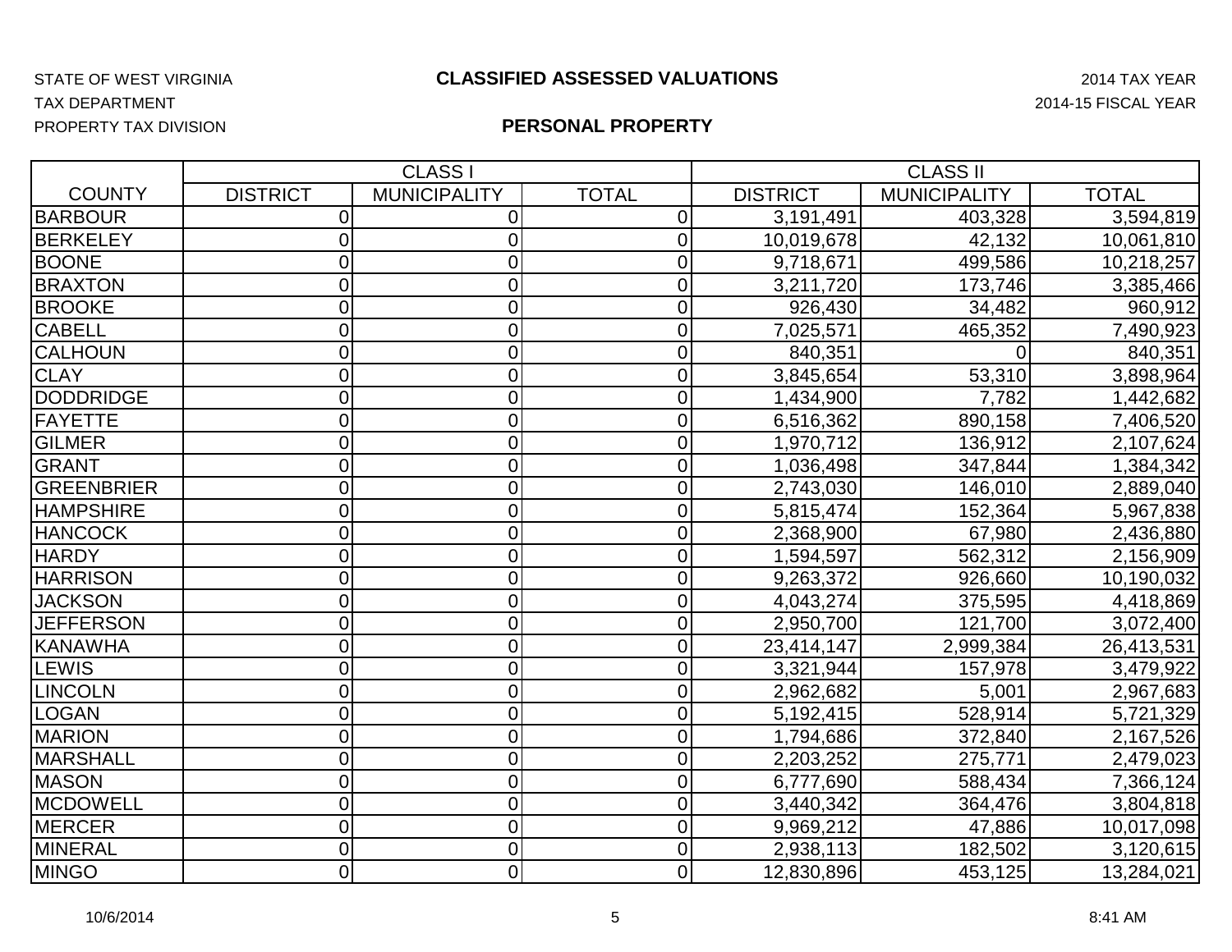STATE OF WEST VIRGINIA
TAX DEPARTMENT
PROPERTY TAX DIVISION

# CLASSIFIED ASSESSED VALUATIONS

2014 TAX YEAR
2014-15 FISCAL YEAR

## PERSONAL PROPERTY

| | CLASS I | | | CLASS II | | |
|---|---|---|---|---|---|---|
| COUNTY | DISTRICT | MUNICIPALITY | TOTAL | DISTRICT | MUNICIPALITY | TOTAL |
| BARBOUR | 0 | 0 | 0 | 3,191,491 | 403,328 | 3,594,819 |
| BERKELEY | 0 | 0 | 0 | 10,019,678 | 42,132 | 10,061,810 |
| BOONE | 0 | 0 | 0 | 9,718,671 | 499,586 | 10,218,257 |
| BRAXTON | 0 | 0 | 0 | 3,211,720 | 173,746 | 3,385,466 |
| BROOKE | 0 | 0 | 0 | 926,430 | 34,482 | 960,912 |
| CABELL | 0 | 0 | 0 | 7,025,571 | 465,352 | 7,490,923 |
| CALHOUN | 0 | 0 | 0 | 840,351 | 0 | 840,351 |
| CLAY | 0 | 0 | 0 | 3,845,654 | 53,310 | 3,898,964 |
| DODDRIDGE | 0 | 0 | 0 | 1,434,900 | 7,782 | 1,442,682 |
| FAYETTE | 0 | 0 | 0 | 6,516,362 | 890,158 | 7,406,520 |
| GILMER | 0 | 0 | 0 | 1,970,712 | 136,912 | 2,107,624 |
| GRANT | 0 | 0 | 0 | 1,036,498 | 347,844 | 1,384,342 |
| GREENBRIER | 0 | 0 | 0 | 2,743,030 | 146,010 | 2,889,040 |
| HAMPSHIRE | 0 | 0 | 0 | 5,815,474 | 152,364 | 5,967,838 |
| HANCOCK | 0 | 0 | 0 | 2,368,900 | 67,980 | 2,436,880 |
| HARDY | 0 | 0 | 0 | 1,594,597 | 562,312 | 2,156,909 |
| HARRISON | 0 | 0 | 0 | 9,263,372 | 926,660 | 10,190,032 |
| JACKSON | 0 | 0 | 0 | 4,043,274 | 375,595 | 4,418,869 |
| JEFFERSON | 0 | 0 | 0 | 2,950,700 | 121,700 | 3,072,400 |
| KANAWHA | 0 | 0 | 0 | 23,414,147 | 2,999,384 | 26,413,531 |
| LEWIS | 0 | 0 | 0 | 3,321,944 | 157,978 | 3,479,922 |
| LINCOLN | 0 | 0 | 0 | 2,962,682 | 5,001 | 2,967,683 |
| LOGAN | 0 | 0 | 0 | 5,192,415 | 528,914 | 5,721,329 |
| MARION | 0 | 0 | 0 | 1,794,686 | 372,840 | 2,167,526 |
| MARSHALL | 0 | 0 | 0 | 2,203,252 | 275,771 | 2,479,023 |
| MASON | 0 | 0 | 0 | 6,777,690 | 588,434 | 7,366,124 |
| MCDOWELL | 0 | 0 | 0 | 3,440,342 | 364,476 | 3,804,818 |
| MERCER | 0 | 0 | 0 | 9,969,212 | 47,886 | 10,017,098 |
| MINERAL | 0 | 0 | 0 | 2,938,113 | 182,502 | 3,120,615 |
| MINGO | 0 | 0 | 0 | 12,830,896 | 453,125 | 13,284,021 |

10/6/2014 8:41 AM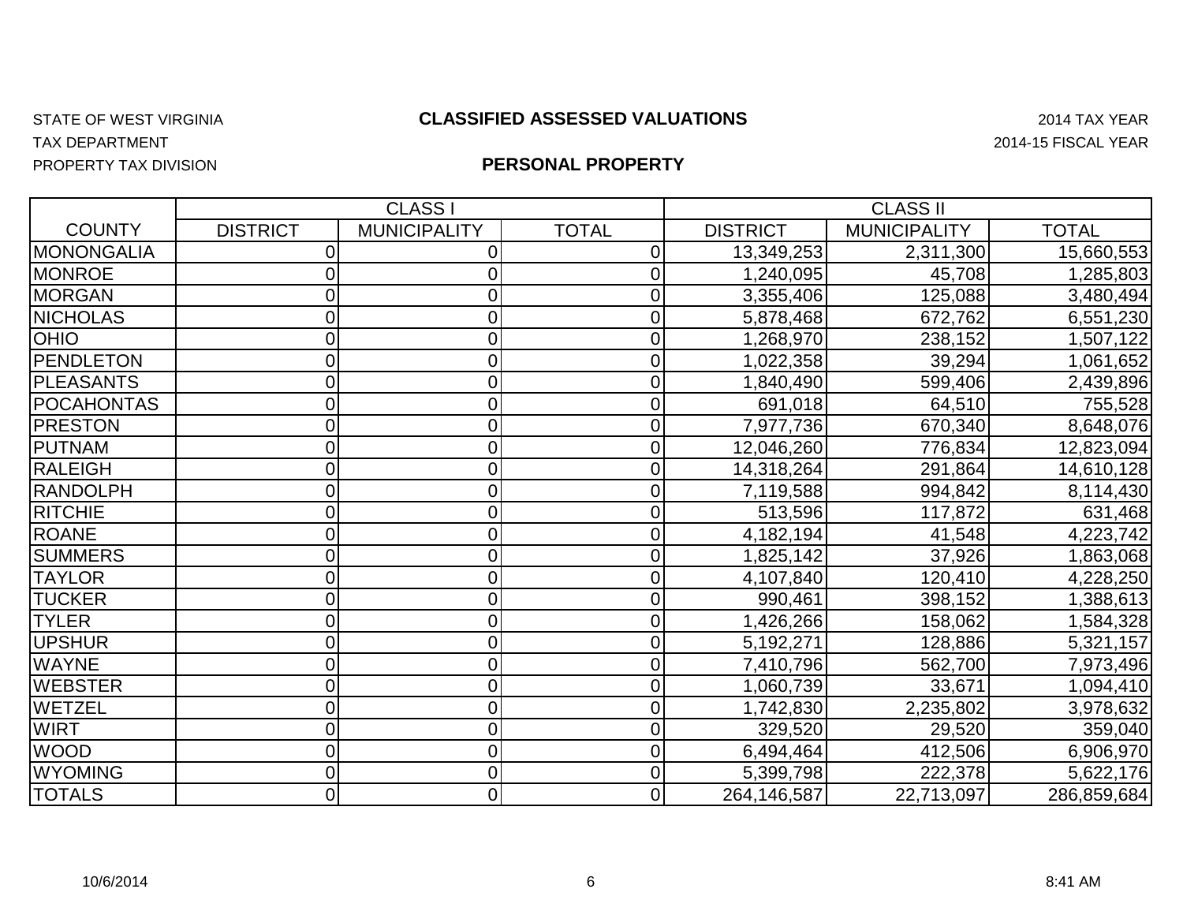STATE OF WEST VIRGINIA
TAX DEPARTMENT
PROPERTY TAX DIVISION

# CLASSIFIED ASSESSED VALUATIONS

## PERSONAL PROPERTY

2014 TAX YEAR
2014-15 FISCAL YEAR

| | CLASS I | | | CLASS II | | |
|---|---|---|---|---|---|---|
| COUNTY | DISTRICT | MUNICIPALITY | TOTAL | DISTRICT | MUNICIPALITY | TOTAL |
| MONONGALIA | 0 | 0 | 0 | 13,349,253 | 2,311,300 | 15,660,553 |
| MONROE | 0 | 0 | 0 | 1,240,095 | 45,708 | 1,285,803 |
| MORGAN | 0 | 0 | 0 | 3,355,406 | 125,088 | 3,480,494 |
| NICHOLAS | 0 | 0 | 0 | 5,878,468 | 672,762 | 6,551,230 |
| OHIO | 0 | 0 | 0 | 1,268,970 | 238,152 | 1,507,122 |
| PENDLETON | 0 | 0 | 0 | 1,022,358 | 39,294 | 1,061,652 |
| PLEASANTS | 0 | 0 | 0 | 1,840,490 | 599,406 | 2,439,896 |
| POCAHONTAS | 0 | 0 | 0 | 691,018 | 64,510 | 755,528 |
| PRESTON | 0 | 0 | 0 | 7,977,736 | 670,340 | 8,648,076 |
| PUTNAM | 0 | 0 | 0 | 12,046,260 | 776,834 | 12,823,094 |
| RALEIGH | 0 | 0 | 0 | 14,318,264 | 291,864 | 14,610,128 |
| RANDOLPH | 0 | 0 | 0 | 7,119,588 | 994,842 | 8,114,430 |
| RITCHIE | 0 | 0 | 0 | 513,596 | 117,872 | 631,468 |
| ROANE | 0 | 0 | 0 | 4,182,194 | 41,548 | 4,223,742 |
| SUMMERS | 0 | 0 | 0 | 1,825,142 | 37,926 | 1,863,068 |
| TAYLOR | 0 | 0 | 0 | 4,107,840 | 120,410 | 4,228,250 |
| TUCKER | 0 | 0 | 0 | 990,461 | 398,152 | 1,388,613 |
| TYLER | 0 | 0 | 0 | 1,426,266 | 158,062 | 1,584,328 |
| UPSHUR | 0 | 0 | 0 | 5,192,271 | 128,886 | 5,321,157 |
| WAYNE | 0 | 0 | 0 | 7,410,796 | 562,700 | 7,973,496 |
| WEBSTER | 0 | 0 | 0 | 1,060,739 | 33,671 | 1,094,410 |
| WETZEL | 0 | 0 | 0 | 1,742,830 | 2,235,802 | 3,978,632 |
| WIRT | 0 | 0 | 0 | 329,520 | 29,520 | 359,040 |
| WOOD | 0 | 0 | 0 | 6,494,464 | 412,506 | 6,906,970 |
| WYOMING | 0 | 0 | 0 | 5,399,798 | 222,378 | 5,622,176 |
| TOTALS | 0 | 0 | 0 | 264,146,587 | 22,713,097 | 286,859,684 |

10/6/2014 8:41 AM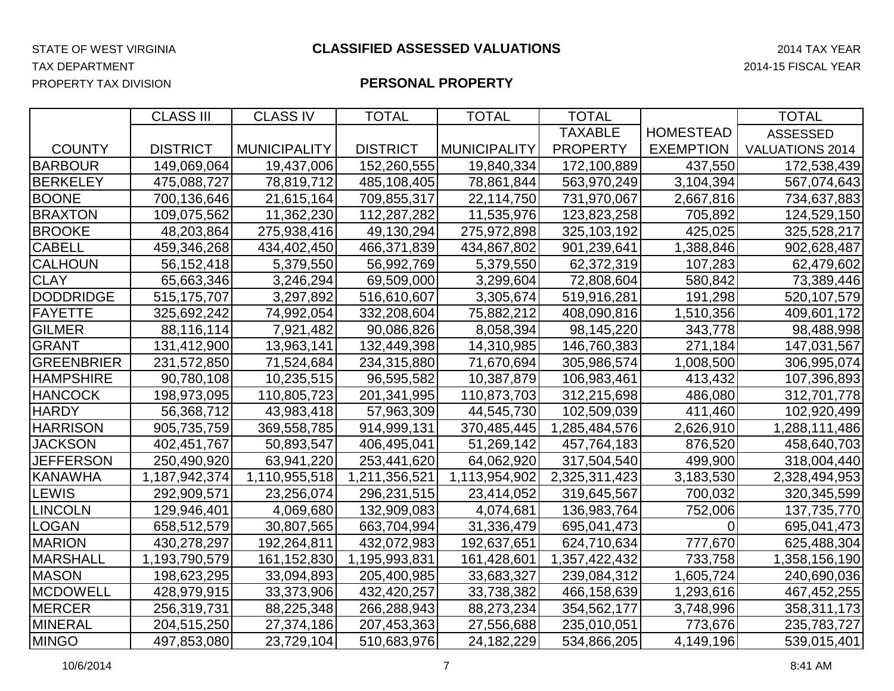STATE OF WEST VIRGINIA
TAX DEPARTMENT
PROPERTY TAX DIVISION

# CLASSIFIED ASSESSED VALUATIONS

2014 TAX YEAR
2014-15 FISCAL YEAR

## PERSONAL PROPERTY

| COUNTY | CLASS III DISTRICT | CLASS IV MUNICIPALITY | TOTAL DISTRICT | TOTAL MUNICIPALITY | TOTAL TAXABLE PROPERTY | HOMESTEAD EXEMPTION | TOTAL ASSESSED VALUATIONS 2014 |
|---|---|---|---|---|---|---|---|
| BARBOUR | 149,069,064 | 19,437,006 | 152,260,555 | 19,840,334 | 172,100,889 | 437,550 | 172,538,439 |
| BERKELEY | 475,088,727 | 78,819,712 | 485,108,405 | 78,861,844 | 563,970,249 | 3,104,394 | 567,074,643 |
| BOONE | 700,136,646 | 21,615,164 | 709,855,317 | 22,114,750 | 731,970,067 | 2,667,816 | 734,637,883 |
| BRAXTON | 109,075,562 | 11,362,230 | 112,287,282 | 11,535,976 | 123,823,258 | 705,892 | 124,529,150 |
| BROOKE | 48,203,864 | 275,938,416 | 49,130,294 | 275,972,898 | 325,103,192 | 425,025 | 325,528,217 |
| CABELL | 459,346,268 | 434,402,450 | 466,371,839 | 434,867,802 | 901,239,641 | 1,388,846 | 902,628,487 |
| CALHOUN | 56,152,418 | 5,379,550 | 56,992,769 | 5,379,550 | 62,372,319 | 107,283 | 62,479,602 |
| CLAY | 65,663,346 | 3,246,294 | 69,509,000 | 3,299,604 | 72,808,604 | 580,842 | 73,389,446 |
| DODDRIDGE | 515,175,707 | 3,297,892 | 516,610,607 | 3,305,674 | 519,916,281 | 191,298 | 520,107,579 |
| FAYETTE | 325,692,242 | 74,992,054 | 332,208,604 | 75,882,212 | 408,090,816 | 1,510,356 | 409,601,172 |
| GILMER | 88,116,114 | 7,921,482 | 90,086,826 | 8,058,394 | 98,145,220 | 343,778 | 98,488,998 |
| GRANT | 131,412,900 | 13,963,141 | 132,449,398 | 14,310,985 | 146,760,383 | 271,184 | 147,031,567 |
| GREENBRIER | 231,572,850 | 71,524,684 | 234,315,880 | 71,670,694 | 305,986,574 | 1,008,500 | 306,995,074 |
| HAMPSHIRE | 90,780,108 | 10,235,515 | 96,595,582 | 10,387,879 | 106,983,461 | 413,432 | 107,396,893 |
| HANCOCK | 198,973,095 | 110,805,723 | 201,341,995 | 110,873,703 | 312,215,698 | 486,080 | 312,701,778 |
| HARDY | 56,368,712 | 43,983,418 | 57,963,309 | 44,545,730 | 102,509,039 | 411,460 | 102,920,499 |
| HARRISON | 905,735,759 | 369,558,785 | 914,999,131 | 370,485,445 | 1,285,484,576 | 2,626,910 | 1,288,111,486 |
| JACKSON | 402,451,767 | 50,893,547 | 406,495,041 | 51,269,142 | 457,764,183 | 876,520 | 458,640,703 |
| JEFFERSON | 250,490,920 | 63,941,220 | 253,441,620 | 64,062,920 | 317,504,540 | 499,900 | 318,004,440 |
| KANAWHA | 1,187,942,374 | 1,110,955,518 | 1,211,356,521 | 1,113,954,902 | 2,325,311,423 | 3,183,530 | 2,328,494,953 |
| LEWIS | 292,909,571 | 23,256,074 | 296,231,515 | 23,414,052 | 319,645,567 | 700,032 | 320,345,599 |
| LINCOLN | 129,946,401 | 4,069,680 | 132,909,083 | 4,074,681 | 136,983,764 | 752,006 | 137,735,770 |
| LOGAN | 658,512,579 | 30,807,565 | 663,704,994 | 31,336,479 | 695,041,473 | 0 | 695,041,473 |
| MARION | 430,278,297 | 192,264,811 | 432,072,983 | 192,637,651 | 624,710,634 | 777,670 | 625,488,304 |
| MARSHALL | 1,193,790,579 | 161,152,830 | 1,195,993,831 | 161,428,601 | 1,357,422,432 | 733,758 | 1,358,156,190 |
| MASON | 198,623,295 | 33,094,893 | 205,400,985 | 33,683,327 | 239,084,312 | 1,605,724 | 240,690,036 |
| MCDOWELL | 428,979,915 | 33,373,906 | 432,420,257 | 33,738,382 | 466,158,639 | 1,293,616 | 467,452,255 |
| MERCER | 256,319,731 | 88,225,348 | 266,288,943 | 88,273,234 | 354,562,177 | 3,748,996 | 358,311,173 |
| MINERAL | 204,515,250 | 27,374,186 | 207,453,363 | 27,556,688 | 235,010,051 | 773,676 | 235,783,727 |
| MINGO | 497,853,080 | 23,729,104 | 510,683,976 | 24,182,229 | 534,866,205 | 4,149,196 | 539,015,401 |

10/6/2014 8:41 AM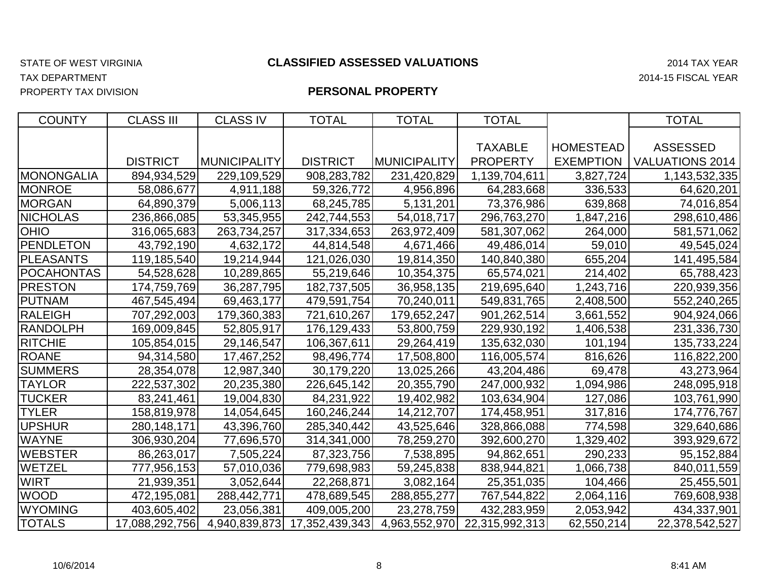STATE OF WEST VIRGINIA
TAX DEPARTMENT
PROPERTY TAX DIVISION

# CLASSIFIED ASSESSED VALUATIONS

## PERSONAL PROPERTY

2014 TAX YEAR
2014-15 FISCAL YEAR

| COUNTY | CLASS III | CLASS IV | TOTAL | TOTAL | TOTAL | | TOTAL |
|---|---|---|---|---|---|---|---|
| | DISTRICT | MUNICIPALITY | DISTRICT | MUNICIPALITY | TAXABLE PROPERTY | HOMESTEAD EXEMPTION | ASSESSED VALUATIONS 2014 |
| MONONGALIA | 894,934,529 | 229,109,529 | 908,283,782 | 231,420,829 | 1,139,704,611 | 3,827,724 | 1,143,532,335 |
| MONROE | 58,086,677 | 4,911,188 | 59,326,772 | 4,956,896 | 64,283,668 | 336,533 | 64,620,201 |
| MORGAN | 64,890,379 | 5,006,113 | 68,245,785 | 5,131,201 | 73,376,986 | 639,868 | 74,016,854 |
| NICHOLAS | 236,866,085 | 53,345,955 | 242,744,553 | 54,018,717 | 296,763,270 | 1,847,216 | 298,610,486 |
| OHIO | 316,065,683 | 263,734,257 | 317,334,653 | 263,972,409 | 581,307,062 | 264,000 | 581,571,062 |
| PENDLETON | 43,792,190 | 4,632,172 | 44,814,548 | 4,671,466 | 49,486,014 | 59,010 | 49,545,024 |
| PLEASANTS | 119,185,540 | 19,214,944 | 121,026,030 | 19,814,350 | 140,840,380 | 655,204 | 141,495,584 |
| POCAHONTAS | 54,528,628 | 10,289,865 | 55,219,646 | 10,354,375 | 65,574,021 | 214,402 | 65,788,423 |
| PRESTON | 174,759,769 | 36,287,795 | 182,737,505 | 36,958,135 | 219,695,640 | 1,243,716 | 220,939,356 |
| PUTNAM | 467,545,494 | 69,463,177 | 479,591,754 | 70,240,011 | 549,831,765 | 2,408,500 | 552,240,265 |
| RALEIGH | 707,292,003 | 179,360,383 | 721,610,267 | 179,652,247 | 901,262,514 | 3,661,552 | 904,924,066 |
| RANDOLPH | 169,009,845 | 52,805,917 | 176,129,433 | 53,800,759 | 229,930,192 | 1,406,538 | 231,336,730 |
| RITCHIE | 105,854,015 | 29,146,547 | 106,367,611 | 29,264,419 | 135,632,030 | 101,194 | 135,733,224 |
| ROANE | 94,314,580 | 17,467,252 | 98,496,774 | 17,508,800 | 116,005,574 | 816,626 | 116,822,200 |
| SUMMERS | 28,354,078 | 12,987,340 | 30,179,220 | 13,025,266 | 43,204,486 | 69,478 | 43,273,964 |
| TAYLOR | 222,537,302 | 20,235,380 | 226,645,142 | 20,355,790 | 247,000,932 | 1,094,986 | 248,095,918 |
| TUCKER | 83,241,461 | 19,004,830 | 84,231,922 | 19,402,982 | 103,634,904 | 127,086 | 103,761,990 |
| TYLER | 158,819,978 | 14,054,645 | 160,246,244 | 14,212,707 | 174,458,951 | 317,816 | 174,776,767 |
| UPSHUR | 280,148,171 | 43,396,760 | 285,340,442 | 43,525,646 | 328,866,088 | 774,598 | 329,640,686 |
| WAYNE | 306,930,204 | 77,696,570 | 314,341,000 | 78,259,270 | 392,600,270 | 1,329,402 | 393,929,672 |
| WEBSTER | 86,263,017 | 7,505,224 | 87,323,756 | 7,538,895 | 94,862,651 | 290,233 | 95,152,884 |
| WETZEL | 777,956,153 | 57,010,036 | 779,698,983 | 59,245,838 | 838,944,821 | 1,066,738 | 840,011,559 |
| WIRT | 21,939,351 | 3,052,644 | 22,268,871 | 3,082,164 | 25,351,035 | 104,466 | 25,455,501 |
| WOOD | 472,195,081 | 288,442,771 | 478,689,545 | 288,855,277 | 767,544,822 | 2,064,116 | 769,608,938 |
| WYOMING | 403,605,402 | 23,056,381 | 409,005,200 | 23,278,759 | 432,283,959 | 2,053,942 | 434,337,901 |
| TOTALS | 17,088,292,756 | 4,940,839,873 | 17,352,439,343 | 4,963,552,970 | 22,315,992,313 | 62,550,214 | 22,378,542,527 |

10/6/2014 8:41 AM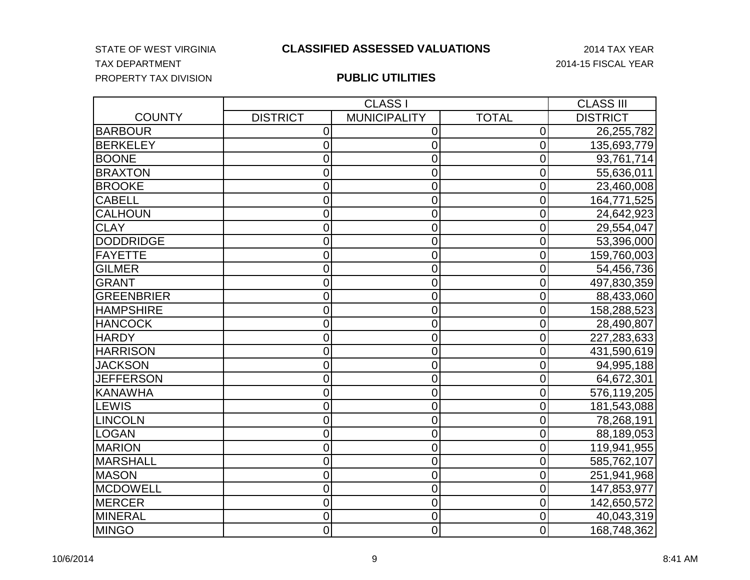STATE OF WEST VIRGINIA
TAX DEPARTMENT
PROPERTY TAX DIVISION

# CLASSIFIED ASSESSED VALUATIONS

## PUBLIC UTILITIES

2014 TAX YEAR
2014-15 FISCAL YEAR

| | CLASS I | | | CLASS III |
|---|---|---|---|---|
| COUNTY | DISTRICT | MUNICIPALITY | TOTAL | DISTRICT |
| BARBOUR | 0 | 0 | 0 | 26,255,782 |
| BERKELEY | 0 | 0 | 0 | 135,693,779 |
| BOONE | 0 | 0 | 0 | 93,761,714 |
| BRAXTON | 0 | 0 | 0 | 55,636,011 |
| BROOKE | 0 | 0 | 0 | 23,460,008 |
| CABELL | 0 | 0 | 0 | 164,771,525 |
| CALHOUN | 0 | 0 | 0 | 24,642,923 |
| CLAY | 0 | 0 | 0 | 29,554,047 |
| DODDRIDGE | 0 | 0 | 0 | 53,396,000 |
| FAYETTE | 0 | 0 | 0 | 159,760,003 |
| GILMER | 0 | 0 | 0 | 54,456,736 |
| GRANT | 0 | 0 | 0 | 497,830,359 |
| GREENBRIER | 0 | 0 | 0 | 88,433,060 |
| HAMPSHIRE | 0 | 0 | 0 | 158,288,523 |
| HANCOCK | 0 | 0 | 0 | 28,490,807 |
| HARDY | 0 | 0 | 0 | 227,283,633 |
| HARRISON | 0 | 0 | 0 | 431,590,619 |
| JACKSON | 0 | 0 | 0 | 94,995,188 |
| JEFFERSON | 0 | 0 | 0 | 64,672,301 |
| KANAWHA | 0 | 0 | 0 | 576,119,205 |
| LEWIS | 0 | 0 | 0 | 181,543,088 |
| LINCOLN | 0 | 0 | 0 | 78,268,191 |
| LOGAN | 0 | 0 | 0 | 88,189,053 |
| MARION | 0 | 0 | 0 | 119,941,955 |
| MARSHALL | 0 | 0 | 0 | 585,762,107 |
| MASON | 0 | 0 | 0 | 251,941,968 |
| MCDOWELL | 0 | 0 | 0 | 147,853,977 |
| MERCER | 0 | 0 | 0 | 142,650,572 |
| MINERAL | 0 | 0 | 0 | 40,043,319 |
| MINGO | 0 | 0 | 0 | 168,748,362 |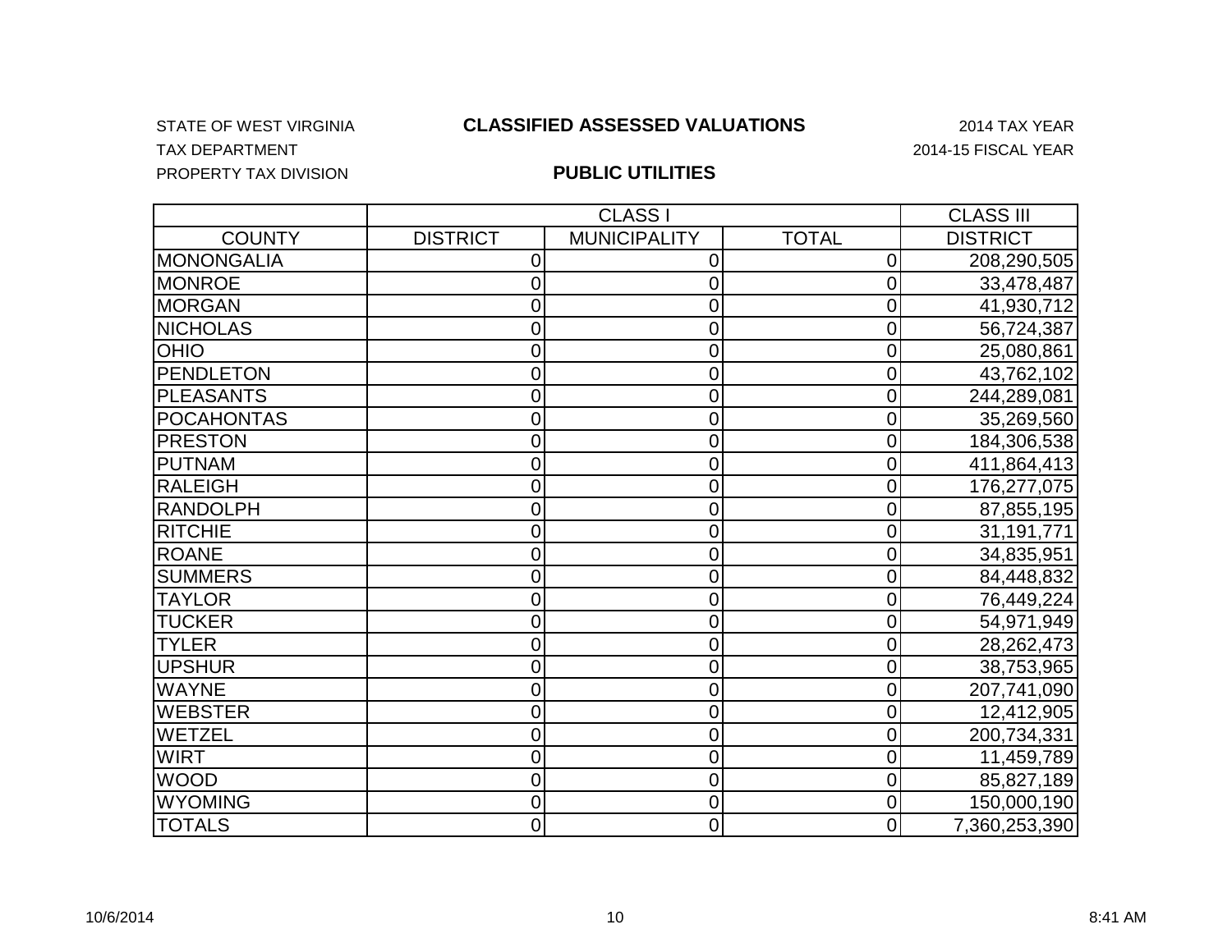STATE OF WEST VIRGINIA

TAX DEPARTMENT

PROPERTY TAX DIVISION

# CLASSIFIED ASSESSED VALUATIONS

2014 TAX YEAR

2014-15 FISCAL YEAR

## PUBLIC UTILITIES

| | CLASS I | | | CLASS III |
|---|---|---|---|---|
| COUNTY | DISTRICT | MUNICIPALITY | TOTAL | DISTRICT |
| MONONGALIA | 0 | 0 | 0 | 208,290,505 |
| MONROE | 0 | 0 | 0 | 33,478,487 |
| MORGAN | 0 | 0 | 0 | 41,930,712 |
| NICHOLAS | 0 | 0 | 0 | 56,724,387 |
| OHIO | 0 | 0 | 0 | 25,080,861 |
| PENDLETON | 0 | 0 | 0 | 43,762,102 |
| PLEASANTS | 0 | 0 | 0 | 244,289,081 |
| POCAHONTAS | 0 | 0 | 0 | 35,269,560 |
| PRESTON | 0 | 0 | 0 | 184,306,538 |
| PUTNAM | 0 | 0 | 0 | 411,864,413 |
| RALEIGH | 0 | 0 | 0 | 176,277,075 |
| RANDOLPH | 0 | 0 | 0 | 87,855,195 |
| RITCHIE | 0 | 0 | 0 | 31,191,771 |
| ROANE | 0 | 0 | 0 | 34,835,951 |
| SUMMERS | 0 | 0 | 0 | 84,448,832 |
| TAYLOR | 0 | 0 | 0 | 76,449,224 |
| TUCKER | 0 | 0 | 0 | 54,971,949 |
| TYLER | 0 | 0 | 0 | 28,262,473 |
| UPSHUR | 0 | 0 | 0 | 38,753,965 |
| WAYNE | 0 | 0 | 0 | 207,741,090 |
| WEBSTER | 0 | 0 | 0 | 12,412,905 |
| WETZEL | 0 | 0 | 0 | 200,734,331 |
| WIRT | 0 | 0 | 0 | 11,459,789 |
| WOOD | 0 | 0 | 0 | 85,827,189 |
| WYOMING | 0 | 0 | 0 | 150,000,190 |
| TOTALS | 0 | 0 | 0 | 7,360,253,390 |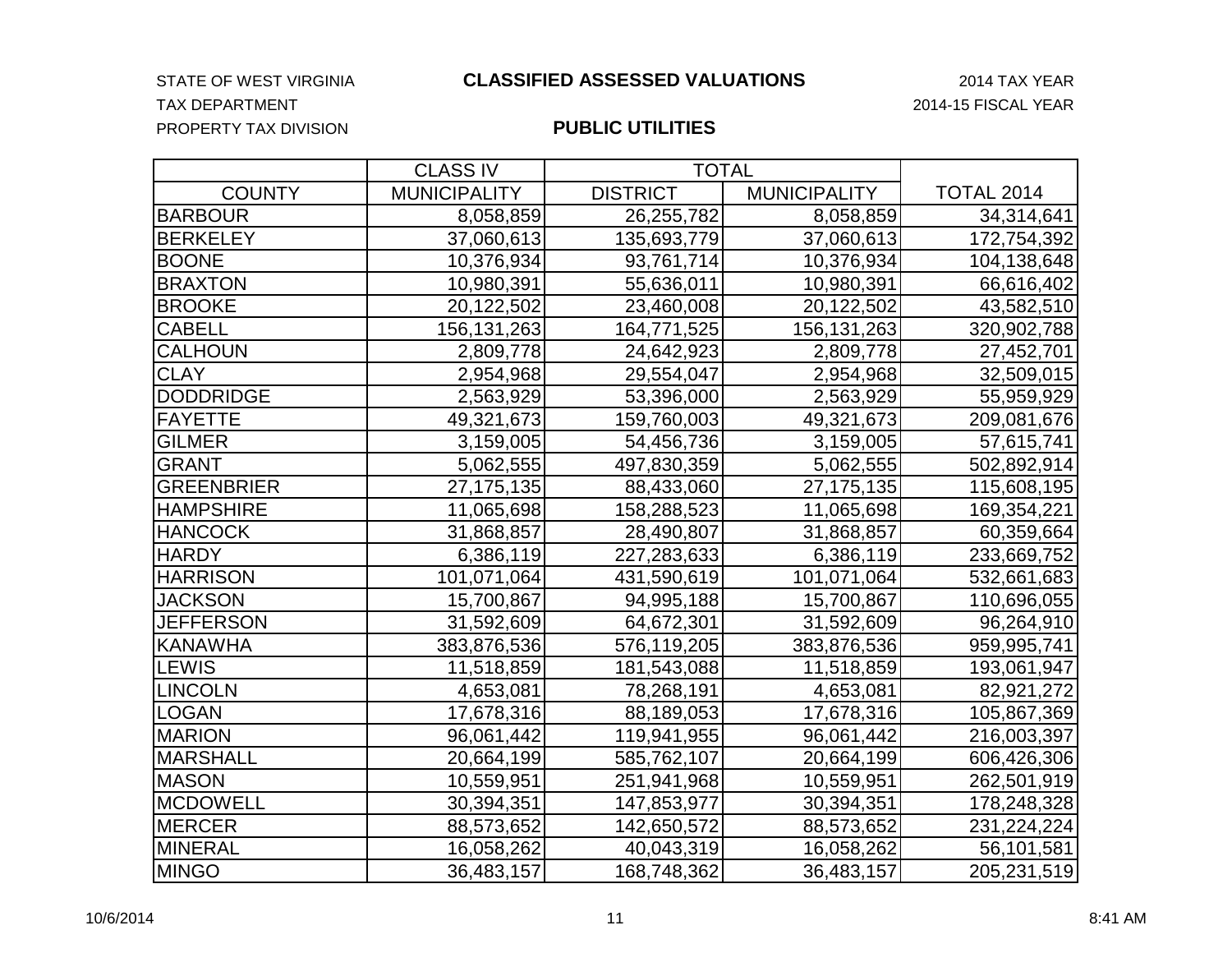STATE OF WEST VIRGINIA

TAX DEPARTMENT

PROPERTY TAX DIVISION

# CLASSIFIED ASSESSED VALUATIONS

2014 TAX YEAR

2014-15 FISCAL YEAR

## PUBLIC UTILITIES

| | CLASS IV | TOTAL | | |
|---|---|---|---|---|
| COUNTY | MUNICIPALITY | DISTRICT | MUNICIPALITY | TOTAL 2014 |
| BARBOUR | 8,058,859 | 26,255,782 | 8,058,859 | 34,314,641 |
| BERKELEY | 37,060,613 | 135,693,779 | 37,060,613 | 172,754,392 |
| BOONE | 10,376,934 | 93,761,714 | 10,376,934 | 104,138,648 |
| BRAXTON | 10,980,391 | 55,636,011 | 10,980,391 | 66,616,402 |
| BROOKE | 20,122,502 | 23,460,008 | 20,122,502 | 43,582,510 |
| CABELL | 156,131,263 | 164,771,525 | 156,131,263 | 320,902,788 |
| CALHOUN | 2,809,778 | 24,642,923 | 2,809,778 | 27,452,701 |
| CLAY | 2,954,968 | 29,554,047 | 2,954,968 | 32,509,015 |
| DODDRIDGE | 2,563,929 | 53,396,000 | 2,563,929 | 55,959,929 |
| FAYETTE | 49,321,673 | 159,760,003 | 49,321,673 | 209,081,676 |
| GILMER | 3,159,005 | 54,456,736 | 3,159,005 | 57,615,741 |
| GRANT | 5,062,555 | 497,830,359 | 5,062,555 | 502,892,914 |
| GREENBRIER | 27,175,135 | 88,433,060 | 27,175,135 | 115,608,195 |
| HAMPSHIRE | 11,065,698 | 158,288,523 | 11,065,698 | 169,354,221 |
| HANCOCK | 31,868,857 | 28,490,807 | 31,868,857 | 60,359,664 |
| HARDY | 6,386,119 | 227,283,633 | 6,386,119 | 233,669,752 |
| HARRISON | 101,071,064 | 431,590,619 | 101,071,064 | 532,661,683 |
| JACKSON | 15,700,867 | 94,995,188 | 15,700,867 | 110,696,055 |
| JEFFERSON | 31,592,609 | 64,672,301 | 31,592,609 | 96,264,910 |
| KANAWHA | 383,876,536 | 576,119,205 | 383,876,536 | 959,995,741 |
| LEWIS | 11,518,859 | 181,543,088 | 11,518,859 | 193,061,947 |
| LINCOLN | 4,653,081 | 78,268,191 | 4,653,081 | 82,921,272 |
| LOGAN | 17,678,316 | 88,189,053 | 17,678,316 | 105,867,369 |
| MARION | 96,061,442 | 119,941,955 | 96,061,442 | 216,003,397 |
| MARSHALL | 20,664,199 | 585,762,107 | 20,664,199 | 606,426,306 |
| MASON | 10,559,951 | 251,941,968 | 10,559,951 | 262,501,919 |
| MCDOWELL | 30,394,351 | 147,853,977 | 30,394,351 | 178,248,328 |
| MERCER | 88,573,652 | 142,650,572 | 88,573,652 | 231,224,224 |
| MINERAL | 16,058,262 | 40,043,319 | 16,058,262 | 56,101,581 |
| MINGO | 36,483,157 | 168,748,362 | 36,483,157 | 205,231,519 |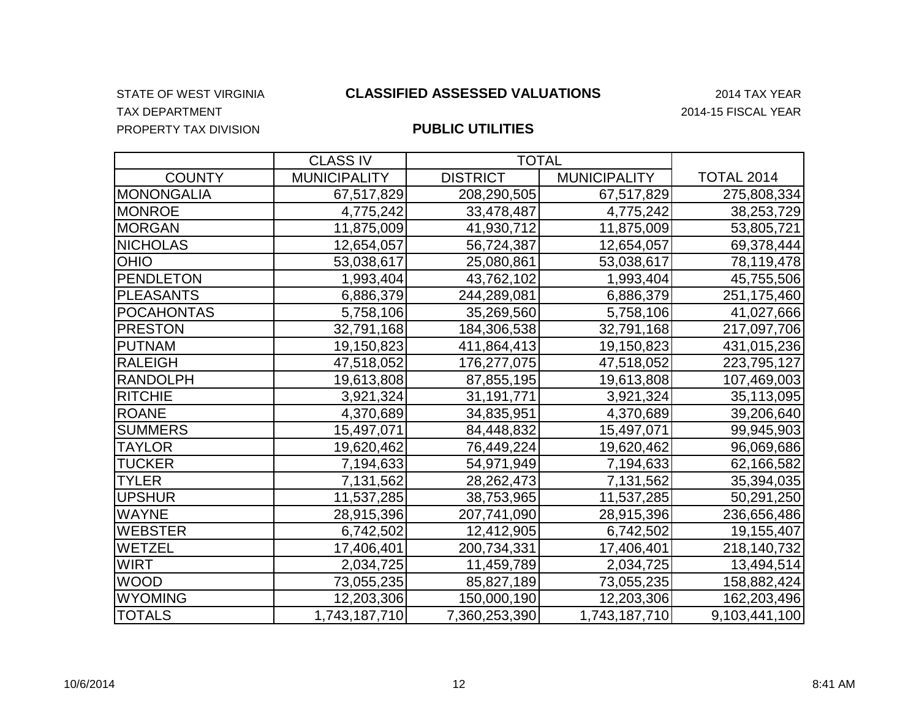STATE OF WEST VIRGINIA

TAX DEPARTMENT

PROPERTY TAX DIVISION

# CLASSIFIED ASSESSED VALUATIONS

2014 TAX YEAR

2014-15 FISCAL YEAR

## PUBLIC UTILITIES

| | CLASS IV | TOTAL | | |
|---|---|---|---|---|
| COUNTY | MUNICIPALITY | DISTRICT | MUNICIPALITY | TOTAL 2014 |
| MONONGALIA | 67,517,829 | 208,290,505 | 67,517,829 | 275,808,334 |
| MONROE | 4,775,242 | 33,478,487 | 4,775,242 | 38,253,729 |
| MORGAN | 11,875,009 | 41,930,712 | 11,875,009 | 53,805,721 |
| NICHOLAS | 12,654,057 | 56,724,387 | 12,654,057 | 69,378,444 |
| OHIO | 53,038,617 | 25,080,861 | 53,038,617 | 78,119,478 |
| PENDLETON | 1,993,404 | 43,762,102 | 1,993,404 | 45,755,506 |
| PLEASANTS | 6,886,379 | 244,289,081 | 6,886,379 | 251,175,460 |
| POCAHONTAS | 5,758,106 | 35,269,560 | 5,758,106 | 41,027,666 |
| PRESTON | 32,791,168 | 184,306,538 | 32,791,168 | 217,097,706 |
| PUTNAM | 19,150,823 | 411,864,413 | 19,150,823 | 431,015,236 |
| RALEIGH | 47,518,052 | 176,277,075 | 47,518,052 | 223,795,127 |
| RANDOLPH | 19,613,808 | 87,855,195 | 19,613,808 | 107,469,003 |
| RITCHIE | 3,921,324 | 31,191,771 | 3,921,324 | 35,113,095 |
| ROANE | 4,370,689 | 34,835,951 | 4,370,689 | 39,206,640 |
| SUMMERS | 15,497,071 | 84,448,832 | 15,497,071 | 99,945,903 |
| TAYLOR | 19,620,462 | 76,449,224 | 19,620,462 | 96,069,686 |
| TUCKER | 7,194,633 | 54,971,949 | 7,194,633 | 62,166,582 |
| TYLER | 7,131,562 | 28,262,473 | 7,131,562 | 35,394,035 |
| UPSHUR | 11,537,285 | 38,753,965 | 11,537,285 | 50,291,250 |
| WAYNE | 28,915,396 | 207,741,090 | 28,915,396 | 236,656,486 |
| WEBSTER | 6,742,502 | 12,412,905 | 6,742,502 | 19,155,407 |
| WETZEL | 17,406,401 | 200,734,331 | 17,406,401 | 218,140,732 |
| WIRT | 2,034,725 | 11,459,789 | 2,034,725 | 13,494,514 |
| WOOD | 73,055,235 | 85,827,189 | 73,055,235 | 158,882,424 |
| WYOMING | 12,203,306 | 150,000,190 | 12,203,306 | 162,203,496 |
| TOTALS | 1,743,187,710 | 7,360,253,390 | 1,743,187,710 | 9,103,441,100 |

10/6/2014 8:41 AM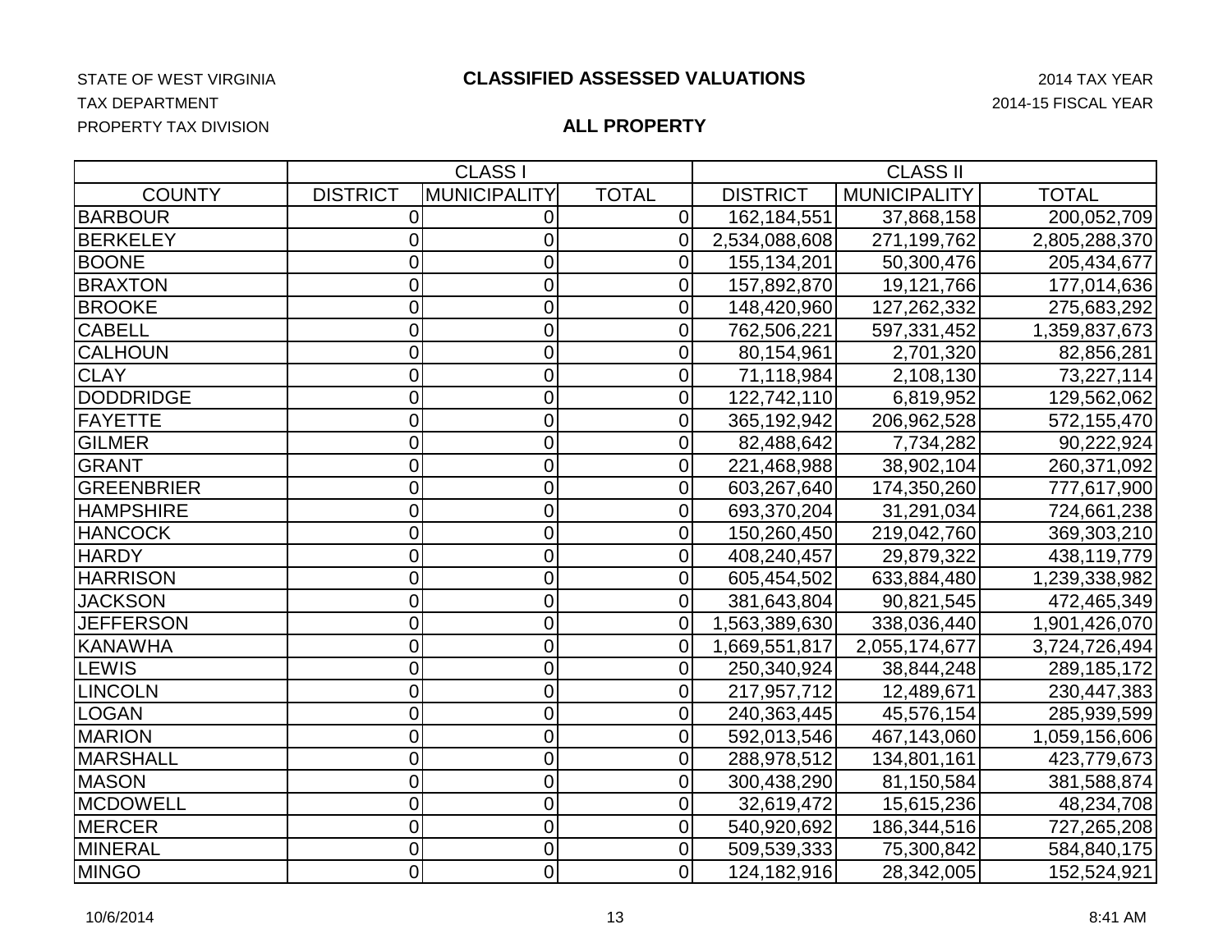STATE OF WEST VIRGINIA
TAX DEPARTMENT
PROPERTY TAX DIVISION

# CLASSIFIED ASSESSED VALUATIONS

2014 TAX YEAR
2014-15 FISCAL YEAR

## ALL PROPERTY

| | CLASS I | | | CLASS II | | |
|---|---|---|---|---|---|---|
| COUNTY | DISTRICT | MUNICIPALITY | TOTAL | DISTRICT | MUNICIPALITY | TOTAL |
| BARBOUR | 0 | 0 | 0 | 162,184,551 | 37,868,158 | 200,052,709 |
| BERKELEY | 0 | 0 | 0 | 2,534,088,608 | 271,199,762 | 2,805,288,370 |
| BOONE | 0 | 0 | 0 | 155,134,201 | 50,300,476 | 205,434,677 |
| BRAXTON | 0 | 0 | 0 | 157,892,870 | 19,121,766 | 177,014,636 |
| BROOKE | 0 | 0 | 0 | 148,420,960 | 127,262,332 | 275,683,292 |
| CABELL | 0 | 0 | 0 | 762,506,221 | 597,331,452 | 1,359,837,673 |
| CALHOUN | 0 | 0 | 0 | 80,154,961 | 2,701,320 | 82,856,281 |
| CLAY | 0 | 0 | 0 | 71,118,984 | 2,108,130 | 73,227,114 |
| DODDRIDGE | 0 | 0 | 0 | 122,742,110 | 6,819,952 | 129,562,062 |
| FAYETTE | 0 | 0 | 0 | 365,192,942 | 206,962,528 | 572,155,470 |
| GILMER | 0 | 0 | 0 | 82,488,642 | 7,734,282 | 90,222,924 |
| GRANT | 0 | 0 | 0 | 221,468,988 | 38,902,104 | 260,371,092 |
| GREENBRIER | 0 | 0 | 0 | 603,267,640 | 174,350,260 | 777,617,900 |
| HAMPSHIRE | 0 | 0 | 0 | 693,370,204 | 31,291,034 | 724,661,238 |
| HANCOCK | 0 | 0 | 0 | 150,260,450 | 219,042,760 | 369,303,210 |
| HARDY | 0 | 0 | 0 | 408,240,457 | 29,879,322 | 438,119,779 |
| HARRISON | 0 | 0 | 0 | 605,454,502 | 633,884,480 | 1,239,338,982 |
| JACKSON | 0 | 0 | 0 | 381,643,804 | 90,821,545 | 472,465,349 |
| JEFFERSON | 0 | 0 | 0 | 1,563,389,630 | 338,036,440 | 1,901,426,070 |
| KANAWHA | 0 | 0 | 0 | 1,669,551,817 | 2,055,174,677 | 3,724,726,494 |
| LEWIS | 0 | 0 | 0 | 250,340,924 | 38,844,248 | 289,185,172 |
| LINCOLN | 0 | 0 | 0 | 217,957,712 | 12,489,671 | 230,447,383 |
| LOGAN | 0 | 0 | 0 | 240,363,445 | 45,576,154 | 285,939,599 |
| MARION | 0 | 0 | 0 | 592,013,546 | 467,143,060 | 1,059,156,606 |
| MARSHALL | 0 | 0 | 0 | 288,978,512 | 134,801,161 | 423,779,673 |
| MASON | 0 | 0 | 0 | 300,438,290 | 81,150,584 | 381,588,874 |
| MCDOWELL | 0 | 0 | 0 | 32,619,472 | 15,615,236 | 48,234,708 |
| MERCER | 0 | 0 | 0 | 540,920,692 | 186,344,516 | 727,265,208 |
| MINERAL | 0 | 0 | 0 | 509,539,333 | 75,300,842 | 584,840,175 |
| MINGO | 0 | 0 | 0 | 124,182,916 | 28,342,005 | 152,524,921 |

10/6/2014 8:41 AM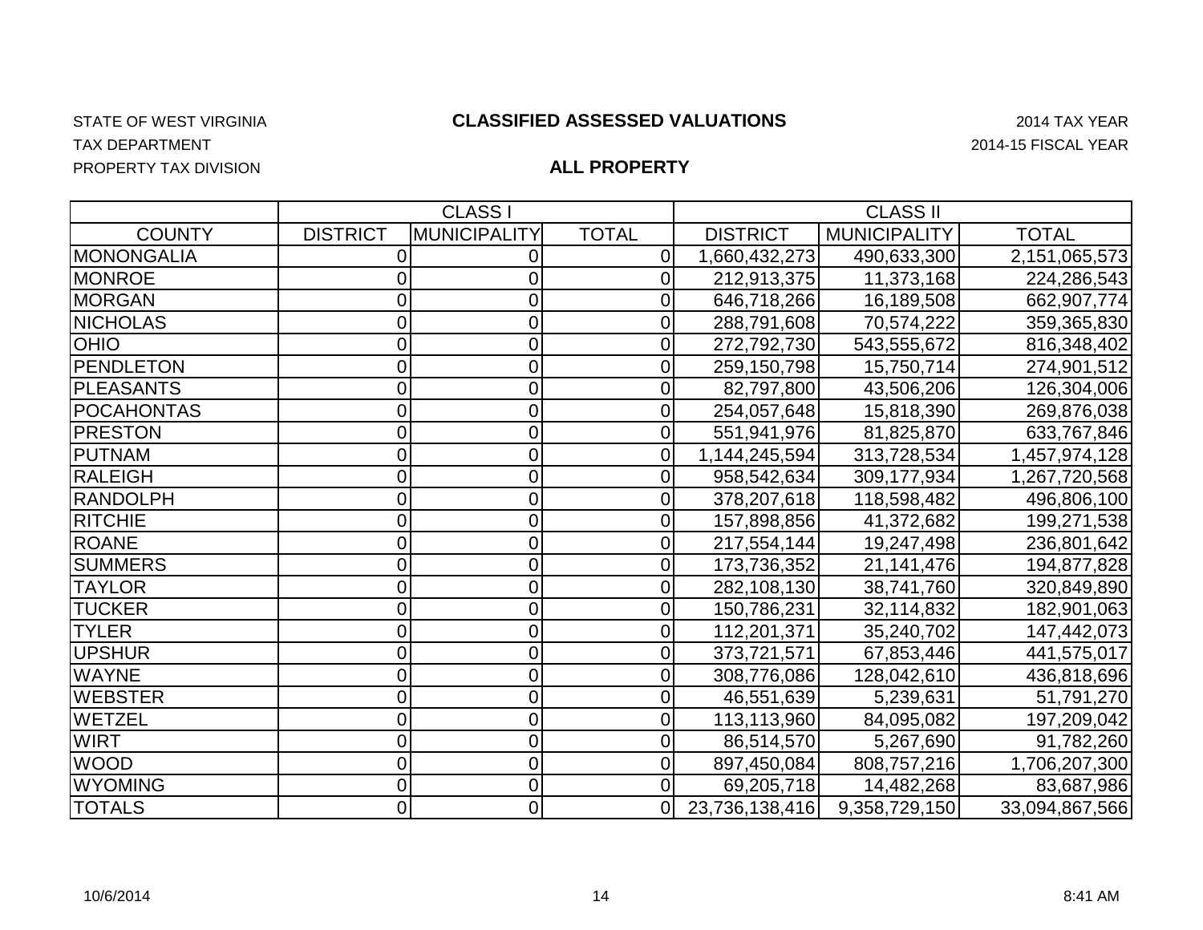STATE OF WEST VIRGINIA

TAX DEPARTMENT

PROPERTY TAX DIVISION

**CLASSIFIED ASSESSED VALUATIONS**

**ALL PROPERTY**

2014 TAX YEAR

2014-15 FISCAL YEAR

| | CLASS I | | | CLASS II | | |
|---|---|---|---|---|---|---|
| COUNTY | DISTRICT | MUNICIPALITY | TOTAL | DISTRICT | MUNICIPALITY | TOTAL |
| MONONGALIA | 0 | 0 | 0 | 1,660,432,273 | 490,633,300 | 2,151,065,573 |
| MONROE | 0 | 0 | 0 | 212,913,375 | 11,373,168 | 224,286,543 |
| MORGAN | 0 | 0 | 0 | 646,718,266 | 16,189,508 | 662,907,774 |
| NICHOLAS | 0 | 0 | 0 | 288,791,608 | 70,574,222 | 359,365,830 |
| OHIO | 0 | 0 | 0 | 272,792,730 | 543,555,672 | 816,348,402 |
| PENDLETON | 0 | 0 | 0 | 259,150,798 | 15,750,714 | 274,901,512 |
| PLEASANTS | 0 | 0 | 0 | 82,797,800 | 43,506,206 | 126,304,006 |
| POCAHONTAS | 0 | 0 | 0 | 254,057,648 | 15,818,390 | 269,876,038 |
| PRESTON | 0 | 0 | 0 | 551,941,976 | 81,825,870 | 633,767,846 |
| PUTNAM | 0 | 0 | 0 | 1,144,245,594 | 313,728,534 | 1,457,974,128 |
| RALEIGH | 0 | 0 | 0 | 958,542,634 | 309,177,934 | 1,267,720,568 |
| RANDOLPH | 0 | 0 | 0 | 378,207,618 | 118,598,482 | 496,806,100 |
| RITCHIE | 0 | 0 | 0 | 157,898,856 | 41,372,682 | 199,271,538 |
| ROANE | 0 | 0 | 0 | 217,554,144 | 19,247,498 | 236,801,642 |
| SUMMERS | 0 | 0 | 0 | 173,736,352 | 21,141,476 | 194,877,828 |
| TAYLOR | 0 | 0 | 0 | 282,108,130 | 38,741,760 | 320,849,890 |
| TUCKER | 0 | 0 | 0 | 150,786,231 | 32,114,832 | 182,901,063 |
| TYLER | 0 | 0 | 0 | 112,201,371 | 35,240,702 | 147,442,073 |
| UPSHUR | 0 | 0 | 0 | 373,721,571 | 67,853,446 | 441,575,017 |
| WAYNE | 0 | 0 | 0 | 308,776,086 | 128,042,610 | 436,818,696 |
| WEBSTER | 0 | 0 | 0 | 46,551,639 | 5,239,631 | 51,791,270 |
| WETZEL | 0 | 0 | 0 | 113,113,960 | 84,095,082 | 197,209,042 |
| WIRT | 0 | 0 | 0 | 86,514,570 | 5,267,690 | 91,782,260 |
| WOOD | 0 | 0 | 0 | 897,450,084 | 808,757,216 | 1,706,207,300 |
| WYOMING | 0 | 0 | 0 | 69,205,718 | 14,482,268 | 83,687,986 |
| TOTALS | 0 | 0 | 0 | 23,736,138,416 | 9,358,729,150 | 33,094,867,566 |

10/6/2014 8:41 AM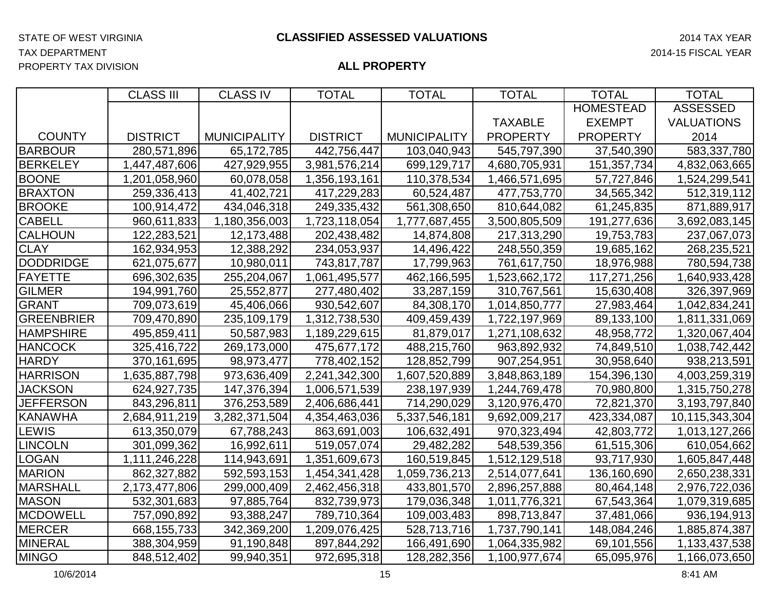STATE OF WEST VIRGINIA
TAX DEPARTMENT
PROPERTY TAX DIVISION

# CLASSIFIED ASSESSED VALUATIONS

## ALL PROPERTY

2014 TAX YEAR
2014-15 FISCAL YEAR

| COUNTY | CLASS III DISTRICT | CLASS IV MUNICIPALITY | TOTAL DISTRICT | TOTAL MUNICIPALITY | TOTAL TAXABLE PROPERTY | TOTAL HOMESTEAD EXEMPT PROPERTY | TOTAL ASSESSED VALUATIONS 2014 |
|---|---|---|---|---|---|---|---|
| BARBOUR | 280,571,896 | 65,172,785 | 442,756,447 | 103,040,943 | 545,797,390 | 37,540,390 | 583,337,780 |
| BERKELEY | 1,447,487,606 | 427,929,955 | 3,981,576,214 | 699,129,717 | 4,680,705,931 | 151,357,734 | 4,832,063,665 |
| BOONE | 1,201,058,960 | 60,078,058 | 1,356,193,161 | 110,378,534 | 1,466,571,695 | 57,727,846 | 1,524,299,541 |
| BRAXTON | 259,336,413 | 41,402,721 | 417,229,283 | 60,524,487 | 477,753,770 | 34,565,342 | 512,319,112 |
| BROOKE | 100,914,472 | 434,046,318 | 249,335,432 | 561,308,650 | 810,644,082 | 61,245,835 | 871,889,917 |
| CABELL | 960,611,833 | 1,180,356,003 | 1,723,118,054 | 1,777,687,455 | 3,500,805,509 | 191,277,636 | 3,692,083,145 |
| CALHOUN | 122,283,521 | 12,173,488 | 202,438,482 | 14,874,808 | 217,313,290 | 19,753,783 | 237,067,073 |
| CLAY | 162,934,953 | 12,388,292 | 234,053,937 | 14,496,422 | 248,550,359 | 19,685,162 | 268,235,521 |
| DODDRIDGE | 621,075,677 | 10,980,011 | 743,817,787 | 17,799,963 | 761,617,750 | 18,976,988 | 780,594,738 |
| FAYETTE | 696,302,635 | 255,204,067 | 1,061,495,577 | 462,166,595 | 1,523,662,172 | 117,271,256 | 1,640,933,428 |
| GILMER | 194,991,760 | 25,552,877 | 277,480,402 | 33,287,159 | 310,767,561 | 15,630,408 | 326,397,969 |
| GRANT | 709,073,619 | 45,406,066 | 930,542,607 | 84,308,170 | 1,014,850,777 | 27,983,464 | 1,042,834,241 |
| GREENBRIER | 709,470,890 | 235,109,179 | 1,312,738,530 | 409,459,439 | 1,722,197,969 | 89,133,100 | 1,811,331,069 |
| HAMPSHIRE | 495,859,411 | 50,587,983 | 1,189,229,615 | 81,879,017 | 1,271,108,632 | 48,958,772 | 1,320,067,404 |
| HANCOCK | 325,416,722 | 269,173,000 | 475,677,172 | 488,215,760 | 963,892,932 | 74,849,510 | 1,038,742,442 |
| HARDY | 370,161,695 | 98,973,477 | 778,402,152 | 128,852,799 | 907,254,951 | 30,958,640 | 938,213,591 |
| HARRISON | 1,635,887,798 | 973,636,409 | 2,241,342,300 | 1,607,520,889 | 3,848,863,189 | 154,396,130 | 4,003,259,319 |
| JACKSON | 624,927,735 | 147,376,394 | 1,006,571,539 | 238,197,939 | 1,244,769,478 | 70,980,800 | 1,315,750,278 |
| JEFFERSON | 843,296,811 | 376,253,589 | 2,406,686,441 | 714,290,029 | 3,120,976,470 | 72,821,370 | 3,193,797,840 |
| KANAWHA | 2,684,911,219 | 3,282,371,504 | 4,354,463,036 | 5,337,546,181 | 9,692,009,217 | 423,334,087 | 10,115,343,304 |
| LEWIS | 613,350,079 | 67,788,243 | 863,691,003 | 106,632,491 | 970,323,494 | 42,803,772 | 1,013,127,266 |
| LINCOLN | 301,099,362 | 16,992,611 | 519,057,074 | 29,482,282 | 548,539,356 | 61,515,306 | 610,054,662 |
| LOGAN | 1,111,246,228 | 114,943,691 | 1,351,609,673 | 160,519,845 | 1,512,129,518 | 93,717,930 | 1,605,847,448 |
| MARION | 862,327,882 | 592,593,153 | 1,454,341,428 | 1,059,736,213 | 2,514,077,641 | 136,160,690 | 2,650,238,331 |
| MARSHALL | 2,173,477,806 | 299,000,409 | 2,462,456,318 | 433,801,570 | 2,896,257,888 | 80,464,148 | 2,976,722,036 |
| MASON | 532,301,683 | 97,885,764 | 832,739,973 | 179,036,348 | 1,011,776,321 | 67,543,364 | 1,079,319,685 |
| MCDOWELL | 757,090,892 | 93,388,247 | 789,710,364 | 109,003,483 | 898,713,847 | 37,481,066 | 936,194,913 |
| MERCER | 668,155,733 | 342,369,200 | 1,209,076,425 | 528,713,716 | 1,737,790,141 | 148,084,246 | 1,885,874,387 |
| MINERAL | 388,304,959 | 91,190,848 | 897,844,292 | 166,491,690 | 1,064,335,982 | 69,101,556 | 1,133,437,538 |
| MINGO | 848,512,402 | 99,940,351 | 972,695,318 | 128,282,356 | 1,100,977,674 | 65,095,976 | 1,166,073,650 |

10/6/2014 8:41 AM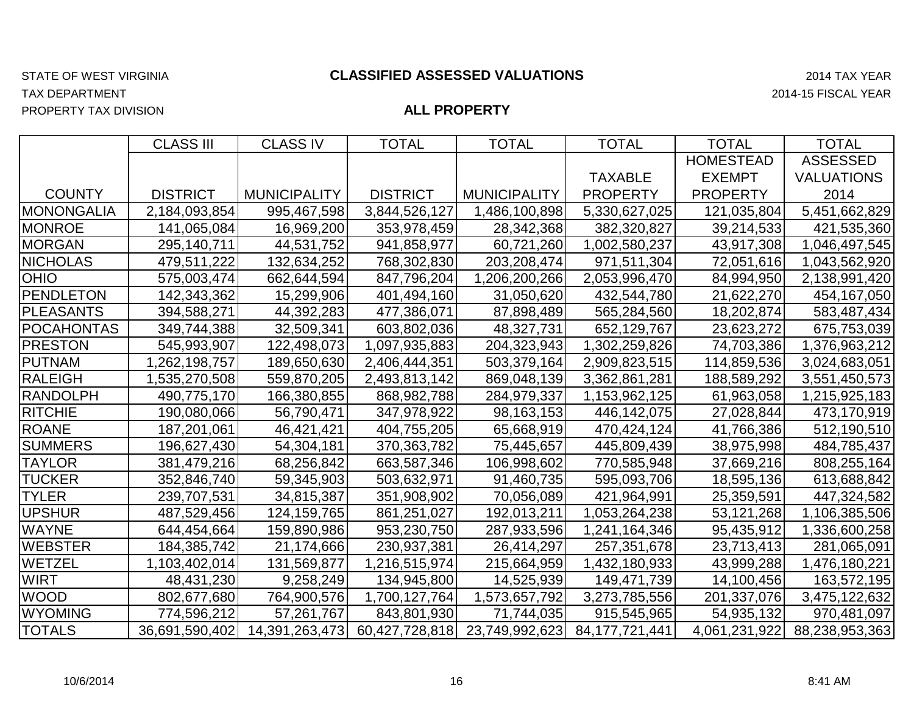STATE OF WEST VIRGINIA
TAX DEPARTMENT
PROPERTY TAX DIVISION

# CLASSIFIED ASSESSED VALUATIONS

## ALL PROPERTY

2014 TAX YEAR
2014-15 FISCAL YEAR

| COUNTY | CLASS III DISTRICT | CLASS IV MUNICIPALITY | TOTAL DISTRICT | TOTAL MUNICIPALITY | TOTAL TAXABLE PROPERTY | TOTAL HOMESTEAD EXEMPT PROPERTY | TOTAL ASSESSED VALUATIONS 2014 |
|---|---|---|---|---|---|---|---|
| MONONGALIA | 2,184,093,854 | 995,467,598 | 3,844,526,127 | 1,486,100,898 | 5,330,627,025 | 121,035,804 | 5,451,662,829 |
| MONROE | 141,065,084 | 16,969,200 | 353,978,459 | 28,342,368 | 382,320,827 | 39,214,533 | 421,535,360 |
| MORGAN | 295,140,711 | 44,531,752 | 941,858,977 | 60,721,260 | 1,002,580,237 | 43,917,308 | 1,046,497,545 |
| NICHOLAS | 479,511,222 | 132,634,252 | 768,302,830 | 203,208,474 | 971,511,304 | 72,051,616 | 1,043,562,920 |
| OHIO | 575,003,474 | 662,644,594 | 847,796,204 | 1,206,200,266 | 2,053,996,470 | 84,994,950 | 2,138,991,420 |
| PENDLETON | 142,343,362 | 15,299,906 | 401,494,160 | 31,050,620 | 432,544,780 | 21,622,270 | 454,167,050 |
| PLEASANTS | 394,588,271 | 44,392,283 | 477,386,071 | 87,898,489 | 565,284,560 | 18,202,874 | 583,487,434 |
| POCAHONTAS | 349,744,388 | 32,509,341 | 603,802,036 | 48,327,731 | 652,129,767 | 23,623,272 | 675,753,039 |
| PRESTON | 545,993,907 | 122,498,073 | 1,097,935,883 | 204,323,943 | 1,302,259,826 | 74,703,386 | 1,376,963,212 |
| PUTNAM | 1,262,198,757 | 189,650,630 | 2,406,444,351 | 503,379,164 | 2,909,823,515 | 114,859,536 | 3,024,683,051 |
| RALEIGH | 1,535,270,508 | 559,870,205 | 2,493,813,142 | 869,048,139 | 3,362,861,281 | 188,589,292 | 3,551,450,573 |
| RANDOLPH | 490,775,170 | 166,380,855 | 868,982,788 | 284,979,337 | 1,153,962,125 | 61,963,058 | 1,215,925,183 |
| RITCHIE | 190,080,066 | 56,790,471 | 347,978,922 | 98,163,153 | 446,142,075 | 27,028,844 | 473,170,919 |
| ROANE | 187,201,061 | 46,421,421 | 404,755,205 | 65,668,919 | 470,424,124 | 41,766,386 | 512,190,510 |
| SUMMERS | 196,627,430 | 54,304,181 | 370,363,782 | 75,445,657 | 445,809,439 | 38,975,998 | 484,785,437 |
| TAYLOR | 381,479,216 | 68,256,842 | 663,587,346 | 106,998,602 | 770,585,948 | 37,669,216 | 808,255,164 |
| TUCKER | 352,846,740 | 59,345,903 | 503,632,971 | 91,460,735 | 595,093,706 | 18,595,136 | 613,688,842 |
| TYLER | 239,707,531 | 34,815,387 | 351,908,902 | 70,056,089 | 421,964,991 | 25,359,591 | 447,324,582 |
| UPSHUR | 487,529,456 | 124,159,765 | 861,251,027 | 192,013,211 | 1,053,264,238 | 53,121,268 | 1,106,385,506 |
| WAYNE | 644,454,664 | 159,890,986 | 953,230,750 | 287,933,596 | 1,241,164,346 | 95,435,912 | 1,336,600,258 |
| WEBSTER | 184,385,742 | 21,174,666 | 230,937,381 | 26,414,297 | 257,351,678 | 23,713,413 | 281,065,091 |
| WETZEL | 1,103,402,014 | 131,569,877 | 1,216,515,974 | 215,664,959 | 1,432,180,933 | 43,999,288 | 1,476,180,221 |
| WIRT | 48,431,230 | 9,258,249 | 134,945,800 | 14,525,939 | 149,471,739 | 14,100,456 | 163,572,195 |
| WOOD | 802,677,680 | 764,900,576 | 1,700,127,764 | 1,573,657,792 | 3,273,785,556 | 201,337,076 | 3,475,122,632 |
| WYOMING | 774,596,212 | 57,261,767 | 843,801,930 | 71,744,035 | 915,545,965 | 54,935,132 | 970,481,097 |
| TOTALS | 36,691,590,402 | 14,391,263,473 | 60,427,728,818 | 23,749,992,623 | 84,177,721,441 | 4,061,231,922 | 88,238,953,363 |

10/6/2014 8:41 AM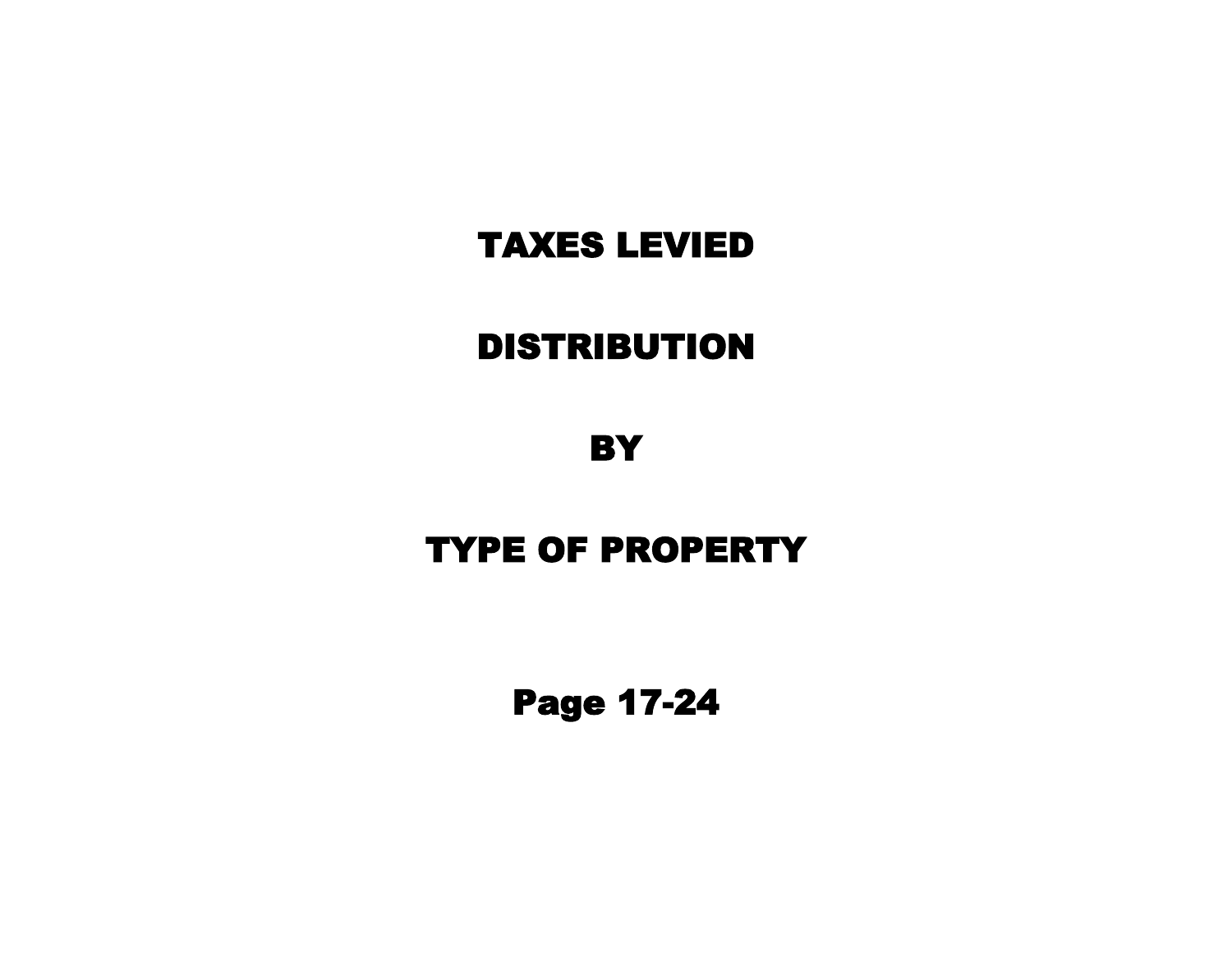# TAXES LEVIED

# DISTRIBUTION

# BY

# TYPE OF PROPERTY

## Page 17-24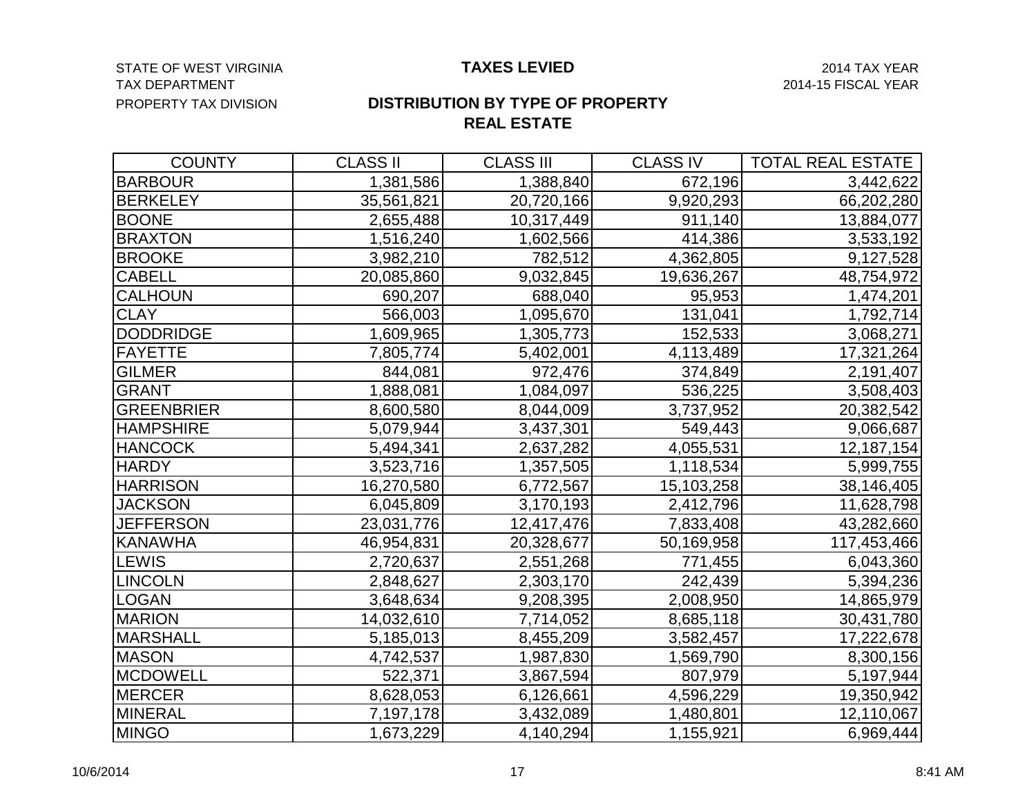STATE OF WEST VIRGINIA
TAX DEPARTMENT
PROPERTY TAX DIVISION

# TAXES LEVIED

2014 TAX YEAR
2014-15 FISCAL YEAR

## DISTRIBUTION BY TYPE OF PROPERTY
## REAL ESTATE

| COUNTY | CLASS II | CLASS III | CLASS IV | TOTAL REAL ESTATE |
|---|---|---|---|---|
| BARBOUR | 1,381,586 | 1,388,840 | 672,196 | 3,442,622 |
| BERKELEY | 35,561,821 | 20,720,166 | 9,920,293 | 66,202,280 |
| BOONE | 2,655,488 | 10,317,449 | 911,140 | 13,884,077 |
| BRAXTON | 1,516,240 | 1,602,566 | 414,386 | 3,533,192 |
| BROOKE | 3,982,210 | 782,512 | 4,362,805 | 9,127,528 |
| CABELL | 20,085,860 | 9,032,845 | 19,636,267 | 48,754,972 |
| CALHOUN | 690,207 | 688,040 | 95,953 | 1,474,201 |
| CLAY | 566,003 | 1,095,670 | 131,041 | 1,792,714 |
| DODDRIDGE | 1,609,965 | 1,305,773 | 152,533 | 3,068,271 |
| FAYETTE | 7,805,774 | 5,402,001 | 4,113,489 | 17,321,264 |
| GILMER | 844,081 | 972,476 | 374,849 | 2,191,407 |
| GRANT | 1,888,081 | 1,084,097 | 536,225 | 3,508,403 |
| GREENBRIER | 8,600,580 | 8,044,009 | 3,737,952 | 20,382,542 |
| HAMPSHIRE | 5,079,944 | 3,437,301 | 549,443 | 9,066,687 |
| HANCOCK | 5,494,341 | 2,637,282 | 4,055,531 | 12,187,154 |
| HARDY | 3,523,716 | 1,357,505 | 1,118,534 | 5,999,755 |
| HARRISON | 16,270,580 | 6,772,567 | 15,103,258 | 38,146,405 |
| JACKSON | 6,045,809 | 3,170,193 | 2,412,796 | 11,628,798 |
| JEFFERSON | 23,031,776 | 12,417,476 | 7,833,408 | 43,282,660 |
| KANAWHA | 46,954,831 | 20,328,677 | 50,169,958 | 117,453,466 |
| LEWIS | 2,720,637 | 2,551,268 | 771,455 | 6,043,360 |
| LINCOLN | 2,848,627 | 2,303,170 | 242,439 | 5,394,236 |
| LOGAN | 3,648,634 | 9,208,395 | 2,008,950 | 14,865,979 |
| MARION | 14,032,610 | 7,714,052 | 8,685,118 | 30,431,780 |
| MARSHALL | 5,185,013 | 8,455,209 | 3,582,457 | 17,222,678 |
| MASON | 4,742,537 | 1,987,830 | 1,569,790 | 8,300,156 |
| MCDOWELL | 522,371 | 3,867,594 | 807,979 | 5,197,944 |
| MERCER | 8,628,053 | 6,126,661 | 4,596,229 | 19,350,942 |
| MINERAL | 7,197,178 | 3,432,089 | 1,480,801 | 12,110,067 |
| MINGO | 1,673,229 | 4,140,294 | 1,155,921 | 6,969,444 |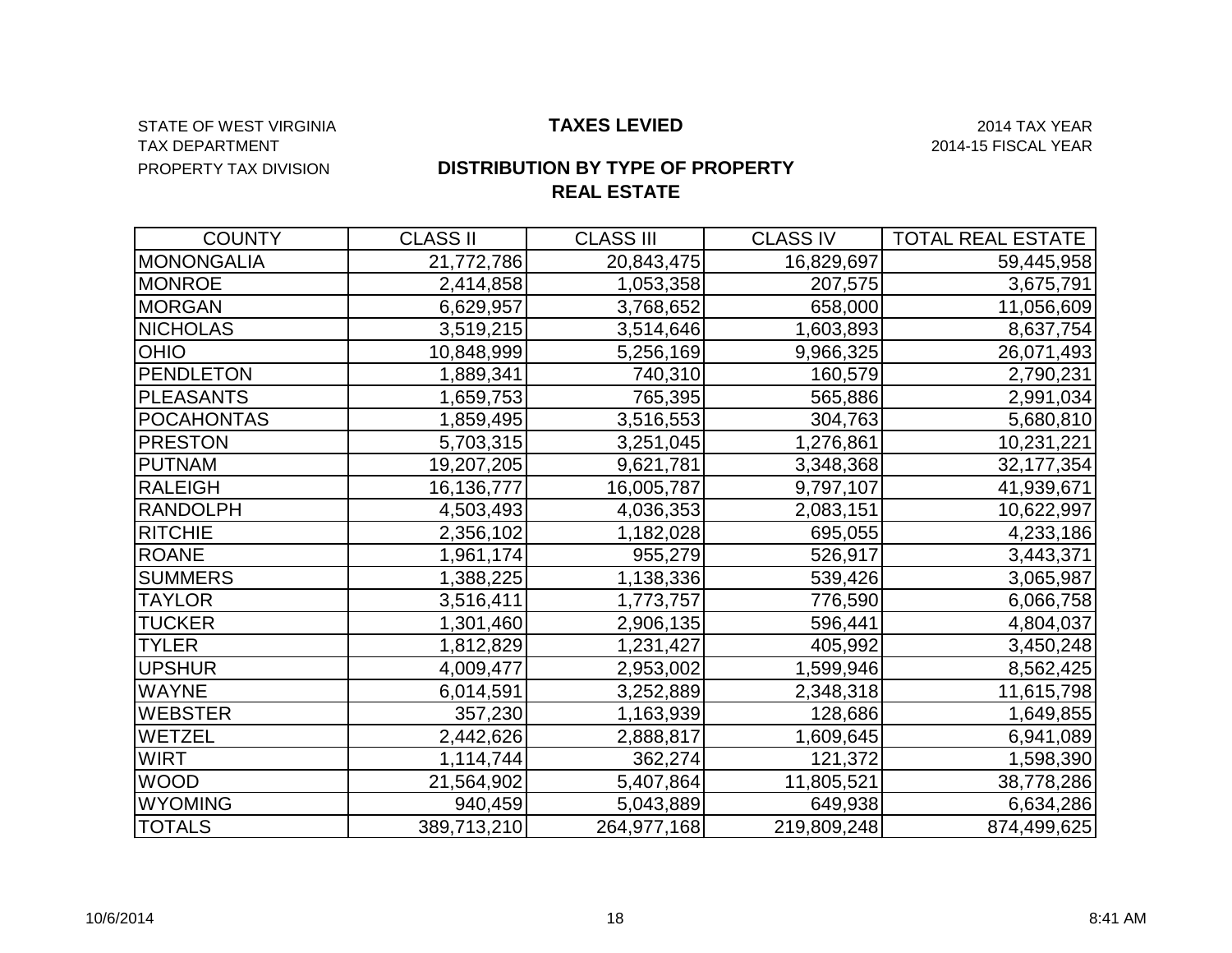STATE OF WEST VIRGINIA
TAX DEPARTMENT
PROPERTY TAX DIVISION

# TAXES LEVIED

2014 TAX YEAR
2014-15 FISCAL YEAR

## DISTRIBUTION BY TYPE OF PROPERTY
## REAL ESTATE

| COUNTY | CLASS II | CLASS III | CLASS IV | TOTAL REAL ESTATE |
|---|---|---|---|---|
| MONONGALIA | 21,772,786 | 20,843,475 | 16,829,697 | 59,445,958 |
| MONROE | 2,414,858 | 1,053,358 | 207,575 | 3,675,791 |
| MORGAN | 6,629,957 | 3,768,652 | 658,000 | 11,056,609 |
| NICHOLAS | 3,519,215 | 3,514,646 | 1,603,893 | 8,637,754 |
| OHIO | 10,848,999 | 5,256,169 | 9,966,325 | 26,071,493 |
| PENDLETON | 1,889,341 | 740,310 | 160,579 | 2,790,231 |
| PLEASANTS | 1,659,753 | 765,395 | 565,886 | 2,991,034 |
| POCAHONTAS | 1,859,495 | 3,516,553 | 304,763 | 5,680,810 |
| PRESTON | 5,703,315 | 3,251,045 | 1,276,861 | 10,231,221 |
| PUTNAM | 19,207,205 | 9,621,781 | 3,348,368 | 32,177,354 |
| RALEIGH | 16,136,777 | 16,005,787 | 9,797,107 | 41,939,671 |
| RANDOLPH | 4,503,493 | 4,036,353 | 2,083,151 | 10,622,997 |
| RITCHIE | 2,356,102 | 1,182,028 | 695,055 | 4,233,186 |
| ROANE | 1,961,174 | 955,279 | 526,917 | 3,443,371 |
| SUMMERS | 1,388,225 | 1,138,336 | 539,426 | 3,065,987 |
| TAYLOR | 3,516,411 | 1,773,757 | 776,590 | 6,066,758 |
| TUCKER | 1,301,460 | 2,906,135 | 596,441 | 4,804,037 |
| TYLER | 1,812,829 | 1,231,427 | 405,992 | 3,450,248 |
| UPSHUR | 4,009,477 | 2,953,002 | 1,599,946 | 8,562,425 |
| WAYNE | 6,014,591 | 3,252,889 | 2,348,318 | 11,615,798 |
| WEBSTER | 357,230 | 1,163,939 | 128,686 | 1,649,855 |
| WETZEL | 2,442,626 | 2,888,817 | 1,609,645 | 6,941,089 |
| WIRT | 1,114,744 | 362,274 | 121,372 | 1,598,390 |
| WOOD | 21,564,902 | 5,407,864 | 11,805,521 | 38,778,286 |
| WYOMING | 940,459 | 5,043,889 | 649,938 | 6,634,286 |
| TOTALS | 389,713,210 | 264,977,168 | 219,809,248 | 874,499,625 |

10/6/2014 8:41 AM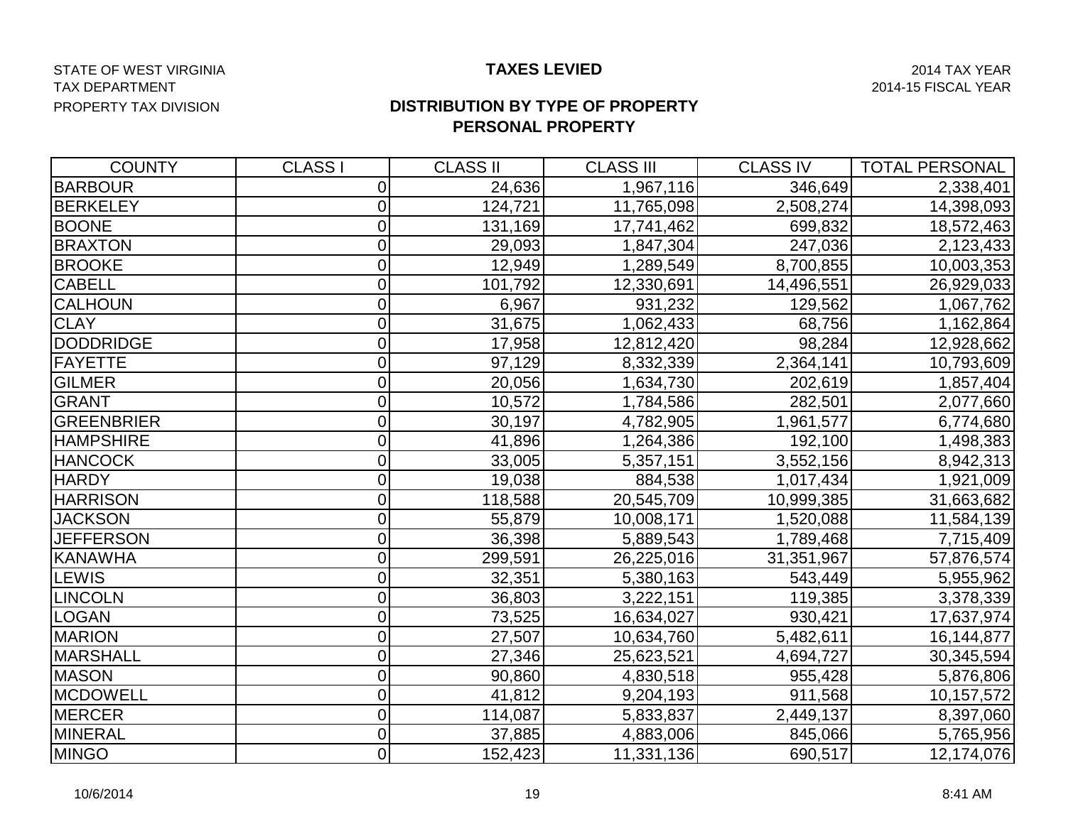STATE OF WEST VIRGINIA
TAX DEPARTMENT
PROPERTY TAX DIVISION

# TAXES LEVIED

2014 TAX YEAR
2014-15 FISCAL YEAR

## DISTRIBUTION BY TYPE OF PROPERTY
## PERSONAL PROPERTY

| COUNTY | CLASS I | CLASS II | CLASS III | CLASS IV | TOTAL PERSONAL |
|---|---|---|---|---|---|
| BARBOUR | 0 | 24,636 | 1,967,116 | 346,649 | 2,338,401 |
| BERKELEY | 0 | 124,721 | 11,765,098 | 2,508,274 | 14,398,093 |
| BOONE | 0 | 131,169 | 17,741,462 | 699,832 | 18,572,463 |
| BRAXTON | 0 | 29,093 | 1,847,304 | 247,036 | 2,123,433 |
| BROOKE | 0 | 12,949 | 1,289,549 | 8,700,855 | 10,003,353 |
| CABELL | 0 | 101,792 | 12,330,691 | 14,496,551 | 26,929,033 |
| CALHOUN | 0 | 6,967 | 931,232 | 129,562 | 1,067,762 |
| CLAY | 0 | 31,675 | 1,062,433 | 68,756 | 1,162,864 |
| DODDRIDGE | 0 | 17,958 | 12,812,420 | 98,284 | 12,928,662 |
| FAYETTE | 0 | 97,129 | 8,332,339 | 2,364,141 | 10,793,609 |
| GILMER | 0 | 20,056 | 1,634,730 | 202,619 | 1,857,404 |
| GRANT | 0 | 10,572 | 1,784,586 | 282,501 | 2,077,660 |
| GREENBRIER | 0 | 30,197 | 4,782,905 | 1,961,577 | 6,774,680 |
| HAMPSHIRE | 0 | 41,896 | 1,264,386 | 192,100 | 1,498,383 |
| HANCOCK | 0 | 33,005 | 5,357,151 | 3,552,156 | 8,942,313 |
| HARDY | 0 | 19,038 | 884,538 | 1,017,434 | 1,921,009 |
| HARRISON | 0 | 118,588 | 20,545,709 | 10,999,385 | 31,663,682 |
| JACKSON | 0 | 55,879 | 10,008,171 | 1,520,088 | 11,584,139 |
| JEFFERSON | 0 | 36,398 | 5,889,543 | 1,789,468 | 7,715,409 |
| KANAWHA | 0 | 299,591 | 26,225,016 | 31,351,967 | 57,876,574 |
| LEWIS | 0 | 32,351 | 5,380,163 | 543,449 | 5,955,962 |
| LINCOLN | 0 | 36,803 | 3,222,151 | 119,385 | 3,378,339 |
| LOGAN | 0 | 73,525 | 16,634,027 | 930,421 | 17,637,974 |
| MARION | 0 | 27,507 | 10,634,760 | 5,482,611 | 16,144,877 |
| MARSHALL | 0 | 27,346 | 25,623,521 | 4,694,727 | 30,345,594 |
| MASON | 0 | 90,860 | 4,830,518 | 955,428 | 5,876,806 |
| MCDOWELL | 0 | 41,812 | 9,204,193 | 911,568 | 10,157,572 |
| MERCER | 0 | 114,087 | 5,833,837 | 2,449,137 | 8,397,060 |
| MINERAL | 0 | 37,885 | 4,883,006 | 845,066 | 5,765,956 |
| MINGO | 0 | 152,423 | 11,331,136 | 690,517 | 12,174,076 |

10/6/2014 8:41 AM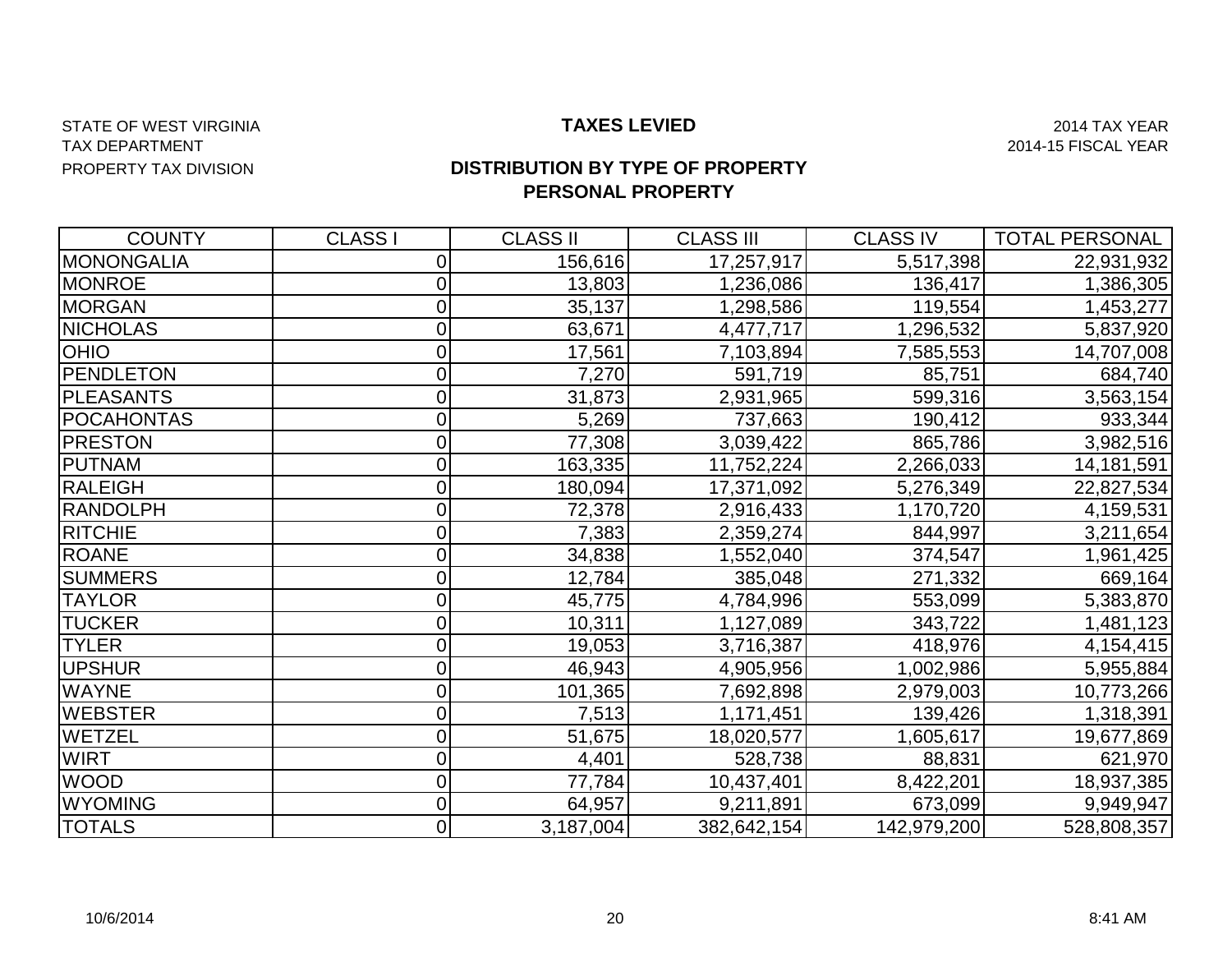STATE OF WEST VIRGINIA
TAX DEPARTMENT
PROPERTY TAX DIVISION

# TAXES LEVIED

2014 TAX YEAR
2014-15 FISCAL YEAR

## DISTRIBUTION BY TYPE OF PROPERTY
## PERSONAL PROPERTY

| COUNTY | CLASS I | CLASS II | CLASS III | CLASS IV | TOTAL PERSONAL |
|---|---|---|---|---|---|
| MONONGALIA | 0 | 156,616 | 17,257,917 | 5,517,398 | 22,931,932 |
| MONROE | 0 | 13,803 | 1,236,086 | 136,417 | 1,386,305 |
| MORGAN | 0 | 35,137 | 1,298,586 | 119,554 | 1,453,277 |
| NICHOLAS | 0 | 63,671 | 4,477,717 | 1,296,532 | 5,837,920 |
| OHIO | 0 | 17,561 | 7,103,894 | 7,585,553 | 14,707,008 |
| PENDLETON | 0 | 7,270 | 591,719 | 85,751 | 684,740 |
| PLEASANTS | 0 | 31,873 | 2,931,965 | 599,316 | 3,563,154 |
| POCAHONTAS | 0 | 5,269 | 737,663 | 190,412 | 933,344 |
| PRESTON | 0 | 77,308 | 3,039,422 | 865,786 | 3,982,516 |
| PUTNAM | 0 | 163,335 | 11,752,224 | 2,266,033 | 14,181,591 |
| RALEIGH | 0 | 180,094 | 17,371,092 | 5,276,349 | 22,827,534 |
| RANDOLPH | 0 | 72,378 | 2,916,433 | 1,170,720 | 4,159,531 |
| RITCHIE | 0 | 7,383 | 2,359,274 | 844,997 | 3,211,654 |
| ROANE | 0 | 34,838 | 1,552,040 | 374,547 | 1,961,425 |
| SUMMERS | 0 | 12,784 | 385,048 | 271,332 | 669,164 |
| TAYLOR | 0 | 45,775 | 4,784,996 | 553,099 | 5,383,870 |
| TUCKER | 0 | 10,311 | 1,127,089 | 343,722 | 1,481,123 |
| TYLER | 0 | 19,053 | 3,716,387 | 418,976 | 4,154,415 |
| UPSHUR | 0 | 46,943 | 4,905,956 | 1,002,986 | 5,955,884 |
| WAYNE | 0 | 101,365 | 7,692,898 | 2,979,003 | 10,773,266 |
| WEBSTER | 0 | 7,513 | 1,171,451 | 139,426 | 1,318,391 |
| WETZEL | 0 | 51,675 | 18,020,577 | 1,605,617 | 19,677,869 |
| WIRT | 0 | 4,401 | 528,738 | 88,831 | 621,970 |
| WOOD | 0 | 77,784 | 10,437,401 | 8,422,201 | 18,937,385 |
| WYOMING | 0 | 64,957 | 9,211,891 | 673,099 | 9,949,947 |
| TOTALS | 0 | 3,187,004 | 382,642,154 | 142,979,200 | 528,808,357 |

10/6/2014 8:41 AM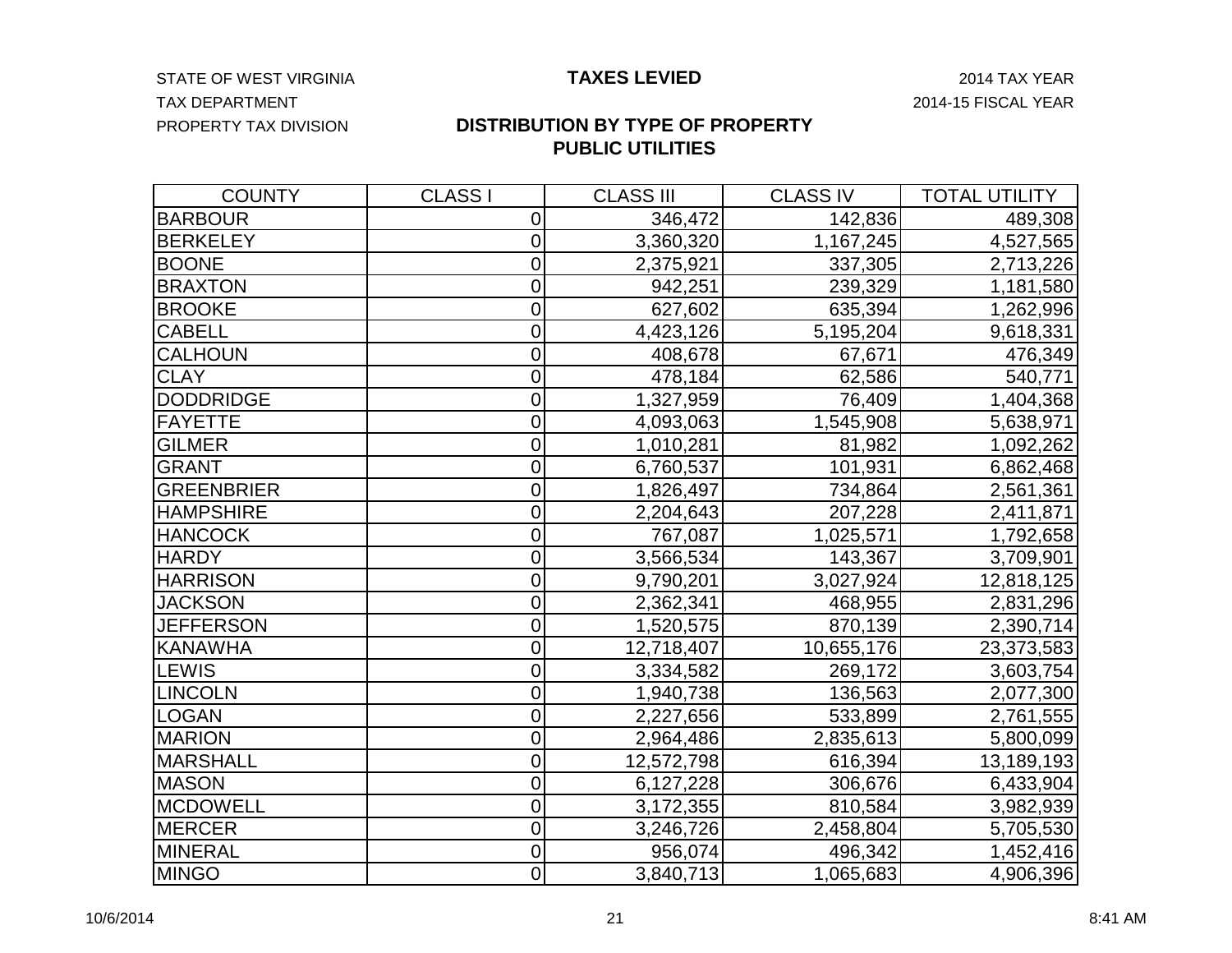STATE OF WEST VIRGINIA
TAX DEPARTMENT
PROPERTY TAX DIVISION

# TAXES LEVIED

2014 TAX YEAR
2014-15 FISCAL YEAR

## DISTRIBUTION BY TYPE OF PROPERTY
## PUBLIC UTILITIES

| COUNTY | CLASS I | CLASS III | CLASS IV | TOTAL UTILITY |
|---|---|---|---|---|
| BARBOUR | 0 | 346,472 | 142,836 | 489,308 |
| BERKELEY | 0 | 3,360,320 | 1,167,245 | 4,527,565 |
| BOONE | 0 | 2,375,921 | 337,305 | 2,713,226 |
| BRAXTON | 0 | 942,251 | 239,329 | 1,181,580 |
| BROOKE | 0 | 627,602 | 635,394 | 1,262,996 |
| CABELL | 0 | 4,423,126 | 5,195,204 | 9,618,331 |
| CALHOUN | 0 | 408,678 | 67,671 | 476,349 |
| CLAY | 0 | 478,184 | 62,586 | 540,771 |
| DODDRIDGE | 0 | 1,327,959 | 76,409 | 1,404,368 |
| FAYETTE | 0 | 4,093,063 | 1,545,908 | 5,638,971 |
| GILMER | 0 | 1,010,281 | 81,982 | 1,092,262 |
| GRANT | 0 | 6,760,537 | 101,931 | 6,862,468 |
| GREENBRIER | 0 | 1,826,497 | 734,864 | 2,561,361 |
| HAMPSHIRE | 0 | 2,204,643 | 207,228 | 2,411,871 |
| HANCOCK | 0 | 767,087 | 1,025,571 | 1,792,658 |
| HARDY | 0 | 3,566,534 | 143,367 | 3,709,901 |
| HARRISON | 0 | 9,790,201 | 3,027,924 | 12,818,125 |
| JACKSON | 0 | 2,362,341 | 468,955 | 2,831,296 |
| JEFFERSON | 0 | 1,520,575 | 870,139 | 2,390,714 |
| KANAWHA | 0 | 12,718,407 | 10,655,176 | 23,373,583 |
| LEWIS | 0 | 3,334,582 | 269,172 | 3,603,754 |
| LINCOLN | 0 | 1,940,738 | 136,563 | 2,077,300 |
| LOGAN | 0 | 2,227,656 | 533,899 | 2,761,555 |
| MARION | 0 | 2,964,486 | 2,835,613 | 5,800,099 |
| MARSHALL | 0 | 12,572,798 | 616,394 | 13,189,193 |
| MASON | 0 | 6,127,228 | 306,676 | 6,433,904 |
| MCDOWELL | 0 | 3,172,355 | 810,584 | 3,982,939 |
| MERCER | 0 | 3,246,726 | 2,458,804 | 5,705,530 |
| MINERAL | 0 | 956,074 | 496,342 | 1,452,416 |
| MINGO | 0 | 3,840,713 | 1,065,683 | 4,906,396 |

10/6/2014 8:41 AM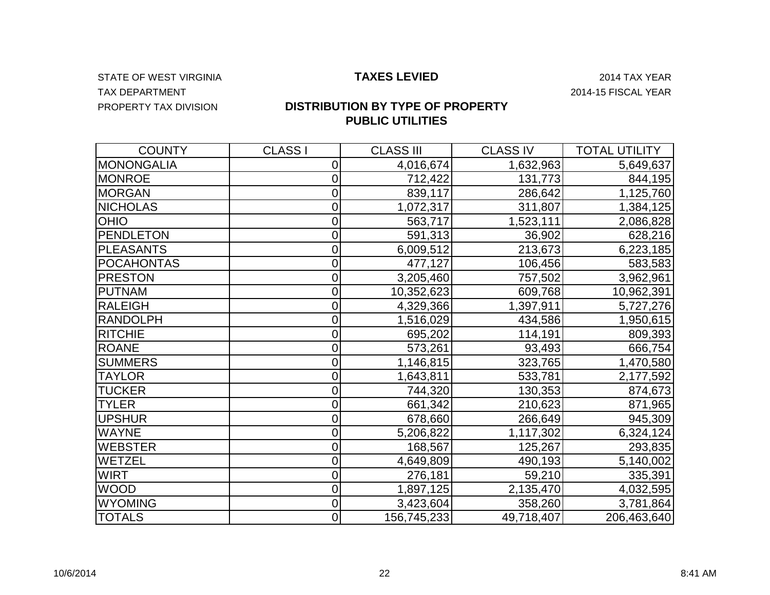STATE OF WEST VIRGINIA

TAX DEPARTMENT

PROPERTY TAX DIVISION

# TAXES LEVIED

2014 TAX YEAR

2014-15 FISCAL YEAR

## DISTRIBUTION BY TYPE OF PROPERTY
## PUBLIC UTILITIES

| COUNTY | CLASS I | CLASS III | CLASS IV | TOTAL UTILITY |
|---|---|---|---|---|
| MONONGALIA | 0 | 4,016,674 | 1,632,963 | 5,649,637 |
| MONROE | 0 | 712,422 | 131,773 | 844,195 |
| MORGAN | 0 | 839,117 | 286,642 | 1,125,760 |
| NICHOLAS | 0 | 1,072,317 | 311,807 | 1,384,125 |
| OHIO | 0 | 563,717 | 1,523,111 | 2,086,828 |
| PENDLETON | 0 | 591,313 | 36,902 | 628,216 |
| PLEASANTS | 0 | 6,009,512 | 213,673 | 6,223,185 |
| POCAHONTAS | 0 | 477,127 | 106,456 | 583,583 |
| PRESTON | 0 | 3,205,460 | 757,502 | 3,962,961 |
| PUTNAM | 0 | 10,352,623 | 609,768 | 10,962,391 |
| RALEIGH | 0 | 4,329,366 | 1,397,911 | 5,727,276 |
| RANDOLPH | 0 | 1,516,029 | 434,586 | 1,950,615 |
| RITCHIE | 0 | 695,202 | 114,191 | 809,393 |
| ROANE | 0 | 573,261 | 93,493 | 666,754 |
| SUMMERS | 0 | 1,146,815 | 323,765 | 1,470,580 |
| TAYLOR | 0 | 1,643,811 | 533,781 | 2,177,592 |
| TUCKER | 0 | 744,320 | 130,353 | 874,673 |
| TYLER | 0 | 661,342 | 210,623 | 871,965 |
| UPSHUR | 0 | 678,660 | 266,649 | 945,309 |
| WAYNE | 0 | 5,206,822 | 1,117,302 | 6,324,124 |
| WEBSTER | 0 | 168,567 | 125,267 | 293,835 |
| WETZEL | 0 | 4,649,809 | 490,193 | 5,140,002 |
| WIRT | 0 | 276,181 | 59,210 | 335,391 |
| WOOD | 0 | 1,897,125 | 2,135,470 | 4,032,595 |
| WYOMING | 0 | 3,423,604 | 358,260 | 3,781,864 |
| TOTALS | 0 | 156,745,233 | 49,718,407 | 206,463,640 |

10/6/2014 8:41 AM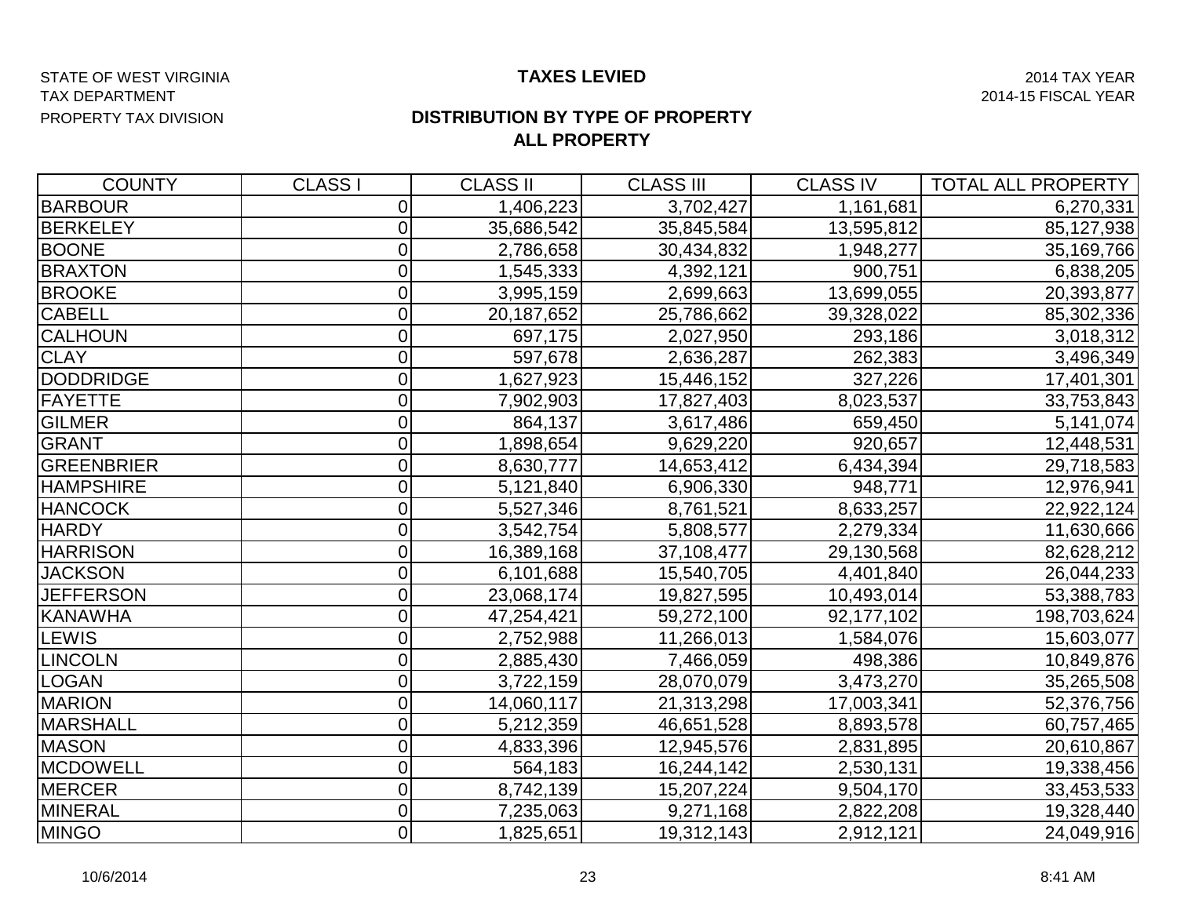STATE OF WEST VIRGINIA
TAX DEPARTMENT
PROPERTY TAX DIVISION

**TAXES LEVIED**

2014 TAX YEAR
2014-15 FISCAL YEAR

## DISTRIBUTION BY TYPE OF PROPERTY
## ALL PROPERTY

| COUNTY | CLASS I | CLASS II | CLASS III | CLASS IV | TOTAL ALL PROPERTY |
|---|---|---|---|---|---|
| BARBOUR | 0 | 1,406,223 | 3,702,427 | 1,161,681 | 6,270,331 |
| BERKELEY | 0 | 35,686,542 | 35,845,584 | 13,595,812 | 85,127,938 |
| BOONE | 0 | 2,786,658 | 30,434,832 | 1,948,277 | 35,169,766 |
| BRAXTON | 0 | 1,545,333 | 4,392,121 | 900,751 | 6,838,205 |
| BROOKE | 0 | 3,995,159 | 2,699,663 | 13,699,055 | 20,393,877 |
| CABELL | 0 | 20,187,652 | 25,786,662 | 39,328,022 | 85,302,336 |
| CALHOUN | 0 | 697,175 | 2,027,950 | 293,186 | 3,018,312 |
| CLAY | 0 | 597,678 | 2,636,287 | 262,383 | 3,496,349 |
| DODDRIDGE | 0 | 1,627,923 | 15,446,152 | 327,226 | 17,401,301 |
| FAYETTE | 0 | 7,902,903 | 17,827,403 | 8,023,537 | 33,753,843 |
| GILMER | 0 | 864,137 | 3,617,486 | 659,450 | 5,141,074 |
| GRANT | 0 | 1,898,654 | 9,629,220 | 920,657 | 12,448,531 |
| GREENBRIER | 0 | 8,630,777 | 14,653,412 | 6,434,394 | 29,718,583 |
| HAMPSHIRE | 0 | 5,121,840 | 6,906,330 | 948,771 | 12,976,941 |
| HANCOCK | 0 | 5,527,346 | 8,761,521 | 8,633,257 | 22,922,124 |
| HARDY | 0 | 3,542,754 | 5,808,577 | 2,279,334 | 11,630,666 |
| HARRISON | 0 | 16,389,168 | 37,108,477 | 29,130,568 | 82,628,212 |
| JACKSON | 0 | 6,101,688 | 15,540,705 | 4,401,840 | 26,044,233 |
| JEFFERSON | 0 | 23,068,174 | 19,827,595 | 10,493,014 | 53,388,783 |
| KANAWHA | 0 | 47,254,421 | 59,272,100 | 92,177,102 | 198,703,624 |
| LEWIS | 0 | 2,752,988 | 11,266,013 | 1,584,076 | 15,603,077 |
| LINCOLN | 0 | 2,885,430 | 7,466,059 | 498,386 | 10,849,876 |
| LOGAN | 0 | 3,722,159 | 28,070,079 | 3,473,270 | 35,265,508 |
| MARION | 0 | 14,060,117 | 21,313,298 | 17,003,341 | 52,376,756 |
| MARSHALL | 0 | 5,212,359 | 46,651,528 | 8,893,578 | 60,757,465 |
| MASON | 0 | 4,833,396 | 12,945,576 | 2,831,895 | 20,610,867 |
| MCDOWELL | 0 | 564,183 | 16,244,142 | 2,530,131 | 19,338,456 |
| MERCER | 0 | 8,742,139 | 15,207,224 | 9,504,170 | 33,453,533 |
| MINERAL | 0 | 7,235,063 | 9,271,168 | 2,822,208 | 19,328,440 |
| MINGO | 0 | 1,825,651 | 19,312,143 | 2,912,121 | 24,049,916 |

10/6/2014 8:41 AM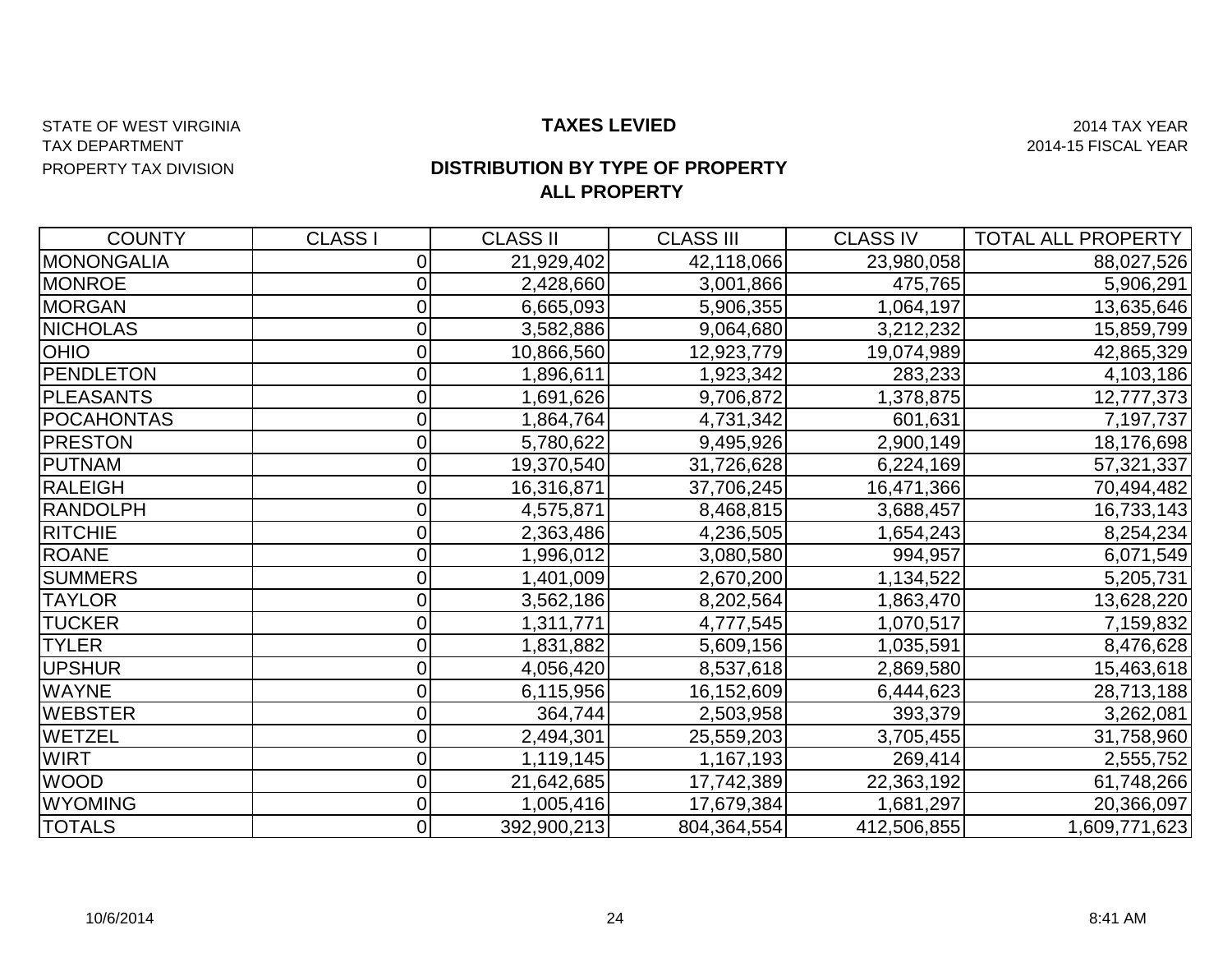STATE OF WEST VIRGINIA
TAX DEPARTMENT
PROPERTY TAX DIVISION

# TAXES LEVIED

2014 TAX YEAR
2014-15 FISCAL YEAR

## DISTRIBUTION BY TYPE OF PROPERTY
## ALL PROPERTY

| COUNTY | CLASS I | CLASS II | CLASS III | CLASS IV | TOTAL ALL PROPERTY |
|---|---|---|---|---|---|
| MONONGALIA | 0 | 21,929,402 | 42,118,066 | 23,980,058 | 88,027,526 |
| MONROE | 0 | 2,428,660 | 3,001,866 | 475,765 | 5,906,291 |
| MORGAN | 0 | 6,665,093 | 5,906,355 | 1,064,197 | 13,635,646 |
| NICHOLAS | 0 | 3,582,886 | 9,064,680 | 3,212,232 | 15,859,799 |
| OHIO | 0 | 10,866,560 | 12,923,779 | 19,074,989 | 42,865,329 |
| PENDLETON | 0 | 1,896,611 | 1,923,342 | 283,233 | 4,103,186 |
| PLEASANTS | 0 | 1,691,626 | 9,706,872 | 1,378,875 | 12,777,373 |
| POCAHONTAS | 0 | 1,864,764 | 4,731,342 | 601,631 | 7,197,737 |
| PRESTON | 0 | 5,780,622 | 9,495,926 | 2,900,149 | 18,176,698 |
| PUTNAM | 0 | 19,370,540 | 31,726,628 | 6,224,169 | 57,321,337 |
| RALEIGH | 0 | 16,316,871 | 37,706,245 | 16,471,366 | 70,494,482 |
| RANDOLPH | 0 | 4,575,871 | 8,468,815 | 3,688,457 | 16,733,143 |
| RITCHIE | 0 | 2,363,486 | 4,236,505 | 1,654,243 | 8,254,234 |
| ROANE | 0 | 1,996,012 | 3,080,580 | 994,957 | 6,071,549 |
| SUMMERS | 0 | 1,401,009 | 2,670,200 | 1,134,522 | 5,205,731 |
| TAYLOR | 0 | 3,562,186 | 8,202,564 | 1,863,470 | 13,628,220 |
| TUCKER | 0 | 1,311,771 | 4,777,545 | 1,070,517 | 7,159,832 |
| TYLER | 0 | 1,831,882 | 5,609,156 | 1,035,591 | 8,476,628 |
| UPSHUR | 0 | 4,056,420 | 8,537,618 | 2,869,580 | 15,463,618 |
| WAYNE | 0 | 6,115,956 | 16,152,609 | 6,444,623 | 28,713,188 |
| WEBSTER | 0 | 364,744 | 2,503,958 | 393,379 | 3,262,081 |
| WETZEL | 0 | 2,494,301 | 25,559,203 | 3,705,455 | 31,758,960 |
| WIRT | 0 | 1,119,145 | 1,167,193 | 269,414 | 2,555,752 |
| WOOD | 0 | 21,642,685 | 17,742,389 | 22,363,192 | 61,748,266 |
| WYOMING | 0 | 1,005,416 | 17,679,384 | 1,681,297 | 20,366,097 |
| TOTALS | 0 | 392,900,213 | 804,364,554 | 412,506,855 | 1,609,771,623 |

10/6/2014 8:41 AM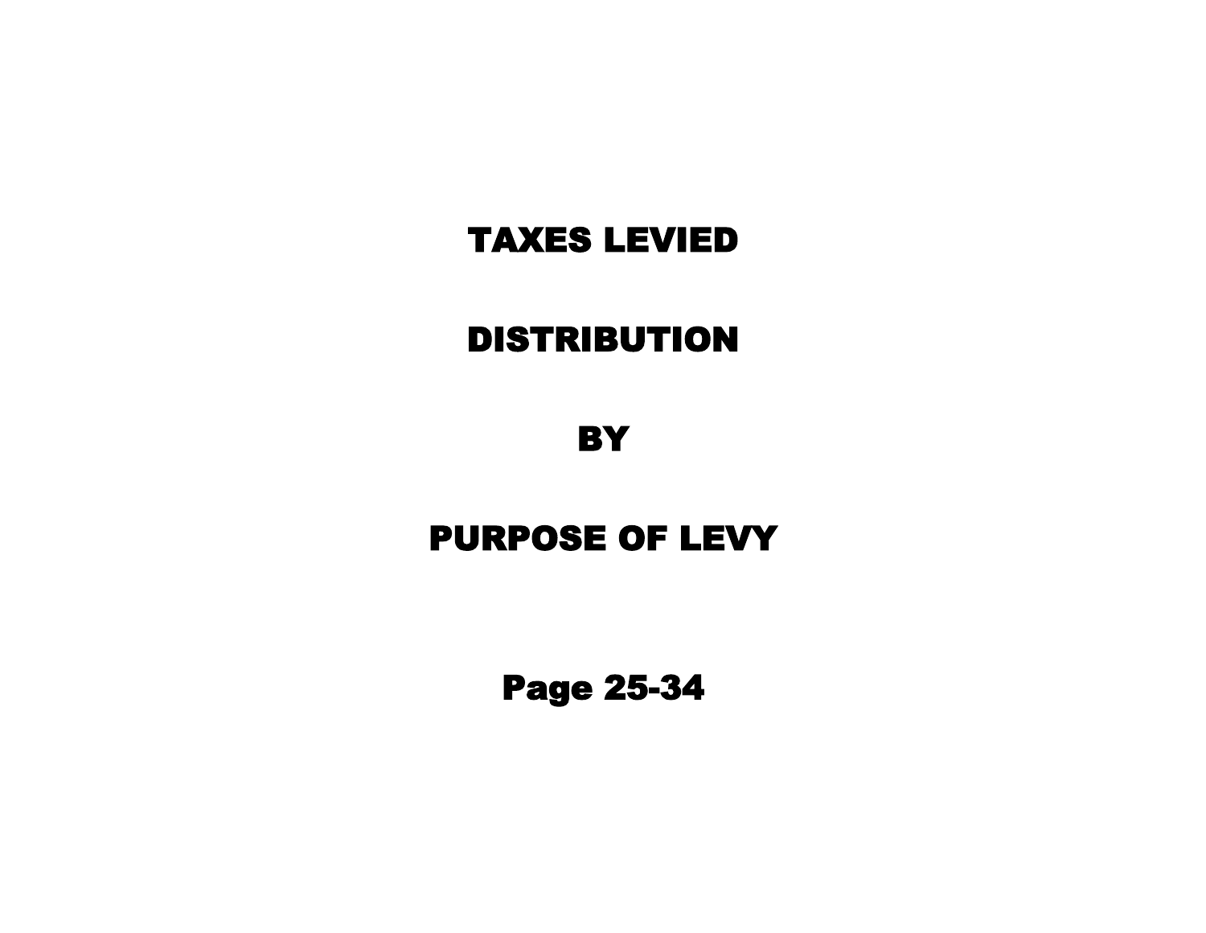# TAXES LEVIED

# DISTRIBUTION

# BY

# PURPOSE OF LEVY

## Page 25-34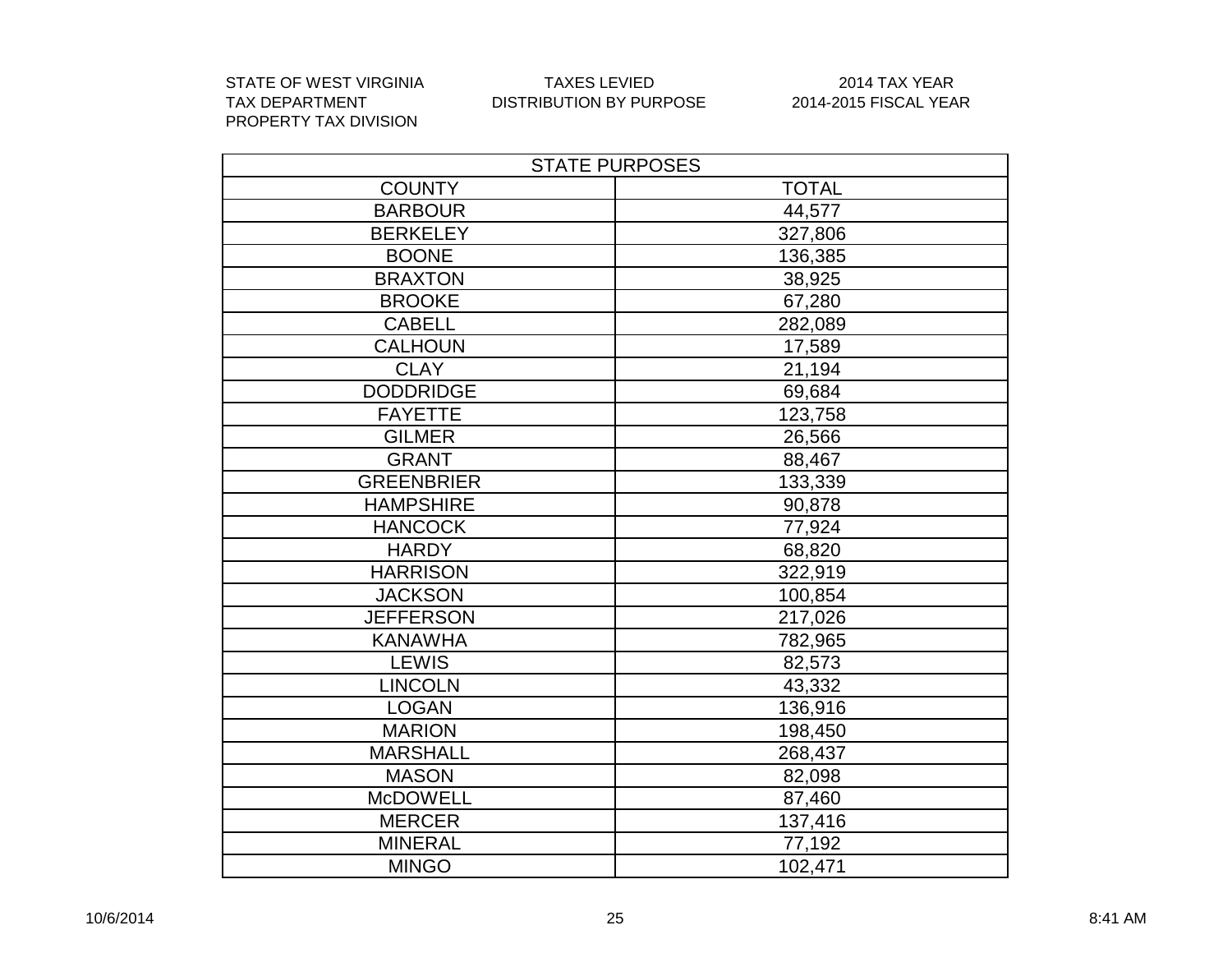STATE OF WEST VIRGINIA
TAX DEPARTMENT
PROPERTY TAX DIVISION

TAXES LEVIED
DISTRIBUTION BY PURPOSE

2014 TAX YEAR
2014-2015 FISCAL YEAR

| STATE PURPOSES | |
|---|---|
| COUNTY | TOTAL |
| BARBOUR | 44,577 |
| BERKELEY | 327,806 |
| BOONE | 136,385 |
| BRAXTON | 38,925 |
| BROOKE | 67,280 |
| CABELL | 282,089 |
| CALHOUN | 17,589 |
| CLAY | 21,194 |
| DODDRIDGE | 69,684 |
| FAYETTE | 123,758 |
| GILMER | 26,566 |
| GRANT | 88,467 |
| GREENBRIER | 133,339 |
| HAMPSHIRE | 90,878 |
| HANCOCK | 77,924 |
| HARDY | 68,820 |
| HARRISON | 322,919 |
| JACKSON | 100,854 |
| JEFFERSON | 217,026 |
| KANAWHA | 782,965 |
| LEWIS | 82,573 |
| LINCOLN | 43,332 |
| LOGAN | 136,916 |
| MARION | 198,450 |
| MARSHALL | 268,437 |
| MASON | 82,098 |
| McDOWELL | 87,460 |
| MERCER | 137,416 |
| MINERAL | 77,192 |
| MINGO | 102,471 |

10/6/2014 8:41 AM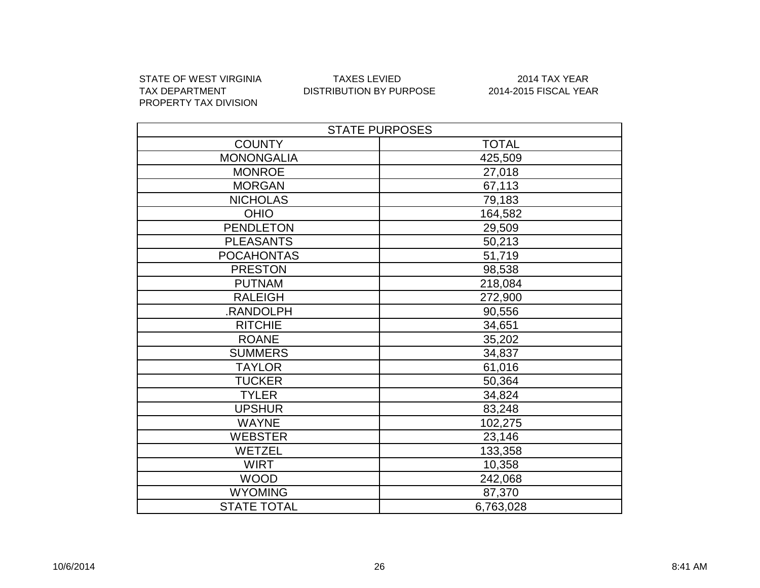STATE OF WEST VIRGINIA
TAX DEPARTMENT
PROPERTY TAX DIVISION

TAXES LEVIED
DISTRIBUTION BY PURPOSE

2014 TAX YEAR
2014-2015 FISCAL YEAR

| STATE PURPOSES | |
|---|---|
| COUNTY | TOTAL |
| MONONGALIA | 425,509 |
| MONROE | 27,018 |
| MORGAN | 67,113 |
| NICHOLAS | 79,183 |
| OHIO | 164,582 |
| PENDLETON | 29,509 |
| PLEASANTS | 50,213 |
| POCAHONTAS | 51,719 |
| PRESTON | 98,538 |
| PUTNAM | 218,084 |
| RALEIGH | 272,900 |
| .RANDOLPH | 90,556 |
| RITCHIE | 34,651 |
| ROANE | 35,202 |
| SUMMERS | 34,837 |
| TAYLOR | 61,016 |
| TUCKER | 50,364 |
| TYLER | 34,824 |
| UPSHUR | 83,248 |
| WAYNE | 102,275 |
| WEBSTER | 23,146 |
| WETZEL | 133,358 |
| WIRT | 10,358 |
| WOOD | 242,068 |
| WYOMING | 87,370 |
| STATE TOTAL | 6,763,028 |

10/6/2014 8:41 AM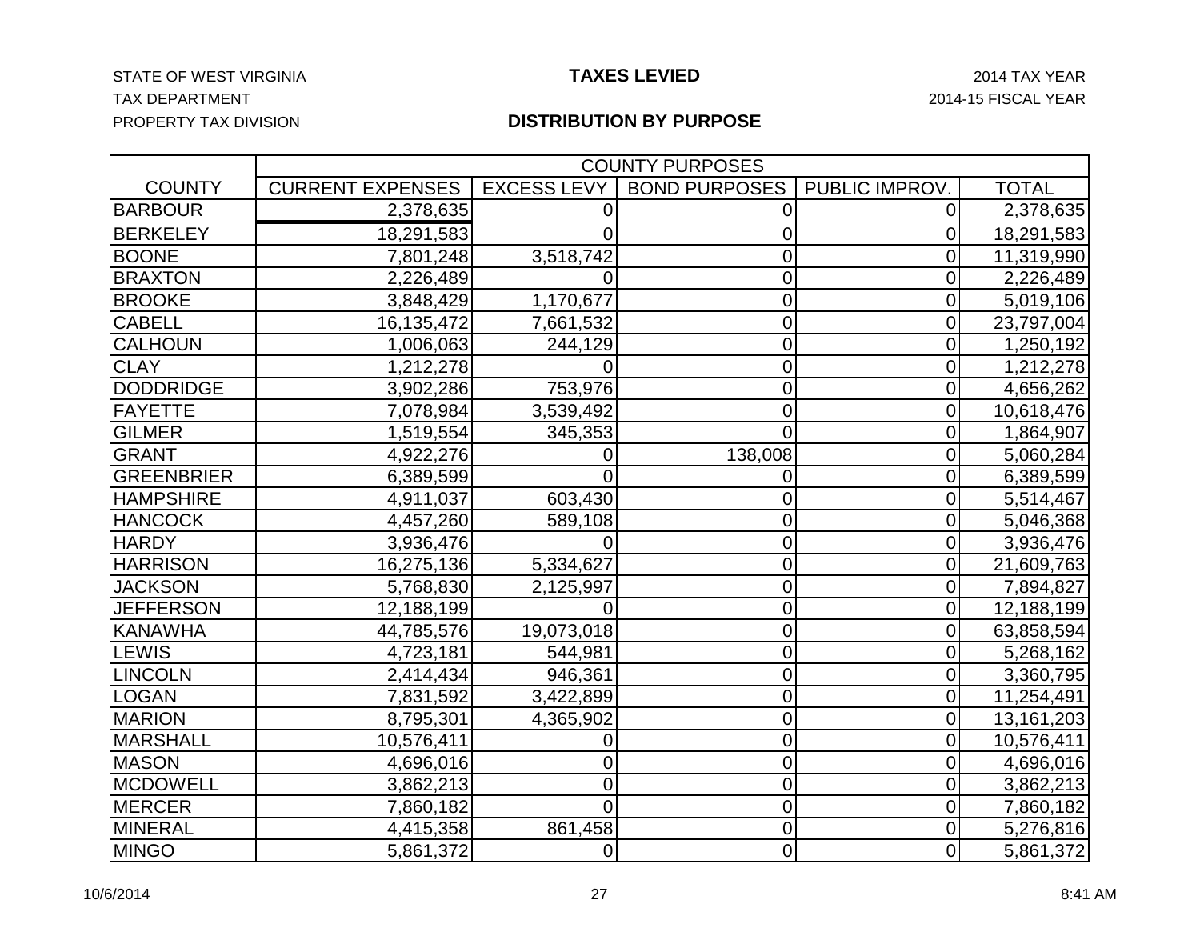STATE OF WEST VIRGINIA
TAX DEPARTMENT
PROPERTY TAX DIVISION

# TAXES LEVIED

## DISTRIBUTION BY PURPOSE

2014 TAX YEAR
2014-15 FISCAL YEAR

| | COUNTY PURPOSES | | | | |
|---|---|---|---|---|---|
| COUNTY | CURRENT EXPENSES | EXCESS LEVY | BOND PURPOSES | PUBLIC IMPROV. | TOTAL |
| BARBOUR | 2,378,635 | 0 | 0 | 0 | 2,378,635 |
| BERKELEY | 18,291,583 | 0 | 0 | 0 | 18,291,583 |
| BOONE | 7,801,248 | 3,518,742 | 0 | 0 | 11,319,990 |
| BRAXTON | 2,226,489 | 0 | 0 | 0 | 2,226,489 |
| BROOKE | 3,848,429 | 1,170,677 | 0 | 0 | 5,019,106 |
| CABELL | 16,135,472 | 7,661,532 | 0 | 0 | 23,797,004 |
| CALHOUN | 1,006,063 | 244,129 | 0 | 0 | 1,250,192 |
| CLAY | 1,212,278 | 0 | 0 | 0 | 1,212,278 |
| DODDRIDGE | 3,902,286 | 753,976 | 0 | 0 | 4,656,262 |
| FAYETTE | 7,078,984 | 3,539,492 | 0 | 0 | 10,618,476 |
| GILMER | 1,519,554 | 345,353 | 0 | 0 | 1,864,907 |
| GRANT | 4,922,276 | 0 | 138,008 | 0 | 5,060,284 |
| GREENBRIER | 6,389,599 | 0 | 0 | 0 | 6,389,599 |
| HAMPSHIRE | 4,911,037 | 603,430 | 0 | 0 | 5,514,467 |
| HANCOCK | 4,457,260 | 589,108 | 0 | 0 | 5,046,368 |
| HARDY | 3,936,476 | 0 | 0 | 0 | 3,936,476 |
| HARRISON | 16,275,136 | 5,334,627 | 0 | 0 | 21,609,763 |
| JACKSON | 5,768,830 | 2,125,997 | 0 | 0 | 7,894,827 |
| JEFFERSON | 12,188,199 | 0 | 0 | 0 | 12,188,199 |
| KANAWHA | 44,785,576 | 19,073,018 | 0 | 0 | 63,858,594 |
| LEWIS | 4,723,181 | 544,981 | 0 | 0 | 5,268,162 |
| LINCOLN | 2,414,434 | 946,361 | 0 | 0 | 3,360,795 |
| LOGAN | 7,831,592 | 3,422,899 | 0 | 0 | 11,254,491 |
| MARION | 8,795,301 | 4,365,902 | 0 | 0 | 13,161,203 |
| MARSHALL | 10,576,411 | 0 | 0 | 0 | 10,576,411 |
| MASON | 4,696,016 | 0 | 0 | 0 | 4,696,016 |
| MCDOWELL | 3,862,213 | 0 | 0 | 0 | 3,862,213 |
| MERCER | 7,860,182 | 0 | 0 | 0 | 7,860,182 |
| MINERAL | 4,415,358 | 861,458 | 0 | 0 | 5,276,816 |
| MINGO | 5,861,372 | 0 | 0 | 0 | 5,861,372 |

10/6/2014 8:41 AM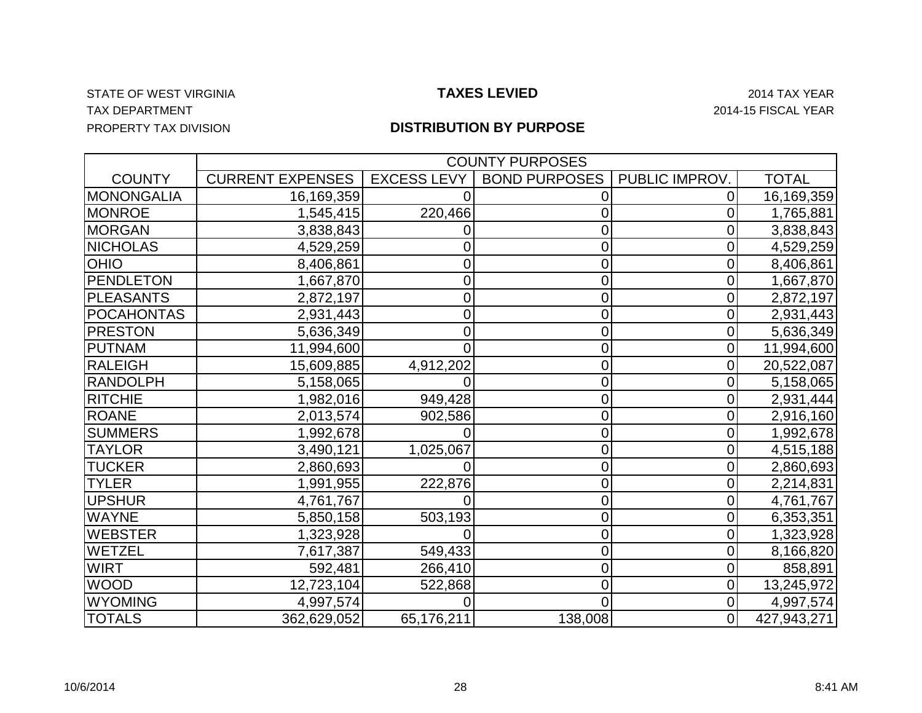STATE OF WEST VIRGINIA

TAX DEPARTMENT

PROPERTY TAX DIVISION

# TAXES LEVIED

## DISTRIBUTION BY PURPOSE

2014 TAX YEAR

2014-15 FISCAL YEAR

| | COUNTY PURPOSES | | | | |
|---|---|---|---|---|---|
| COUNTY | CURRENT EXPENSES | EXCESS LEVY | BOND PURPOSES | PUBLIC IMPROV. | TOTAL |
| MONONGALIA | 16,169,359 | 0 | 0 | 0 | 16,169,359 |
| MONROE | 1,545,415 | 220,466 | 0 | 0 | 1,765,881 |
| MORGAN | 3,838,843 | 0 | 0 | 0 | 3,838,843 |
| NICHOLAS | 4,529,259 | 0 | 0 | 0 | 4,529,259 |
| OHIO | 8,406,861 | 0 | 0 | 0 | 8,406,861 |
| PENDLETON | 1,667,870 | 0 | 0 | 0 | 1,667,870 |
| PLEASANTS | 2,872,197 | 0 | 0 | 0 | 2,872,197 |
| POCAHONTAS | 2,931,443 | 0 | 0 | 0 | 2,931,443 |
| PRESTON | 5,636,349 | 0 | 0 | 0 | 5,636,349 |
| PUTNAM | 11,994,600 | 0 | 0 | 0 | 11,994,600 |
| RALEIGH | 15,609,885 | 4,912,202 | 0 | 0 | 20,522,087 |
| RANDOLPH | 5,158,065 | 0 | 0 | 0 | 5,158,065 |
| RITCHIE | 1,982,016 | 949,428 | 0 | 0 | 2,931,444 |
| ROANE | 2,013,574 | 902,586 | 0 | 0 | 2,916,160 |
| SUMMERS | 1,992,678 | 0 | 0 | 0 | 1,992,678 |
| TAYLOR | 3,490,121 | 1,025,067 | 0 | 0 | 4,515,188 |
| TUCKER | 2,860,693 | 0 | 0 | 0 | 2,860,693 |
| TYLER | 1,991,955 | 222,876 | 0 | 0 | 2,214,831 |
| UPSHUR | 4,761,767 | 0 | 0 | 0 | 4,761,767 |
| WAYNE | 5,850,158 | 503,193 | 0 | 0 | 6,353,351 |
| WEBSTER | 1,323,928 | 0 | 0 | 0 | 1,323,928 |
| WETZEL | 7,617,387 | 549,433 | 0 | 0 | 8,166,820 |
| WIRT | 592,481 | 266,410 | 0 | 0 | 858,891 |
| WOOD | 12,723,104 | 522,868 | 0 | 0 | 13,245,972 |
| WYOMING | 4,997,574 | 0 | 0 | 0 | 4,997,574 |
| TOTALS | 362,629,052 | 65,176,211 | 138,008 | 0 | 427,943,271 |

10/6/2014 8:41 AM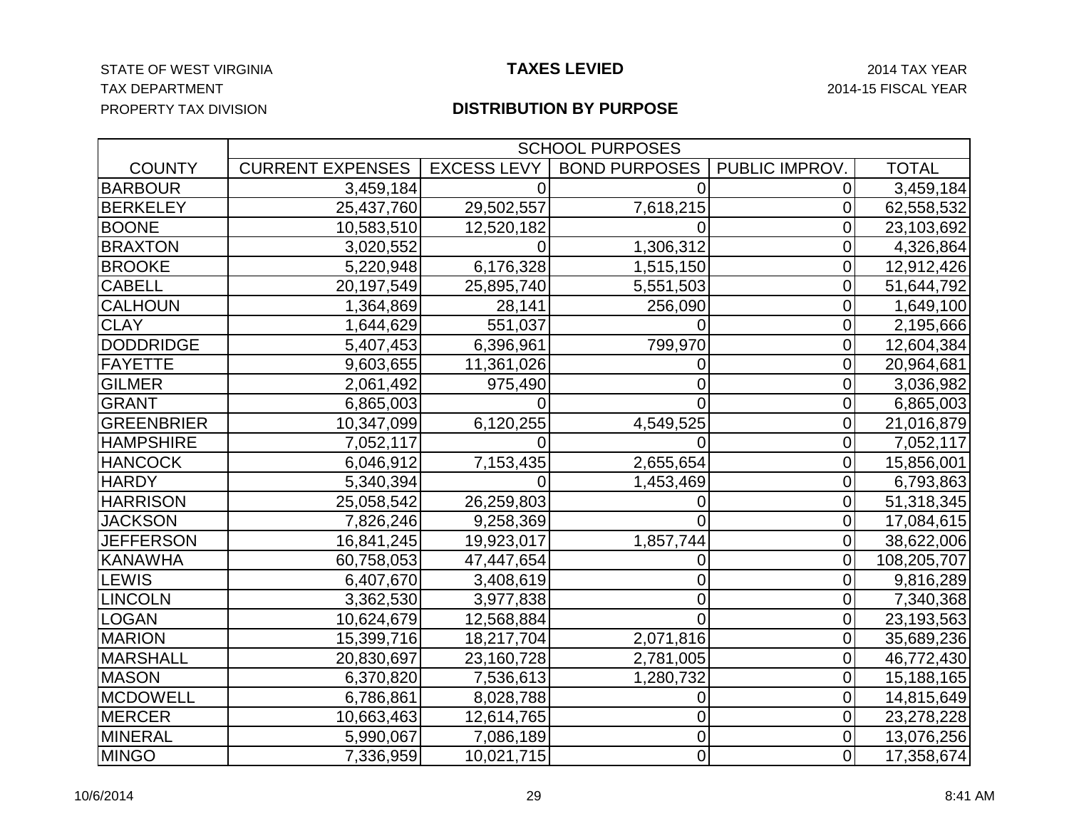STATE OF WEST VIRGINIA
TAX DEPARTMENT
PROPERTY TAX DIVISION

# TAXES LEVIED

## DISTRIBUTION BY PURPOSE

2014 TAX YEAR
2014-15 FISCAL YEAR

| | SCHOOL PURPOSES | | | | |
|---|---|---|---|---|---|
| COUNTY | CURRENT EXPENSES | EXCESS LEVY | BOND PURPOSES | PUBLIC IMPROV. | TOTAL |
| BARBOUR | 3,459,184 | 0 | 0 | 0 | 3,459,184 |
| BERKELEY | 25,437,760 | 29,502,557 | 7,618,215 | 0 | 62,558,532 |
| BOONE | 10,583,510 | 12,520,182 | 0 | 0 | 23,103,692 |
| BRAXTON | 3,020,552 | 0 | 1,306,312 | 0 | 4,326,864 |
| BROOKE | 5,220,948 | 6,176,328 | 1,515,150 | 0 | 12,912,426 |
| CABELL | 20,197,549 | 25,895,740 | 5,551,503 | 0 | 51,644,792 |
| CALHOUN | 1,364,869 | 28,141 | 256,090 | 0 | 1,649,100 |
| CLAY | 1,644,629 | 551,037 | 0 | 0 | 2,195,666 |
| DODDRIDGE | 5,407,453 | 6,396,961 | 799,970 | 0 | 12,604,384 |
| FAYETTE | 9,603,655 | 11,361,026 | 0 | 0 | 20,964,681 |
| GILMER | 2,061,492 | 975,490 | 0 | 0 | 3,036,982 |
| GRANT | 6,865,003 | 0 | 0 | 0 | 6,865,003 |
| GREENBRIER | 10,347,099 | 6,120,255 | 4,549,525 | 0 | 21,016,879 |
| HAMPSHIRE | 7,052,117 | 0 | 0 | 0 | 7,052,117 |
| HANCOCK | 6,046,912 | 7,153,435 | 2,655,654 | 0 | 15,856,001 |
| HARDY | 5,340,394 | 0 | 1,453,469 | 0 | 6,793,863 |
| HARRISON | 25,058,542 | 26,259,803 | 0 | 0 | 51,318,345 |
| JACKSON | 7,826,246 | 9,258,369 | 0 | 0 | 17,084,615 |
| JEFFERSON | 16,841,245 | 19,923,017 | 1,857,744 | 0 | 38,622,006 |
| KANAWHA | 60,758,053 | 47,447,654 | 0 | 0 | 108,205,707 |
| LEWIS | 6,407,670 | 3,408,619 | 0 | 0 | 9,816,289 |
| LINCOLN | 3,362,530 | 3,977,838 | 0 | 0 | 7,340,368 |
| LOGAN | 10,624,679 | 12,568,884 | 0 | 0 | 23,193,563 |
| MARION | 15,399,716 | 18,217,704 | 2,071,816 | 0 | 35,689,236 |
| MARSHALL | 20,830,697 | 23,160,728 | 2,781,005 | 0 | 46,772,430 |
| MASON | 6,370,820 | 7,536,613 | 1,280,732 | 0 | 15,188,165 |
| MCDOWELL | 6,786,861 | 8,028,788 | 0 | 0 | 14,815,649 |
| MERCER | 10,663,463 | 12,614,765 | 0 | 0 | 23,278,228 |
| MINERAL | 5,990,067 | 7,086,189 | 0 | 0 | 13,076,256 |
| MINGO | 7,336,959 | 10,021,715 | 0 | 0 | 17,358,674 |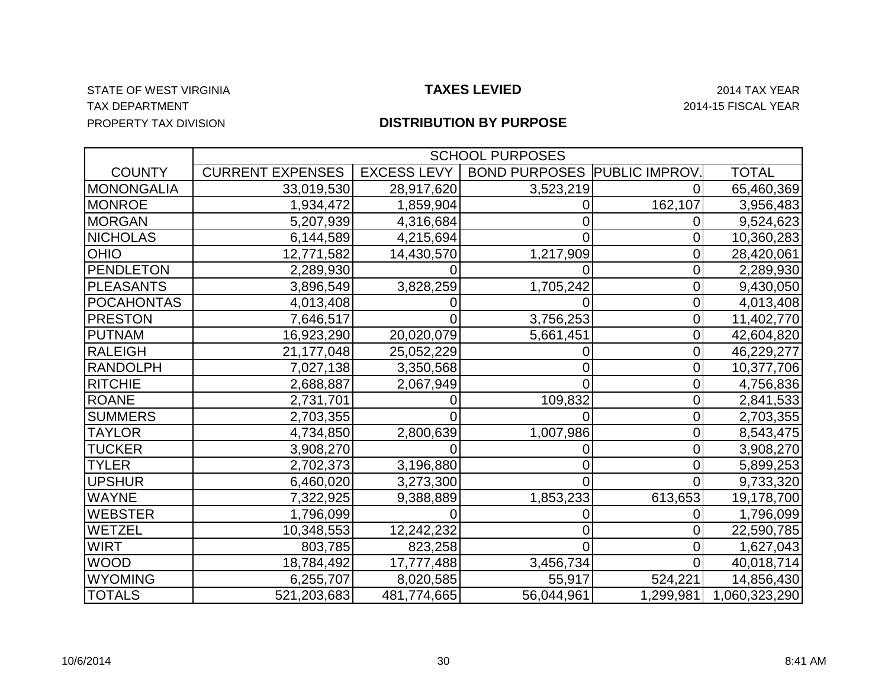STATE OF WEST VIRGINIA
TAX DEPARTMENT
PROPERTY TAX DIVISION

# TAXES LEVIED

## DISTRIBUTION BY PURPOSE

2014 TAX YEAR
2014-15 FISCAL YEAR

| | SCHOOL PURPOSES | | | | |
|---|---|---|---|---|---|
| COUNTY | CURRENT EXPENSES | EXCESS LEVY | BOND PURPOSES | PUBLIC IMPROV. | TOTAL |
| MONONGALIA | 33,019,530 | 28,917,620 | 3,523,219 | 0 | 65,460,369 |
| MONROE | 1,934,472 | 1,859,904 | 0 | 162,107 | 3,956,483 |
| MORGAN | 5,207,939 | 4,316,684 | 0 | 0 | 9,524,623 |
| NICHOLAS | 6,144,589 | 4,215,694 | 0 | 0 | 10,360,283 |
| OHIO | 12,771,582 | 14,430,570 | 1,217,909 | 0 | 28,420,061 |
| PENDLETON | 2,289,930 | 0 | 0 | 0 | 2,289,930 |
| PLEASANTS | 3,896,549 | 3,828,259 | 1,705,242 | 0 | 9,430,050 |
| POCAHONTAS | 4,013,408 | 0 | 0 | 0 | 4,013,408 |
| PRESTON | 7,646,517 | 0 | 3,756,253 | 0 | 11,402,770 |
| PUTNAM | 16,923,290 | 20,020,079 | 5,661,451 | 0 | 42,604,820 |
| RALEIGH | 21,177,048 | 25,052,229 | 0 | 0 | 46,229,277 |
| RANDOLPH | 7,027,138 | 3,350,568 | 0 | 0 | 10,377,706 |
| RITCHIE | 2,688,887 | 2,067,949 | 0 | 0 | 4,756,836 |
| ROANE | 2,731,701 | 0 | 109,832 | 0 | 2,841,533 |
| SUMMERS | 2,703,355 | 0 | 0 | 0 | 2,703,355 |
| TAYLOR | 4,734,850 | 2,800,639 | 1,007,986 | 0 | 8,543,475 |
| TUCKER | 3,908,270 | 0 | 0 | 0 | 3,908,270 |
| TYLER | 2,702,373 | 3,196,880 | 0 | 0 | 5,899,253 |
| UPSHUR | 6,460,020 | 3,273,300 | 0 | 0 | 9,733,320 |
| WAYNE | 7,322,925 | 9,388,889 | 1,853,233 | 613,653 | 19,178,700 |
| WEBSTER | 1,796,099 | 0 | 0 | 0 | 1,796,099 |
| WETZEL | 10,348,553 | 12,242,232 | 0 | 0 | 22,590,785 |
| WIRT | 803,785 | 823,258 | 0 | 0 | 1,627,043 |
| WOOD | 18,784,492 | 17,777,488 | 3,456,734 | 0 | 40,018,714 |
| WYOMING | 6,255,707 | 8,020,585 | 55,917 | 524,221 | 14,856,430 |
| TOTALS | 521,203,683 | 481,774,665 | 56,044,961 | 1,299,981 | 1,060,323,290 |

10/6/2014 8:41 AM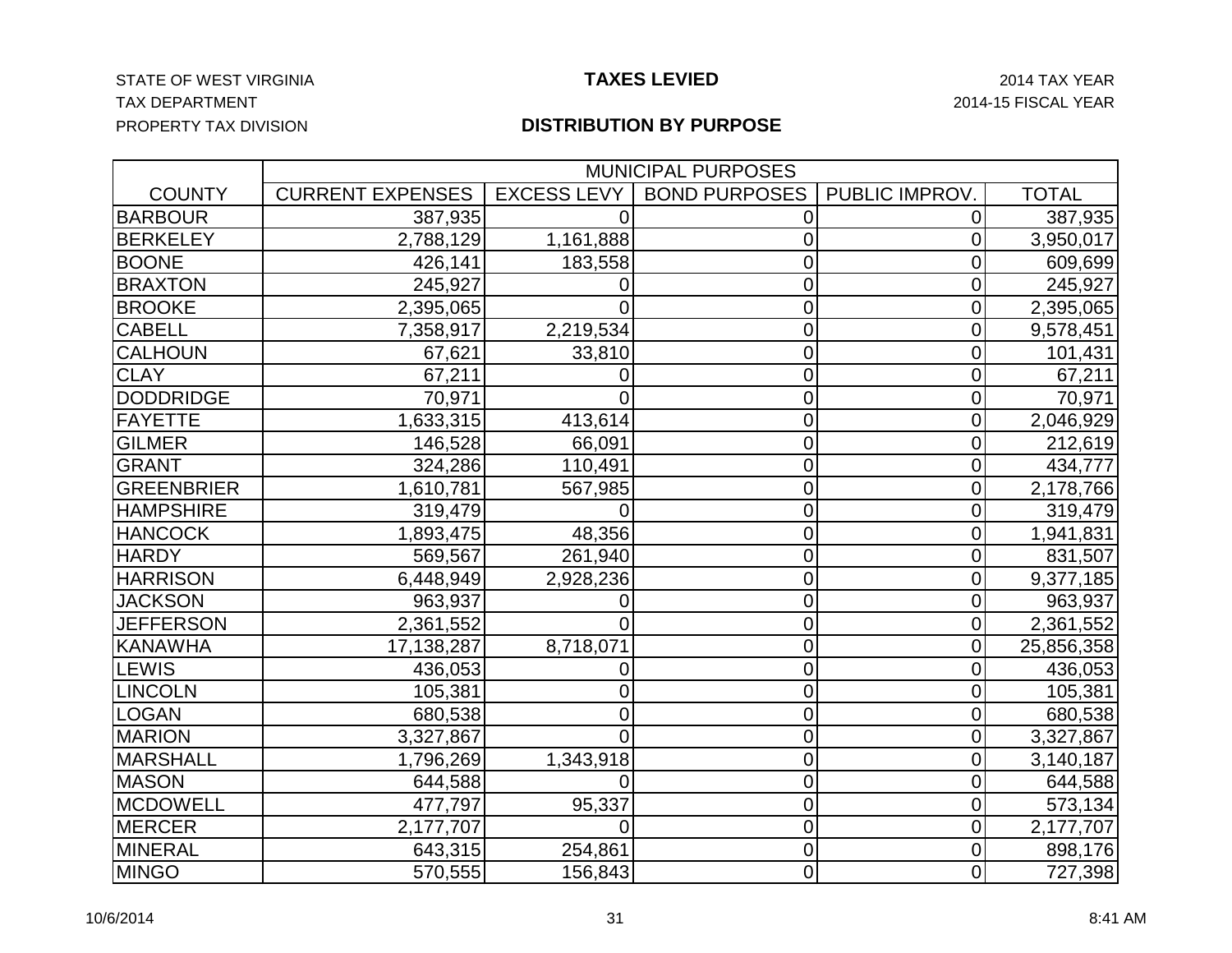STATE OF WEST VIRGINIA
TAX DEPARTMENT
PROPERTY TAX DIVISION

# TAXES LEVIED

## DISTRIBUTION BY PURPOSE

2014 TAX YEAR
2014-15 FISCAL YEAR

| | MUNICIPAL PURPOSES | | | | |
|---|---|---|---|---|---|
| COUNTY | CURRENT EXPENSES | EXCESS LEVY | BOND PURPOSES | PUBLIC IMPROV. | TOTAL |
| BARBOUR | 387,935 | 0 | 0 | 0 | 387,935 |
| BERKELEY | 2,788,129 | 1,161,888 | 0 | 0 | 3,950,017 |
| BOONE | 426,141 | 183,558 | 0 | 0 | 609,699 |
| BRAXTON | 245,927 | 0 | 0 | 0 | 245,927 |
| BROOKE | 2,395,065 | 0 | 0 | 0 | 2,395,065 |
| CABELL | 7,358,917 | 2,219,534 | 0 | 0 | 9,578,451 |
| CALHOUN | 67,621 | 33,810 | 0 | 0 | 101,431 |
| CLAY | 67,211 | 0 | 0 | 0 | 67,211 |
| DODDRIDGE | 70,971 | 0 | 0 | 0 | 70,971 |
| FAYETTE | 1,633,315 | 413,614 | 0 | 0 | 2,046,929 |
| GILMER | 146,528 | 66,091 | 0 | 0 | 212,619 |
| GRANT | 324,286 | 110,491 | 0 | 0 | 434,777 |
| GREENBRIER | 1,610,781 | 567,985 | 0 | 0 | 2,178,766 |
| HAMPSHIRE | 319,479 | 0 | 0 | 0 | 319,479 |
| HANCOCK | 1,893,475 | 48,356 | 0 | 0 | 1,941,831 |
| HARDY | 569,567 | 261,940 | 0 | 0 | 831,507 |
| HARRISON | 6,448,949 | 2,928,236 | 0 | 0 | 9,377,185 |
| JACKSON | 963,937 | 0 | 0 | 0 | 963,937 |
| JEFFERSON | 2,361,552 | 0 | 0 | 0 | 2,361,552 |
| KANAWHA | 17,138,287 | 8,718,071 | 0 | 0 | 25,856,358 |
| LEWIS | 436,053 | 0 | 0 | 0 | 436,053 |
| LINCOLN | 105,381 | 0 | 0 | 0 | 105,381 |
| LOGAN | 680,538 | 0 | 0 | 0 | 680,538 |
| MARION | 3,327,867 | 0 | 0 | 0 | 3,327,867 |
| MARSHALL | 1,796,269 | 1,343,918 | 0 | 0 | 3,140,187 |
| MASON | 644,588 | 0 | 0 | 0 | 644,588 |
| MCDOWELL | 477,797 | 95,337 | 0 | 0 | 573,134 |
| MERCER | 2,177,707 | 0 | 0 | 0 | 2,177,707 |
| MINERAL | 643,315 | 254,861 | 0 | 0 | 898,176 |
| MINGO | 570,555 | 156,843 | 0 | 0 | 727,398 |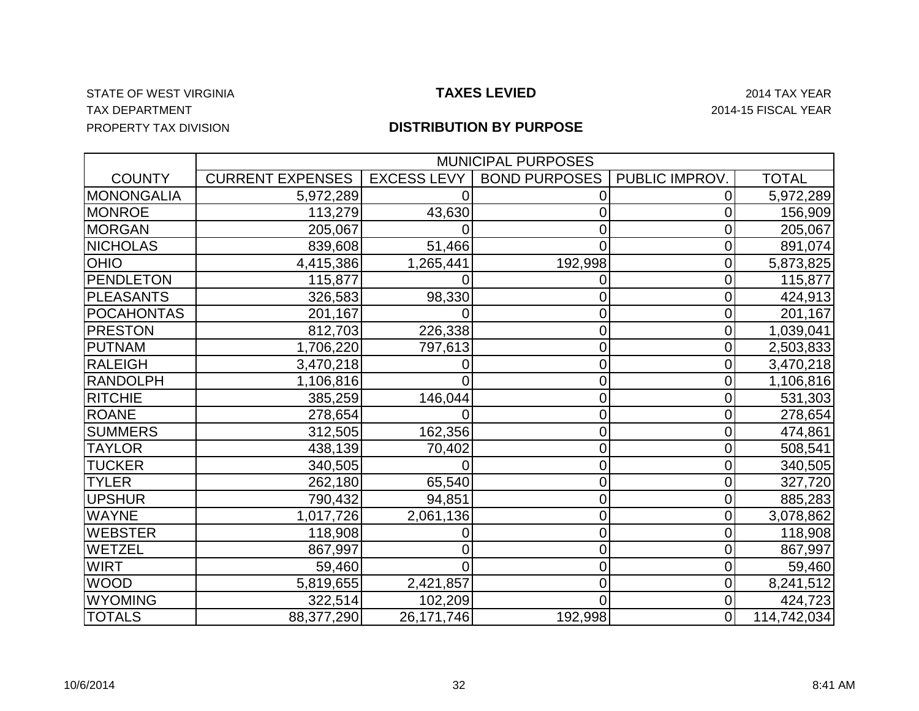STATE OF WEST VIRGINIA
TAX DEPARTMENT
PROPERTY TAX DIVISION

# TAXES LEVIED

## DISTRIBUTION BY PURPOSE

2014 TAX YEAR
2014-15 FISCAL YEAR

| | MUNICIPAL PURPOSES | | | | |
|---|---|---|---|---|---|
| COUNTY | CURRENT EXPENSES | EXCESS LEVY | BOND PURPOSES | PUBLIC IMPROV. | TOTAL |
| MONONGALIA | 5,972,289 | 0 | 0 | 0 | 5,972,289 |
| MONROE | 113,279 | 43,630 | 0 | 0 | 156,909 |
| MORGAN | 205,067 | 0 | 0 | 0 | 205,067 |
| NICHOLAS | 839,608 | 51,466 | 0 | 0 | 891,074 |
| OHIO | 4,415,386 | 1,265,441 | 192,998 | 0 | 5,873,825 |
| PENDLETON | 115,877 | 0 | 0 | 0 | 115,877 |
| PLEASANTS | 326,583 | 98,330 | 0 | 0 | 424,913 |
| POCAHONTAS | 201,167 | 0 | 0 | 0 | 201,167 |
| PRESTON | 812,703 | 226,338 | 0 | 0 | 1,039,041 |
| PUTNAM | 1,706,220 | 797,613 | 0 | 0 | 2,503,833 |
| RALEIGH | 3,470,218 | 0 | 0 | 0 | 3,470,218 |
| RANDOLPH | 1,106,816 | 0 | 0 | 0 | 1,106,816 |
| RITCHIE | 385,259 | 146,044 | 0 | 0 | 531,303 |
| ROANE | 278,654 | 0 | 0 | 0 | 278,654 |
| SUMMERS | 312,505 | 162,356 | 0 | 0 | 474,861 |
| TAYLOR | 438,139 | 70,402 | 0 | 0 | 508,541 |
| TUCKER | 340,505 | 0 | 0 | 0 | 340,505 |
| TYLER | 262,180 | 65,540 | 0 | 0 | 327,720 |
| UPSHUR | 790,432 | 94,851 | 0 | 0 | 885,283 |
| WAYNE | 1,017,726 | 2,061,136 | 0 | 0 | 3,078,862 |
| WEBSTER | 118,908 | 0 | 0 | 0 | 118,908 |
| WETZEL | 867,997 | 0 | 0 | 0 | 867,997 |
| WIRT | 59,460 | 0 | 0 | 0 | 59,460 |
| WOOD | 5,819,655 | 2,421,857 | 0 | 0 | 8,241,512 |
| WYOMING | 322,514 | 102,209 | 0 | 0 | 424,723 |
| TOTALS | 88,377,290 | 26,171,746 | 192,998 | 0 | 114,742,034 |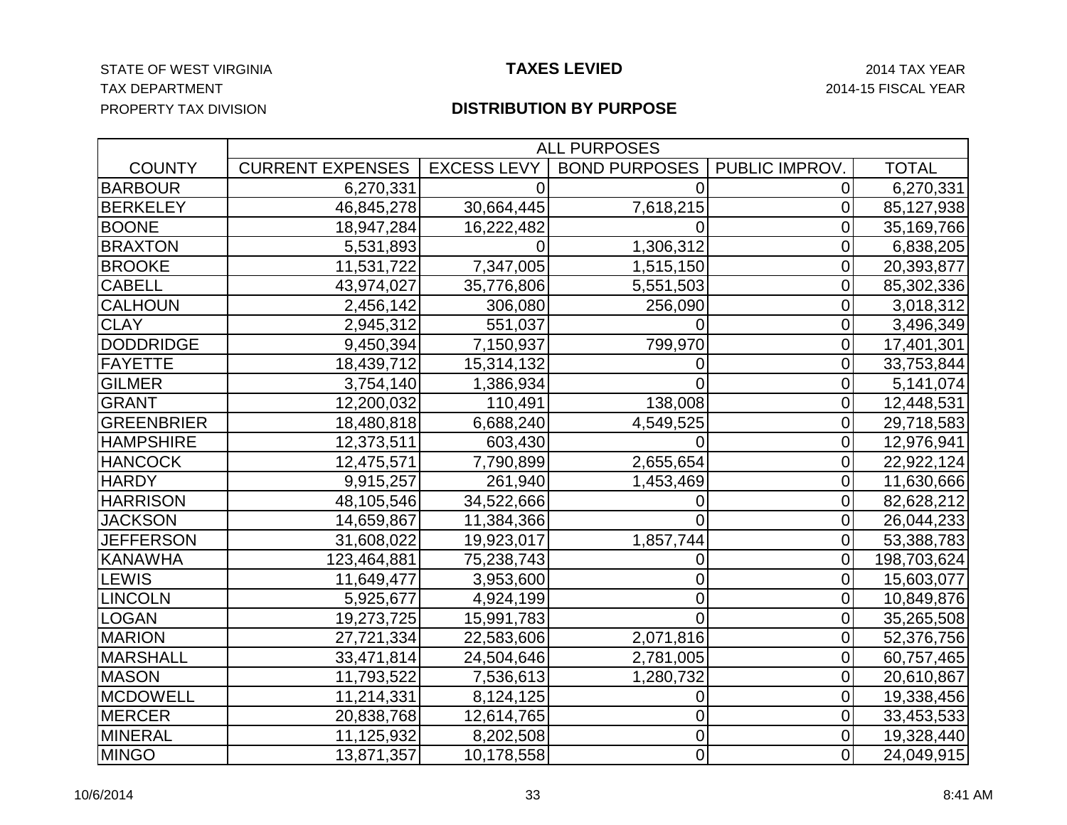STATE OF WEST VIRGINIA
TAX DEPARTMENT
PROPERTY TAX DIVISION

# TAXES LEVIED

## DISTRIBUTION BY PURPOSE

2014 TAX YEAR
2014-15 FISCAL YEAR

| | ALL PURPOSES | | | | |
|---|---|---|---|---|---|
| COUNTY | CURRENT EXPENSES | EXCESS LEVY | BOND PURPOSES | PUBLIC IMPROV. | TOTAL |
| BARBOUR | 6,270,331 | 0 | 0 | 0 | 6,270,331 |
| BERKELEY | 46,845,278 | 30,664,445 | 7,618,215 | 0 | 85,127,938 |
| BOONE | 18,947,284 | 16,222,482 | 0 | 0 | 35,169,766 |
| BRAXTON | 5,531,893 | 0 | 1,306,312 | 0 | 6,838,205 |
| BROOKE | 11,531,722 | 7,347,005 | 1,515,150 | 0 | 20,393,877 |
| CABELL | 43,974,027 | 35,776,806 | 5,551,503 | 0 | 85,302,336 |
| CALHOUN | 2,456,142 | 306,080 | 256,090 | 0 | 3,018,312 |
| CLAY | 2,945,312 | 551,037 | 0 | 0 | 3,496,349 |
| DODDRIDGE | 9,450,394 | 7,150,937 | 799,970 | 0 | 17,401,301 |
| FAYETTE | 18,439,712 | 15,314,132 | 0 | 0 | 33,753,844 |
| GILMER | 3,754,140 | 1,386,934 | 0 | 0 | 5,141,074 |
| GRANT | 12,200,032 | 110,491 | 138,008 | 0 | 12,448,531 |
| GREENBRIER | 18,480,818 | 6,688,240 | 4,549,525 | 0 | 29,718,583 |
| HAMPSHIRE | 12,373,511 | 603,430 | 0 | 0 | 12,976,941 |
| HANCOCK | 12,475,571 | 7,790,899 | 2,655,654 | 0 | 22,922,124 |
| HARDY | 9,915,257 | 261,940 | 1,453,469 | 0 | 11,630,666 |
| HARRISON | 48,105,546 | 34,522,666 | 0 | 0 | 82,628,212 |
| JACKSON | 14,659,867 | 11,384,366 | 0 | 0 | 26,044,233 |
| JEFFERSON | 31,608,022 | 19,923,017 | 1,857,744 | 0 | 53,388,783 |
| KANAWHA | 123,464,881 | 75,238,743 | 0 | 0 | 198,703,624 |
| LEWIS | 11,649,477 | 3,953,600 | 0 | 0 | 15,603,077 |
| LINCOLN | 5,925,677 | 4,924,199 | 0 | 0 | 10,849,876 |
| LOGAN | 19,273,725 | 15,991,783 | 0 | 0 | 35,265,508 |
| MARION | 27,721,334 | 22,583,606 | 2,071,816 | 0 | 52,376,756 |
| MARSHALL | 33,471,814 | 24,504,646 | 2,781,005 | 0 | 60,757,465 |
| MASON | 11,793,522 | 7,536,613 | 1,280,732 | 0 | 20,610,867 |
| MCDOWELL | 11,214,331 | 8,124,125 | 0 | 0 | 19,338,456 |
| MERCER | 20,838,768 | 12,614,765 | 0 | 0 | 33,453,533 |
| MINERAL | 11,125,932 | 8,202,508 | 0 | 0 | 19,328,440 |
| MINGO | 13,871,357 | 10,178,558 | 0 | 0 | 24,049,915 |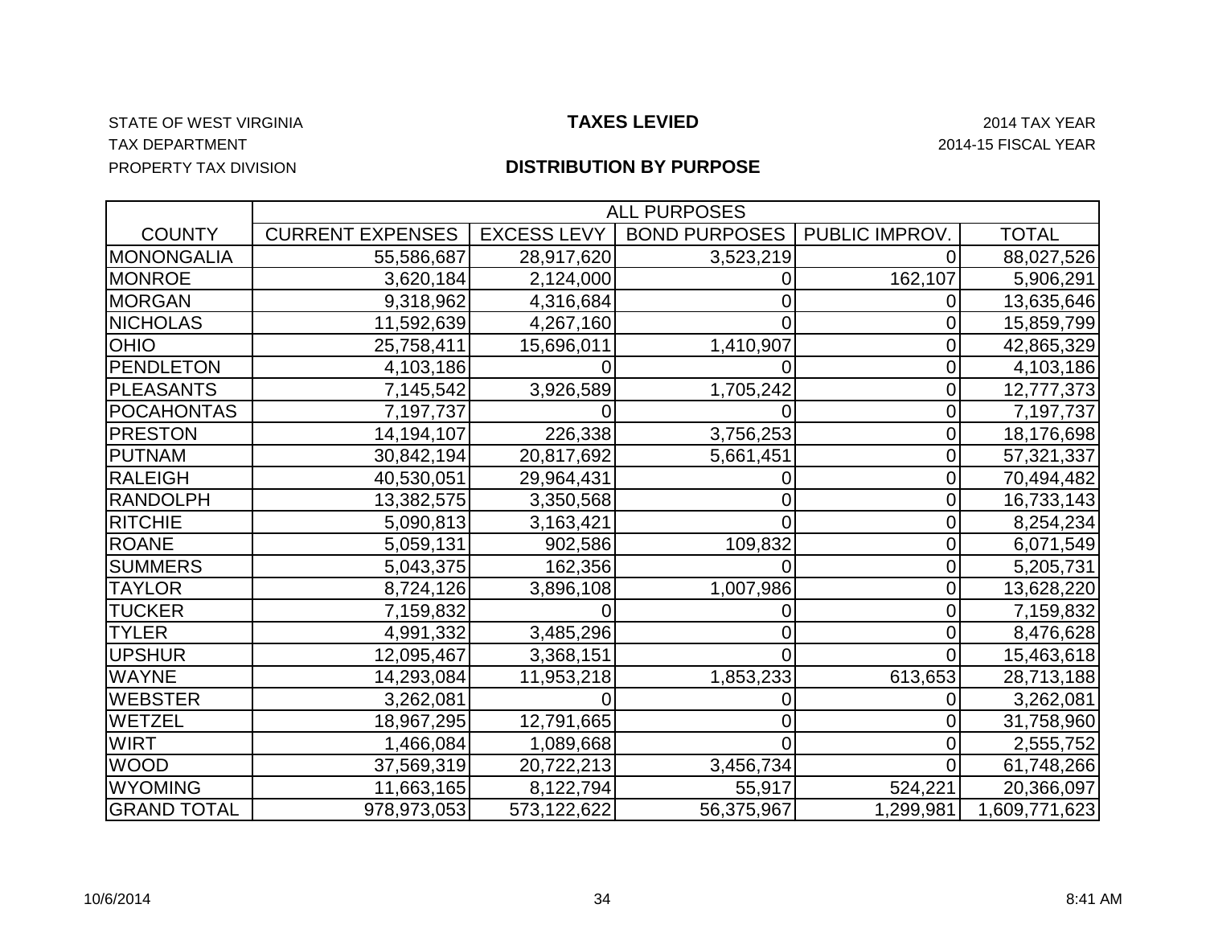STATE OF WEST VIRGINIA
TAX DEPARTMENT
PROPERTY TAX DIVISION

# TAXES LEVIED

## DISTRIBUTION BY PURPOSE

2014 TAX YEAR
2014-15 FISCAL YEAR

| | ALL PURPOSES | | | | |
|---|---|---|---|---|---|
| COUNTY | CURRENT EXPENSES | EXCESS LEVY | BOND PURPOSES | PUBLIC IMPROV. | TOTAL |
| MONONGALIA | 55,586,687 | 28,917,620 | 3,523,219 | 0 | 88,027,526 |
| MONROE | 3,620,184 | 2,124,000 | 0 | 162,107 | 5,906,291 |
| MORGAN | 9,318,962 | 4,316,684 | 0 | 0 | 13,635,646 |
| NICHOLAS | 11,592,639 | 4,267,160 | 0 | 0 | 15,859,799 |
| OHIO | 25,758,411 | 15,696,011 | 1,410,907 | 0 | 42,865,329 |
| PENDLETON | 4,103,186 | 0 | 0 | 0 | 4,103,186 |
| PLEASANTS | 7,145,542 | 3,926,589 | 1,705,242 | 0 | 12,777,373 |
| POCAHONTAS | 7,197,737 | 0 | 0 | 0 | 7,197,737 |
| PRESTON | 14,194,107 | 226,338 | 3,756,253 | 0 | 18,176,698 |
| PUTNAM | 30,842,194 | 20,817,692 | 5,661,451 | 0 | 57,321,337 |
| RALEIGH | 40,530,051 | 29,964,431 | 0 | 0 | 70,494,482 |
| RANDOLPH | 13,382,575 | 3,350,568 | 0 | 0 | 16,733,143 |
| RITCHIE | 5,090,813 | 3,163,421 | 0 | 0 | 8,254,234 |
| ROANE | 5,059,131 | 902,586 | 109,832 | 0 | 6,071,549 |
| SUMMERS | 5,043,375 | 162,356 | 0 | 0 | 5,205,731 |
| TAYLOR | 8,724,126 | 3,896,108 | 1,007,986 | 0 | 13,628,220 |
| TUCKER | 7,159,832 | 0 | 0 | 0 | 7,159,832 |
| TYLER | 4,991,332 | 3,485,296 | 0 | 0 | 8,476,628 |
| UPSHUR | 12,095,467 | 3,368,151 | 0 | 0 | 15,463,618 |
| WAYNE | 14,293,084 | 11,953,218 | 1,853,233 | 613,653 | 28,713,188 |
| WEBSTER | 3,262,081 | 0 | 0 | 0 | 3,262,081 |
| WETZEL | 18,967,295 | 12,791,665 | 0 | 0 | 31,758,960 |
| WIRT | 1,466,084 | 1,089,668 | 0 | 0 | 2,555,752 |
| WOOD | 37,569,319 | 20,722,213 | 3,456,734 | 0 | 61,748,266 |
| WYOMING | 11,663,165 | 8,122,794 | 55,917 | 524,221 | 20,366,097 |
| GRAND TOTAL | 978,973,053 | 573,122,622 | 56,375,967 | 1,299,981 | 1,609,771,623 |

10/6/2014 8:41 AM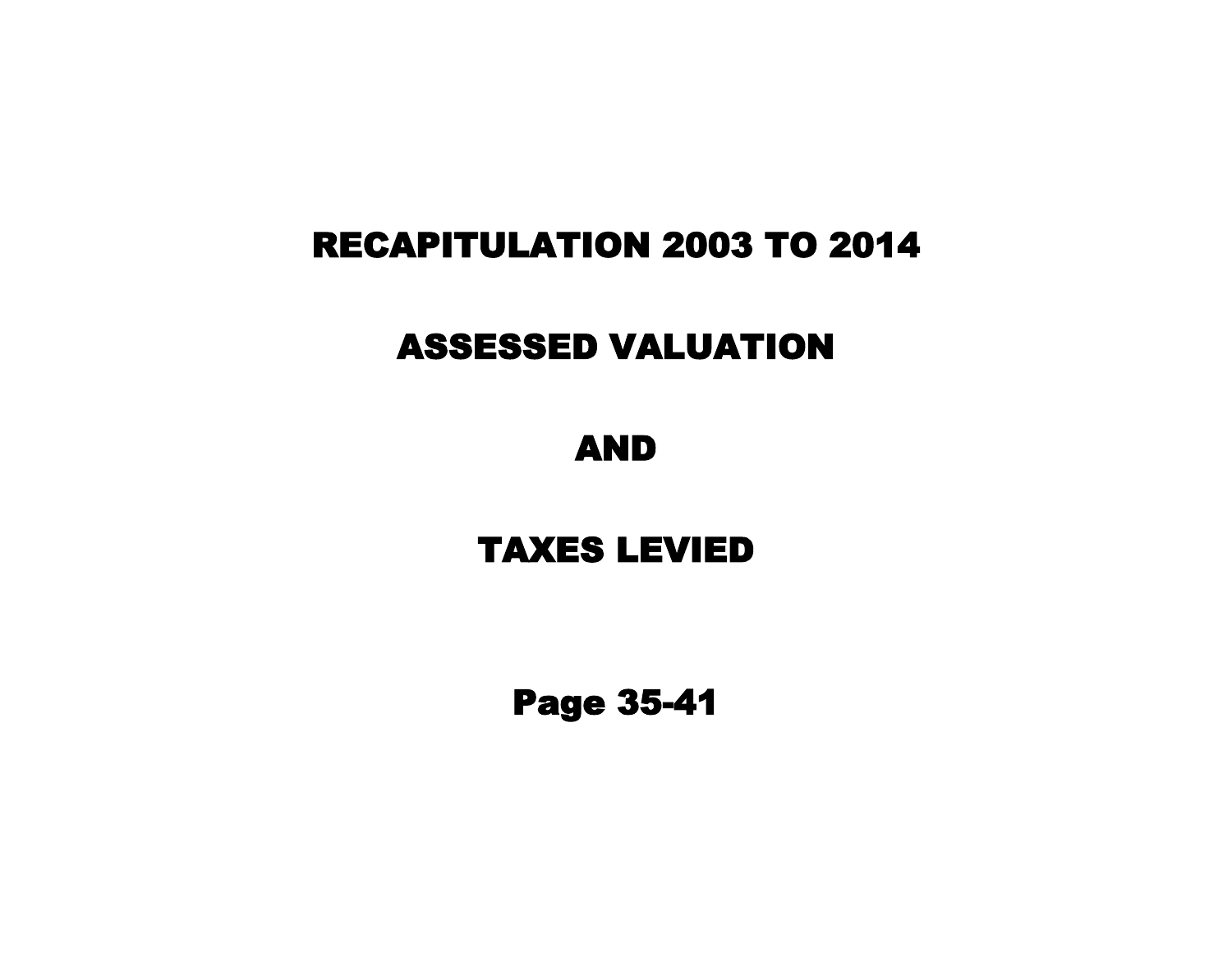# RECAPITULATION 2003 TO 2014

# ASSESSED VALUATION

# AND

# TAXES LEVIED

## Page 35-41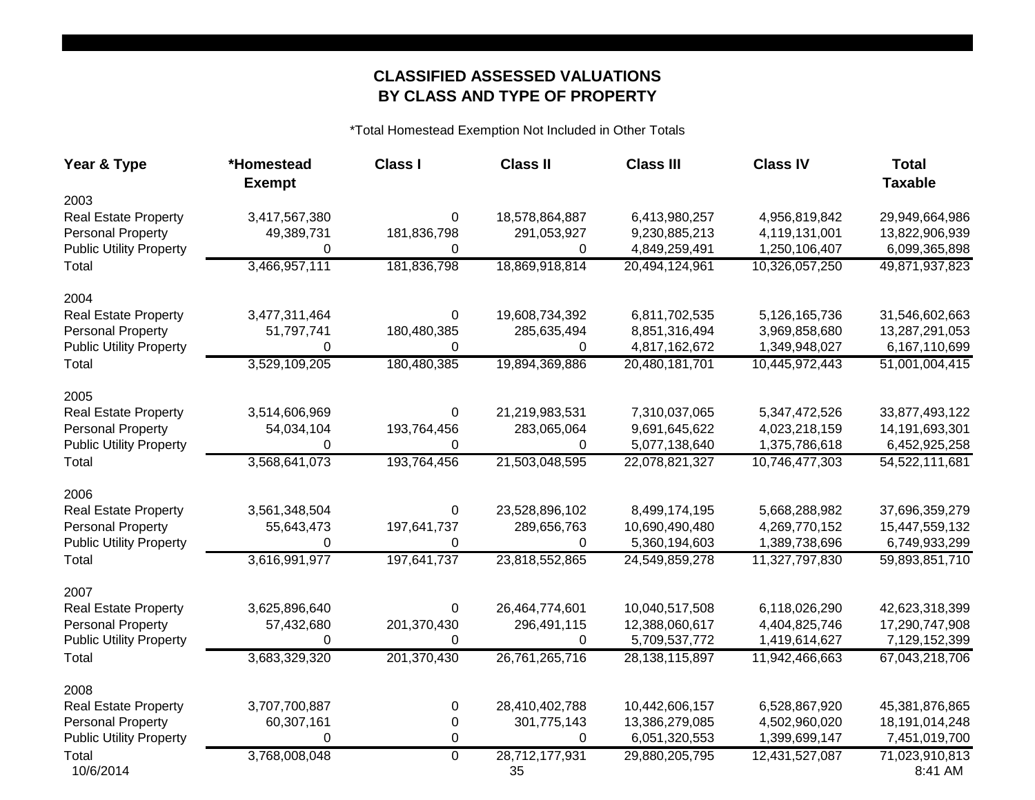## CLASSIFIED ASSESSED VALUATIONS BY CLASS AND TYPE OF PROPERTY

*Total Homestead Exemption Not Included in Other Totals

| Year & Type | *Homestead Exempt | Class I | Class II | Class III | Class IV | Total Taxable |
|---|---|---|---|---|---|---|
| 2003 | | | | | | |
| Real Estate Property | 3,417,567,380 | 0 | 18,578,864,887 | 6,413,980,257 | 4,956,819,842 | 29,949,664,986 |
| Personal Property | 49,389,731 | 181,836,798 | 291,053,927 | 9,230,885,213 | 4,119,131,001 | 13,822,906,939 |
| Public Utility Property | 0 | 0 | 0 | 4,849,259,491 | 1,250,106,407 | 6,099,365,898 |
| Total | 3,466,957,111 | 181,836,798 | 18,869,918,814 | 20,494,124,961 | 10,326,057,250 | 49,871,937,823 |
| 2004 | | | | | | |
| Real Estate Property | 3,477,311,464 | 0 | 19,608,734,392 | 6,811,702,535 | 5,126,165,736 | 31,546,602,663 |
| Personal Property | 51,797,741 | 180,480,385 | 285,635,494 | 8,851,316,494 | 3,969,858,680 | 13,287,291,053 |
| Public Utility Property | 0 | 0 | 0 | 4,817,162,672 | 1,349,948,027 | 6,167,110,699 |
| Total | 3,529,109,205 | 180,480,385 | 19,894,369,886 | 20,480,181,701 | 10,445,972,443 | 51,001,004,415 |
| 2005 | | | | | | |
| Real Estate Property | 3,514,606,969 | 0 | 21,219,983,531 | 7,310,037,065 | 5,347,472,526 | 33,877,493,122 |
| Personal Property | 54,034,104 | 193,764,456 | 283,065,064 | 9,691,645,622 | 4,023,218,159 | 14,191,693,301 |
| Public Utility Property | 0 | 0 | 0 | 5,077,138,640 | 1,375,786,618 | 6,452,925,258 |
| Total | 3,568,641,073 | 193,764,456 | 21,503,048,595 | 22,078,821,327 | 10,746,477,303 | 54,522,111,681 |
| 2006 | | | | | | |
| Real Estate Property | 3,561,348,504 | 0 | 23,528,896,102 | 8,499,174,195 | 5,668,288,982 | 37,696,359,279 |
| Personal Property | 55,643,473 | 197,641,737 | 289,656,763 | 10,690,490,480 | 4,269,770,152 | 15,447,559,132 |
| Public Utility Property | 0 | 0 | 0 | 5,360,194,603 | 1,389,738,696 | 6,749,933,299 |
| Total | 3,616,991,977 | 197,641,737 | 23,818,552,865 | 24,549,859,278 | 11,327,797,830 | 59,893,851,710 |
| 2007 | | | | | | |
| Real Estate Property | 3,625,896,640 | 0 | 26,464,774,601 | 10,040,517,508 | 6,118,026,290 | 42,623,318,399 |
| Personal Property | 57,432,680 | 201,370,430 | 296,491,115 | 12,388,060,617 | 4,404,825,746 | 17,290,747,908 |
| Public Utility Property | 0 | 0 | 0 | 5,709,537,772 | 1,419,614,627 | 7,129,152,399 |
| Total | 3,683,329,320 | 201,370,430 | 26,761,265,716 | 28,138,115,897 | 11,942,466,663 | 67,043,218,706 |
| 2008 | | | | | | |
| Real Estate Property | 3,707,700,887 | 0 | 28,410,402,788 | 10,442,606,157 | 6,528,867,920 | 45,381,876,865 |
| Personal Property | 60,307,161 | 0 | 301,775,143 | 13,386,279,085 | 4,502,960,020 | 18,191,014,248 |
| Public Utility Property | 0 | 0 | 0 | 6,051,320,553 | 1,399,699,147 | 7,451,019,700 |
| Total | 3,768,008,048 | 0 | 28,712,177,931 | 29,880,205,795 | 12,431,527,087 | 71,023,910,813 |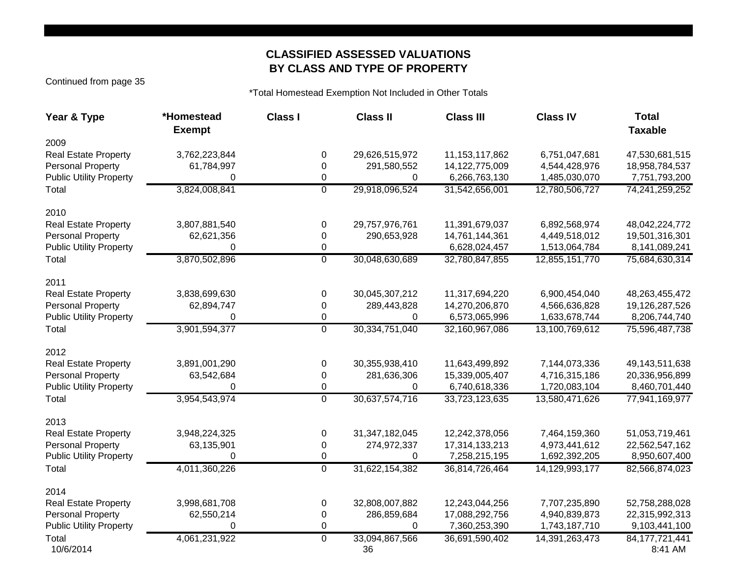## CLASSIFIED ASSESSED VALUATIONS
## BY CLASS AND TYPE OF PROPERTY

Continued from page 35

*Total Homestead Exemption Not Included in Other Totals

| Year & Type | *Homestead Exempt | Class I | Class II | Class III | Class IV | Total Taxable |
|---|---|---|---|---|---|---|
| 2009 | | | | | | |
| Real Estate Property | 3,762,223,844 | 0 | 29,626,515,972 | 11,153,117,862 | 6,751,047,681 | 47,530,681,515 |
| Personal Property | 61,784,997 | 0 | 291,580,552 | 14,122,775,009 | 4,544,428,976 | 18,958,784,537 |
| Public Utility Property | 0 | 0 | 0 | 6,266,763,130 | 1,485,030,070 | 7,751,793,200 |
| Total | 3,824,008,841 | 0 | 29,918,096,524 | 31,542,656,001 | 12,780,506,727 | 74,241,259,252 |
| 2010 | | | | | | |
| Real Estate Property | 3,807,881,540 | 0 | 29,757,976,761 | 11,391,679,037 | 6,892,568,974 | 48,042,224,772 |
| Personal Property | 62,621,356 | 0 | 290,653,928 | 14,761,144,361 | 4,449,518,012 | 19,501,316,301 |
| Public Utility Property | 0 | 0 | | 6,628,024,457 | 1,513,064,784 | 8,141,089,241 |
| Total | 3,870,502,896 | 0 | 30,048,630,689 | 32,780,847,855 | 12,855,151,770 | 75,684,630,314 |
| 2011 | | | | | | |
| Real Estate Property | 3,838,699,630 | 0 | 30,045,307,212 | 11,317,694,220 | 6,900,454,040 | 48,263,455,472 |
| Personal Property | 62,894,747 | 0 | 289,443,828 | 14,270,206,870 | 4,566,636,828 | 19,126,287,526 |
| Public Utility Property | 0 | 0 | 0 | 6,573,065,996 | 1,633,678,744 | 8,206,744,740 |
| Total | 3,901,594,377 | 0 | 30,334,751,040 | 32,160,967,086 | 13,100,769,612 | 75,596,487,738 |
| 2012 | | | | | | |
| Real Estate Property | 3,891,001,290 | 0 | 30,355,938,410 | 11,643,499,892 | 7,144,073,336 | 49,143,511,638 |
| Personal Property | 63,542,684 | 0 | 281,636,306 | 15,339,005,407 | 4,716,315,186 | 20,336,956,899 |
| Public Utility Property | 0 | 0 | 0 | 6,740,618,336 | 1,720,083,104 | 8,460,701,440 |
| Total | 3,954,543,974 | 0 | 30,637,574,716 | 33,723,123,635 | 13,580,471,626 | 77,941,169,977 |
| 2013 | | | | | | |
| Real Estate Property | 3,948,224,325 | 0 | 31,347,182,045 | 12,242,378,056 | 7,464,159,360 | 51,053,719,461 |
| Personal Property | 63,135,901 | 0 | 274,972,337 | 17,314,133,213 | 4,973,441,612 | 22,562,547,162 |
| Public Utility Property | 0 | 0 | 0 | 7,258,215,195 | 1,692,392,205 | 8,950,607,400 |
| Total | 4,011,360,226 | 0 | 31,622,154,382 | 36,814,726,464 | 14,129,993,177 | 82,566,874,023 |
| 2014 | | | | | | |
| Real Estate Property | 3,998,681,708 | 0 | 32,808,007,882 | 12,243,044,256 | 7,707,235,890 | 52,758,288,028 |
| Personal Property | 62,550,214 | 0 | 286,859,684 | 17,088,292,756 | 4,940,839,873 | 22,315,992,313 |
| Public Utility Property | 0 | 0 | 0 | 7,360,253,390 | 1,743,187,710 | 9,103,441,100 |
| Total | 4,061,231,922 | 0 | 33,094,867,566 | 36,691,590,402 | 14,391,263,473 | 84,177,721,441 |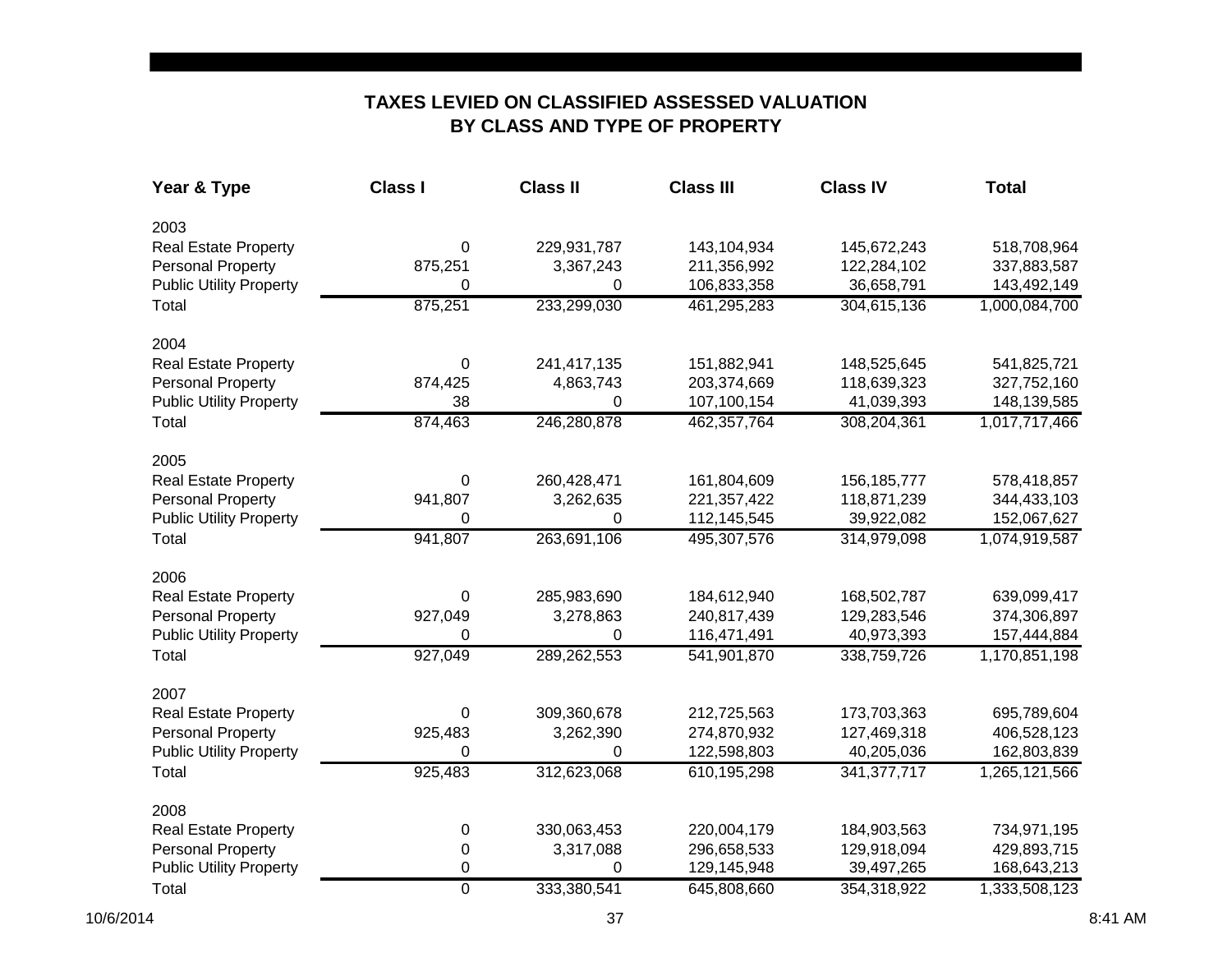# TAXES LEVIED ON CLASSIFIED ASSESSED VALUATION
## BY CLASS AND TYPE OF PROPERTY

| Year & Type | Class I | Class II | Class III | Class IV | Total |
|---|---|---|---|---|---|
| 2003 | | | | | |
| Real Estate Property | 0 | 229,931,787 | 143,104,934 | 145,672,243 | 518,708,964 |
| Personal Property | 875,251 | 3,367,243 | 211,356,992 | 122,284,102 | 337,883,587 |
| Public Utility Property | 0 | 0 | 106,833,358 | 36,658,791 | 143,492,149 |
| Total | 875,251 | 233,299,030 | 461,295,283 | 304,615,136 | 1,000,084,700 |
| 2004 | | | | | |
| Real Estate Property | 0 | 241,417,135 | 151,882,941 | 148,525,645 | 541,825,721 |
| Personal Property | 874,425 | 4,863,743 | 203,374,669 | 118,639,323 | 327,752,160 |
| Public Utility Property | 38 | 0 | 107,100,154 | 41,039,393 | 148,139,585 |
| Total | 874,463 | 246,280,878 | 462,357,764 | 308,204,361 | 1,017,717,466 |
| 2005 | | | | | |
| Real Estate Property | 0 | 260,428,471 | 161,804,609 | 156,185,777 | 578,418,857 |
| Personal Property | 941,807 | 3,262,635 | 221,357,422 | 118,871,239 | 344,433,103 |
| Public Utility Property | 0 | 0 | 112,145,545 | 39,922,082 | 152,067,627 |
| Total | 941,807 | 263,691,106 | 495,307,576 | 314,979,098 | 1,074,919,587 |
| 2006 | | | | | |
| Real Estate Property | 0 | 285,983,690 | 184,612,940 | 168,502,787 | 639,099,417 |
| Personal Property | 927,049 | 3,278,863 | 240,817,439 | 129,283,546 | 374,306,897 |
| Public Utility Property | 0 | 0 | 116,471,491 | 40,973,393 | 157,444,884 |
| Total | 927,049 | 289,262,553 | 541,901,870 | 338,759,726 | 1,170,851,198 |
| 2007 | | | | | |
| Real Estate Property | 0 | 309,360,678 | 212,725,563 | 173,703,363 | 695,789,604 |
| Personal Property | 925,483 | 3,262,390 | 274,870,932 | 127,469,318 | 406,528,123 |
| Public Utility Property | 0 | 0 | 122,598,803 | 40,205,036 | 162,803,839 |
| Total | 925,483 | 312,623,068 | 610,195,298 | 341,377,717 | 1,265,121,566 |
| 2008 | | | | | |
| Real Estate Property | 0 | 330,063,453 | 220,004,179 | 184,903,563 | 734,971,195 |
| Personal Property | 0 | 3,317,088 | 296,658,533 | 129,918,094 | 429,893,715 |
| Public Utility Property | 0 | 0 | 129,145,948 | 39,497,265 | 168,643,213 |
| Total | 0 | 333,380,541 | 645,808,660 | 354,318,922 | 1,333,508,123 |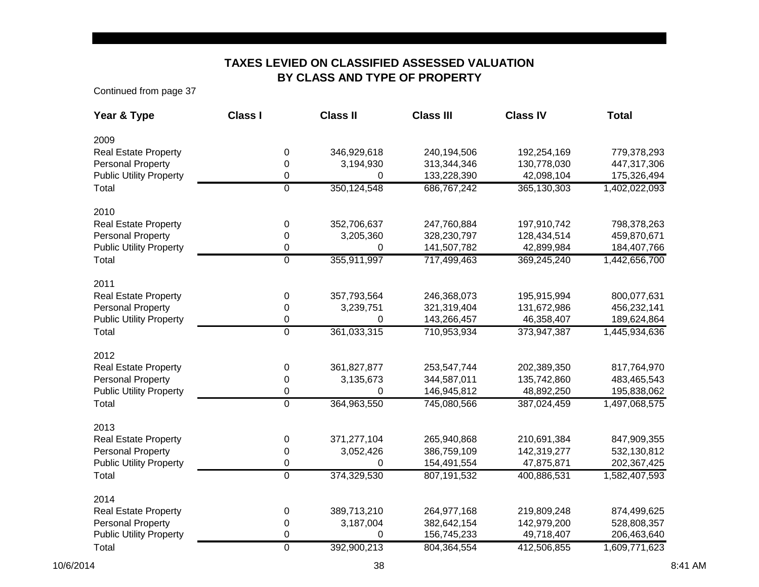# TAXES LEVIED ON CLASSIFIED ASSESSED VALUATION
## BY CLASS AND TYPE OF PROPERTY

Continued from page 37

| Year & Type | Class I | Class II | Class III | Class IV | Total |
|---|---|---|---|---|---|
| **2009** | | | | | |
| Real Estate Property | 0 | 346,929,618 | 240,194,506 | 192,254,169 | 779,378,293 |
| Personal Property | 0 | 3,194,930 | 313,344,346 | 130,778,030 | 447,317,306 |
| Public Utility Property | 0 | 0 | 133,228,390 | 42,098,104 | 175,326,494 |
| Total | 0 | 350,124,548 | 686,767,242 | 365,130,303 | 1,402,022,093 |
| **2010** | | | | | |
| Real Estate Property | 0 | 352,706,637 | 247,760,884 | 197,910,742 | 798,378,263 |
| Personal Property | 0 | 3,205,360 | 328,230,797 | 128,434,514 | 459,870,671 |
| Public Utility Property | 0 | 0 | 141,507,782 | 42,899,984 | 184,407,766 |
| Total | 0 | 355,911,997 | 717,499,463 | 369,245,240 | 1,442,656,700 |
| **2011** | | | | | |
| Real Estate Property | 0 | 357,793,564 | 246,368,073 | 195,915,994 | 800,077,631 |
| Personal Property | 0 | 3,239,751 | 321,319,404 | 131,672,986 | 456,232,141 |
| Public Utility Property | 0 | 0 | 143,266,457 | 46,358,407 | 189,624,864 |
| Total | 0 | 361,033,315 | 710,953,934 | 373,947,387 | 1,445,934,636 |
| **2012** | | | | | |
| Real Estate Property | 0 | 361,827,877 | 253,547,744 | 202,389,350 | 817,764,970 |
| Personal Property | 0 | 3,135,673 | 344,587,011 | 135,742,860 | 483,465,543 |
| Public Utility Property | 0 | 0 | 146,945,812 | 48,892,250 | 195,838,062 |
| Total | 0 | 364,963,550 | 745,080,566 | 387,024,459 | 1,497,068,575 |
| **2013** | | | | | |
| Real Estate Property | 0 | 371,277,104 | 265,940,868 | 210,691,384 | 847,909,355 |
| Personal Property | 0 | 3,052,426 | 386,759,109 | 142,319,277 | 532,130,812 |
| Public Utility Property | 0 | 0 | 154,491,554 | 47,875,871 | 202,367,425 |
| Total | 0 | 374,329,530 | 807,191,532 | 400,886,531 | 1,582,407,593 |
| **2014** | | | | | |
| Real Estate Property | 0 | 389,713,210 | 264,977,168 | 219,809,248 | 874,499,625 |
| Personal Property | 0 | 3,187,004 | 382,642,154 | 142,979,200 | 528,808,357 |
| Public Utility Property | 0 | 0 | 156,745,233 | 49,718,407 | 206,463,640 |
| Total | 0 | 392,900,213 | 804,364,554 | 412,506,855 | 1,609,771,623 |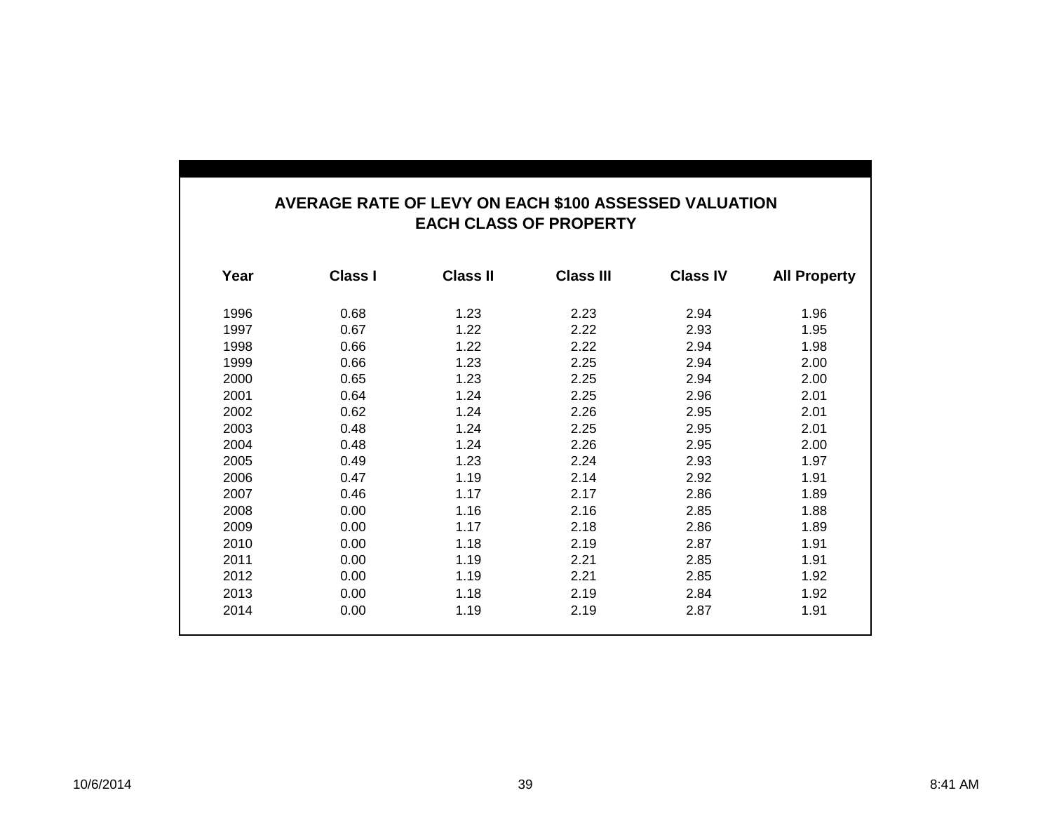## AVERAGE RATE OF LEVY ON EACH $100 ASSESSED VALUATION
## EACH CLASS OF PROPERTY

| Year | Class I | Class II | Class III | Class IV | All Property |
|---|---|---|---|---|---|
| 1996 | 0.68 | 1.23 | 2.23 | 2.94 | 1.96 |
| 1997 | 0.67 | 1.22 | 2.22 | 2.93 | 1.95 |
| 1998 | 0.66 | 1.22 | 2.22 | 2.94 | 1.98 |
| 1999 | 0.66 | 1.23 | 2.25 | 2.94 | 2.00 |
| 2000 | 0.65 | 1.23 | 2.25 | 2.94 | 2.00 |
| 2001 | 0.64 | 1.24 | 2.25 | 2.96 | 2.01 |
| 2002 | 0.62 | 1.24 | 2.26 | 2.95 | 2.01 |
| 2003 | 0.48 | 1.24 | 2.25 | 2.95 | 2.01 |
| 2004 | 0.48 | 1.24 | 2.26 | 2.95 | 2.00 |
| 2005 | 0.49 | 1.23 | 2.24 | 2.93 | 1.97 |
| 2006 | 0.47 | 1.19 | 2.14 | 2.92 | 1.91 |
| 2007 | 0.46 | 1.17 | 2.17 | 2.86 | 1.89 |
| 2008 | 0.00 | 1.16 | 2.16 | 2.85 | 1.88 |
| 2009 | 0.00 | 1.17 | 2.18 | 2.86 | 1.89 |
| 2010 | 0.00 | 1.18 | 2.19 | 2.87 | 1.91 |
| 2011 | 0.00 | 1.19 | 2.21 | 2.85 | 1.91 |
| 2012 | 0.00 | 1.19 | 2.21 | 2.85 | 1.92 |
| 2013 | 0.00 | 1.18 | 2.19 | 2.84 | 1.92 |
| 2014 | 0.00 | 1.19 | 2.19 | 2.87 | 1.91 |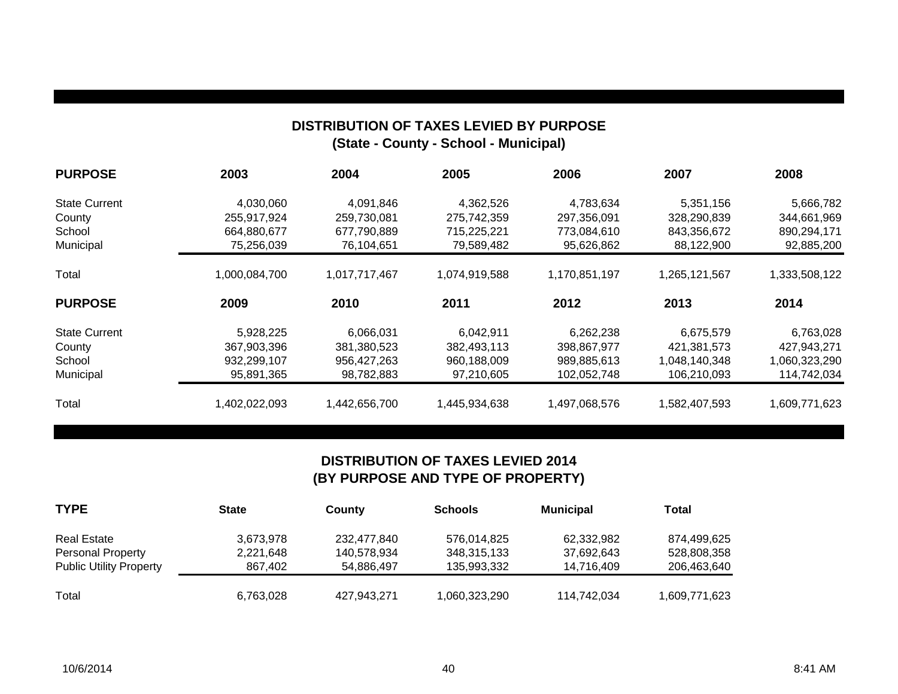## DISTRIBUTION OF TAXES LEVIED BY PURPOSE
### (State - County - School - Municipal)

| PURPOSE | 2003 | 2004 | 2005 | 2006 | 2007 | 2008 |
|---|---|---|---|---|---|---|
| State Current | 4,030,060 | 4,091,846 | 4,362,526 | 4,783,634 | 5,351,156 | 5,666,782 |
| County | 255,917,924 | 259,730,081 | 275,742,359 | 297,356,091 | 328,290,839 | 344,661,969 |
| School | 664,880,677 | 677,790,889 | 715,225,221 | 773,084,610 | 843,356,672 | 890,294,171 |
| Municipal | 75,256,039 | 76,104,651 | 79,589,482 | 95,626,862 | 88,122,900 | 92,885,200 |
| Total | 1,000,084,700 | 1,017,717,467 | 1,074,919,588 | 1,170,851,197 | 1,265,121,567 | 1,333,508,122 |

| PURPOSE | 2009 | 2010 | 2011 | 2012 | 2013 | 2014 |
|---|---|---|---|---|---|---|
| State Current | 5,928,225 | 6,066,031 | 6,042,911 | 6,262,238 | 6,675,579 | 6,763,028 |
| County | 367,903,396 | 381,380,523 | 382,493,113 | 398,867,977 | 421,381,573 | 427,943,271 |
| School | 932,299,107 | 956,427,263 | 960,188,009 | 989,885,613 | 1,048,140,348 | 1,060,323,290 |
| Municipal | 95,891,365 | 98,782,883 | 97,210,605 | 102,052,748 | 106,210,093 | 114,742,034 |
| Total | 1,402,022,093 | 1,442,656,700 | 1,445,934,638 | 1,497,068,576 | 1,582,407,593 | 1,609,771,623 |

## DISTRIBUTION OF TAXES LEVIED 2014
### (BY PURPOSE AND TYPE OF PROPERTY)

| TYPE | State | County | Schools | Municipal | Total |
|---|---|---|---|---|---|
| Real Estate | 3,673,978 | 232,477,840 | 576,014,825 | 62,332,982 | 874,499,625 |
| Personal Property | 2,221,648 | 140,578,934 | 348,315,133 | 37,692,643 | 528,808,358 |
| Public Utility Property | 867,402 | 54,886,497 | 135,993,332 | 14,716,409 | 206,463,640 |
| Total | 6,763,028 | 427,943,271 | 1,060,323,290 | 114,742,034 | 1,609,771,623 |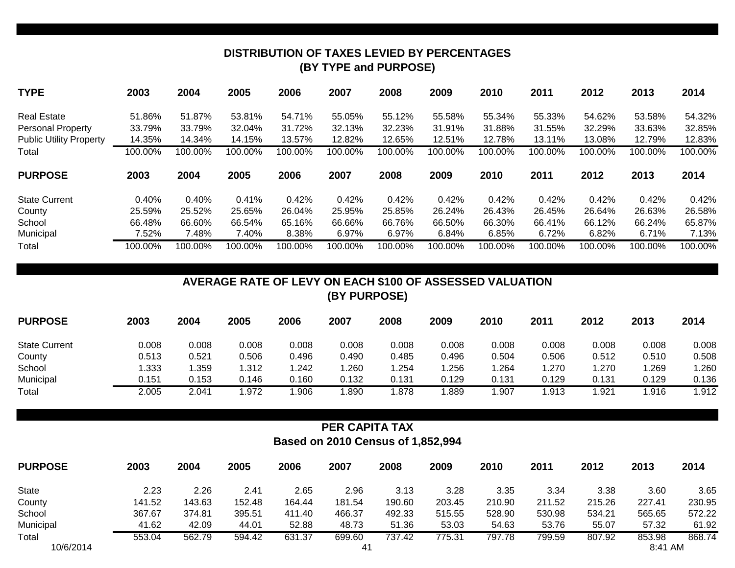## DISTRIBUTION OF TAXES LEVIED BY PERCENTAGES
### (BY TYPE and PURPOSE)

| TYPE | 2003 | 2004 | 2005 | 2006 | 2007 | 2008 | 2009 | 2010 | 2011 | 2012 | 2013 | 2014 |
|---|---|---|---|---|---|---|---|---|---|---|---|---|
| Real Estate | 51.86% | 51.87% | 53.81% | 54.71% | 55.05% | 55.12% | 55.58% | 55.34% | 55.33% | 54.62% | 53.58% | 54.32% |
| Personal Property | 33.79% | 33.79% | 32.04% | 31.72% | 32.13% | 32.23% | 31.91% | 31.88% | 31.55% | 32.29% | 33.63% | 32.85% |
| Public Utility Property | 14.35% | 14.34% | 14.15% | 13.57% | 12.82% | 12.65% | 12.51% | 12.78% | 13.11% | 13.08% | 12.79% | 12.83% |
| Total | 100.00% | 100.00% | 100.00% | 100.00% | 100.00% | 100.00% | 100.00% | 100.00% | 100.00% | 100.00% | 100.00% | 100.00% |

| PURPOSE | 2003 | 2004 | 2005 | 2006 | 2007 | 2008 | 2009 | 2010 | 2011 | 2012 | 2013 | 2014 |
|---|---|---|---|---|---|---|---|---|---|---|---|---|
| State Current | 0.40% | 0.40% | 0.41% | 0.42% | 0.42% | 0.42% | 0.42% | 0.42% | 0.42% | 0.42% | 0.42% | 0.42% |
| County | 25.59% | 25.52% | 25.65% | 26.04% | 25.95% | 25.85% | 26.24% | 26.43% | 26.45% | 26.64% | 26.63% | 26.58% |
| School | 66.48% | 66.60% | 66.54% | 65.16% | 66.66% | 66.76% | 66.50% | 66.30% | 66.41% | 66.12% | 66.24% | 65.87% |
| Municipal | 7.52% | 7.48% | 7.40% | 8.38% | 6.97% | 6.97% | 6.84% | 6.85% | 6.72% | 6.82% | 6.71% | 7.13% |
| Total | 100.00% | 100.00% | 100.00% | 100.00% | 100.00% | 100.00% | 100.00% | 100.00% | 100.00% | 100.00% | 100.00% | 100.00% |

## AVERAGE RATE OF LEVY ON EACH $100 OF ASSESSED VALUATION
### (BY PURPOSE)

| PURPOSE | 2003 | 2004 | 2005 | 2006 | 2007 | 2008 | 2009 | 2010 | 2011 | 2012 | 2013 | 2014 |
|---|---|---|---|---|---|---|---|---|---|---|---|---|
| State Current | 0.008 | 0.008 | 0.008 | 0.008 | 0.008 | 0.008 | 0.008 | 0.008 | 0.008 | 0.008 | 0.008 | 0.008 |
| County | 0.513 | 0.521 | 0.506 | 0.496 | 0.490 | 0.485 | 0.496 | 0.504 | 0.506 | 0.512 | 0.510 | 0.508 |
| School | 1.333 | 1.359 | 1.312 | 1.242 | 1.260 | 1.254 | 1.256 | 1.264 | 1.270 | 1.270 | 1.269 | 1.260 |
| Municipal | 0.151 | 0.153 | 0.146 | 0.160 | 0.132 | 0.131 | 0.129 | 0.131 | 0.129 | 0.131 | 0.129 | 0.136 |
| Total | 2.005 | 2.041 | 1.972 | 1.906 | 1.890 | 1.878 | 1.889 | 1.907 | 1.913 | 1.921 | 1.916 | 1.912 |

## PER CAPITA TAX
### Based on 2010 Census of 1,852,994

| PURPOSE | 2003 | 2004 | 2005 | 2006 | 2007 | 2008 | 2009 | 2010 | 2011 | 2012 | 2013 | 2014 |
|---|---|---|---|---|---|---|---|---|---|---|---|---|
| State | 2.23 | 2.26 | 2.41 | 2.65 | 2.96 | 3.13 | 3.28 | 3.35 | 3.34 | 3.38 | 3.60 | 3.65 |
| County | 141.52 | 143.63 | 152.48 | 164.44 | 181.54 | 190.60 | 203.45 | 210.90 | 211.52 | 215.26 | 227.41 | 230.95 |
| School | 367.67 | 374.81 | 395.51 | 411.40 | 466.37 | 492.33 | 515.55 | 528.90 | 530.98 | 534.21 | 565.65 | 572.22 |
| Municipal | 41.62 | 42.09 | 44.01 | 52.88 | 48.73 | 51.36 | 53.03 | 54.63 | 53.76 | 55.07 | 57.32 | 61.92 |
| Total | 553.04 | 562.79 | 594.42 | 631.37 | 699.60 | 737.42 | 775.31 | 797.78 | 799.59 | 807.92 | 853.98 | 868.74 |